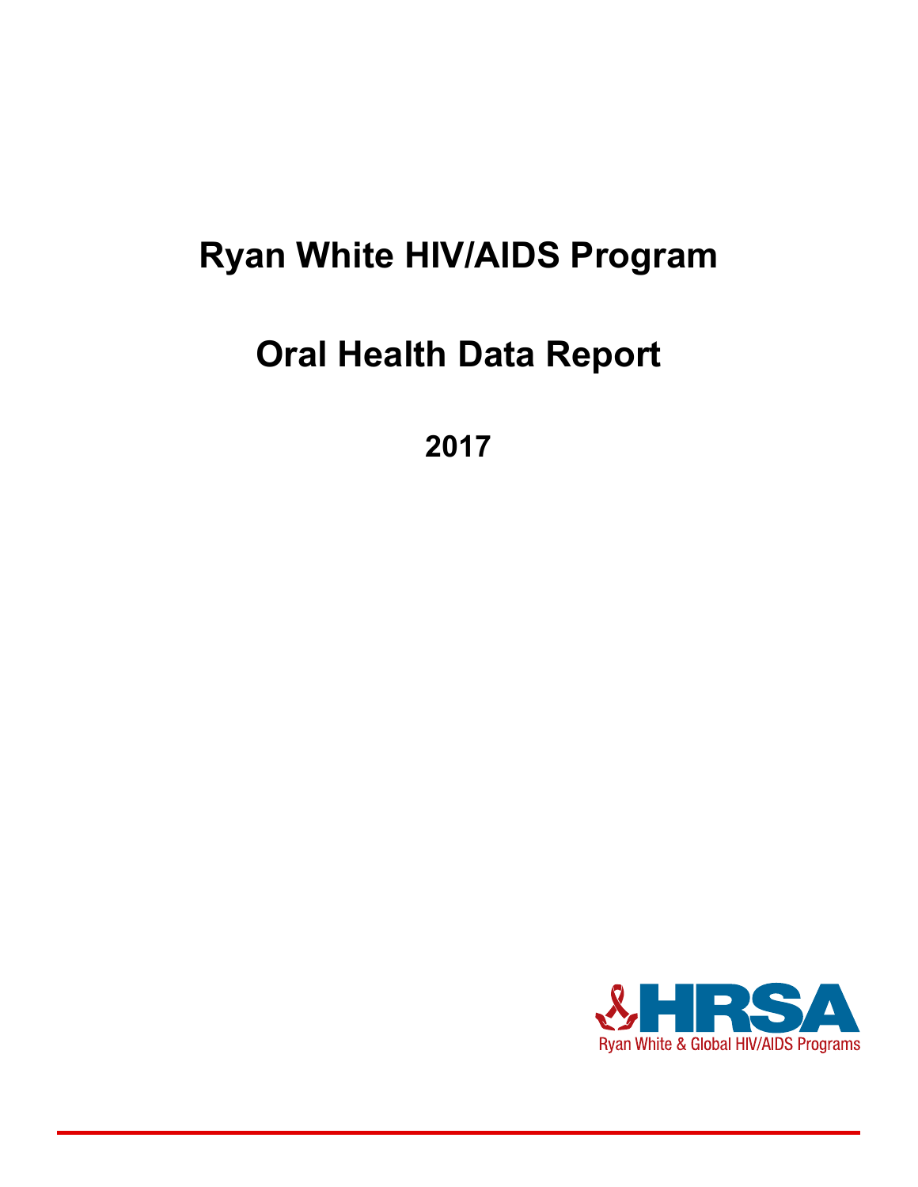# Ryan White HIV/AIDS Program

# Oral Health Data Report

## 2017

HRSA

Ryan White & Global HIV/AIDS Programs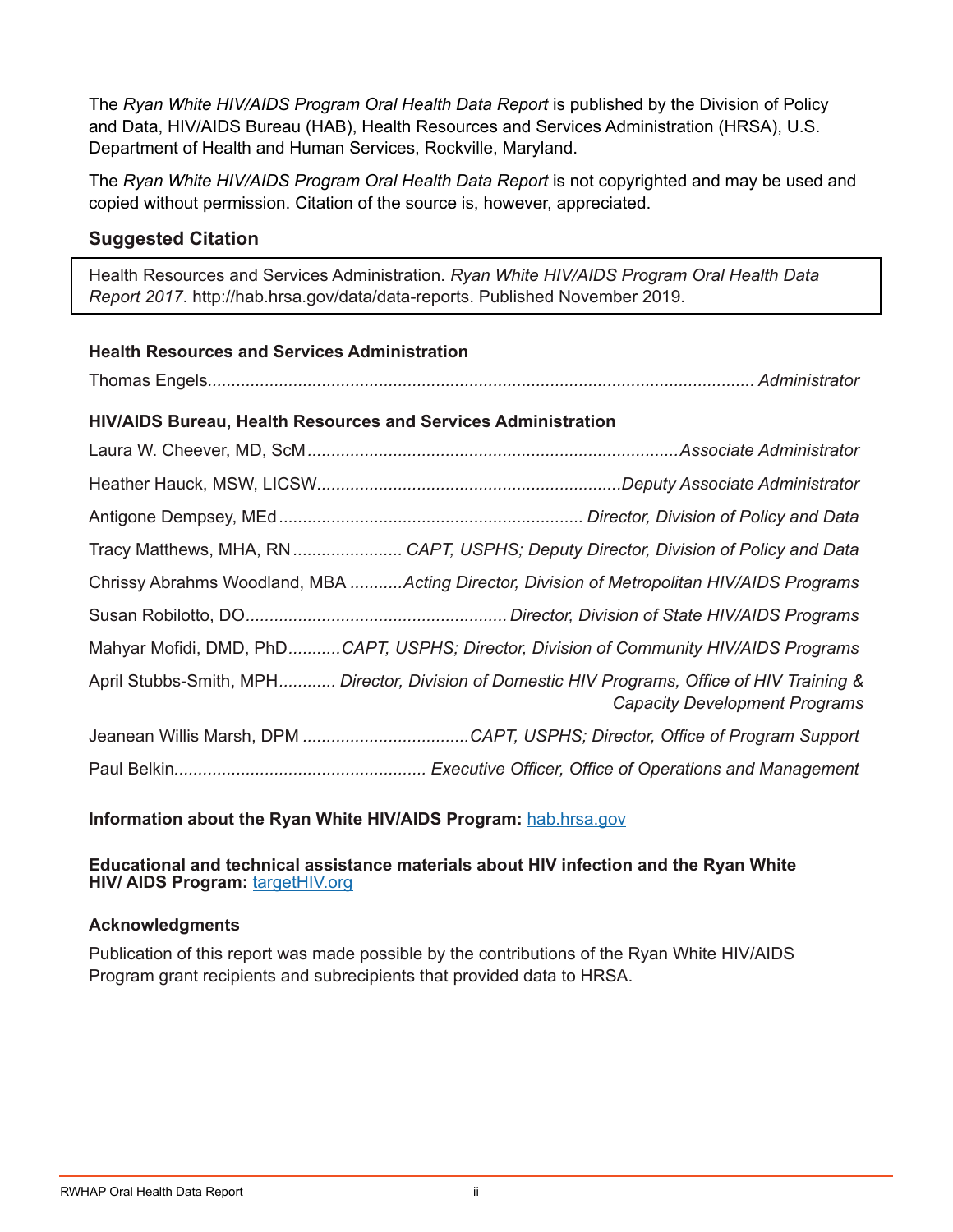The *Ryan White HIV/AIDS Program Oral Health Data Report* is published by the Division of Policy and Data, HIV/AIDS Bureau (HAB), Health Resources and Services Administration (HRSA), U.S. Department of Health and Human Services, Rockville, Maryland.

The *Ryan White HIV/AIDS Program Oral Health Data Report* is not copyrighted and may be used and copied without permission. Citation of the source is, however, appreciated.

## Suggested Citation

Health Resources and Services Administration. *Ryan White HIV/AIDS Program Oral Health Data Report 2017*. http://hab.hrsa.gov/data/data-reports. Published November 2019.

### Health Resources and Services Administration

Thomas Engels.................................................. *Administrator*

### HIV/AIDS Bureau, Health Resources and Services Administration

Laura W. Cheever, MD, ScM.................................................. *Associate Administrator*

Heather Hauck, MSW, LICSW.................................................. *Deputy Associate Administrator*

Antigone Dempsey, MEd.................................................. *Director, Division of Policy and Data*

Tracy Matthews, MHA, RN.................................................. *CAPT, USPHS; Deputy Director, Division of Policy and Data*

Chrissy Abrahms Woodland, MBA.................................................. *Acting Director, Division of Metropolitan HIV/AIDS Programs*

Susan Robilotto, DO.................................................. *Director, Division of State HIV/AIDS Programs*

Mahyar Mofidi, DMD, PhD.................................................. *CAPT, USPHS; Director, Division of Community HIV/AIDS Programs*

April Stubbs-Smith, MPH.................................................. *Director, Division of Domestic HIV Programs, Office of HIV Training & Capacity Development Programs*

Jeanean Willis Marsh, DPM.................................................. *CAPT, USPHS; Director, Office of Program Support*

Paul Belkin.................................................. *Executive Officer, Office of Operations and Management*

**Information about the Ryan White HIV/AIDS Program:** hab.hrsa.gov

**Educational and technical assistance materials about HIV infection and the Ryan White HIV/ AIDS Program:** targetHIV.org

### Acknowledgments

Publication of this report was made possible by the contributions of the Ryan White HIV/AIDS Program grant recipients and subrecipients that provided data to HRSA.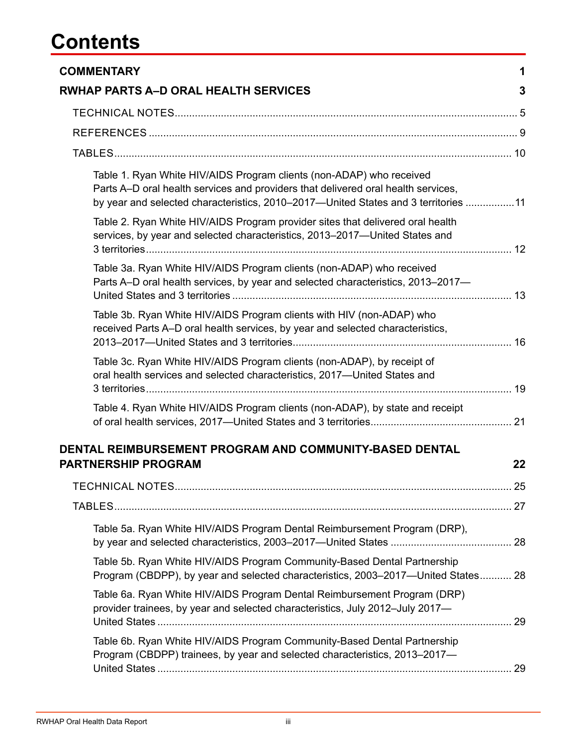# Contents

**COMMENTARY** 1

**RWHAP PARTS A–D ORAL HEALTH SERVICES** 3

TECHNICAL NOTES 5

REFERENCES 9

TABLES 10

Table 1. Ryan White HIV/AIDS Program clients (non-ADAP) who received Parts A–D oral health services and providers that delivered oral health services, by year and selected characteristics, 2010–2017—United States and 3 territories 11

Table 2. Ryan White HIV/AIDS Program provider sites that delivered oral health services, by year and selected characteristics, 2013–2017—United States and 3 territories 12

Table 3a. Ryan White HIV/AIDS Program clients (non-ADAP) who received Parts A–D oral health services, by year and selected characteristics, 2013–2017—United States and 3 territories 13

Table 3b. Ryan White HIV/AIDS Program clients with HIV (non-ADAP) who received Parts A–D oral health services, by year and selected characteristics, 2013–2017—United States and 3 territories 16

Table 3c. Ryan White HIV/AIDS Program clients (non-ADAP), by receipt of oral health services and selected characteristics, 2017—United States and 3 territories 19

Table 4. Ryan White HIV/AIDS Program clients (non-ADAP), by state and receipt of oral health services, 2017—United States and 3 territories 21

**DENTAL REIMBURSEMENT PROGRAM AND COMMUNITY-BASED DENTAL PARTNERSHIP PROGRAM** 22

TECHNICAL NOTES 25

TABLES 27

Table 5a. Ryan White HIV/AIDS Program Dental Reimbursement Program (DRP), by year and selected characteristics, 2003–2017—United States 28

Table 5b. Ryan White HIV/AIDS Program Community-Based Dental Partnership Program (CBDPP), by year and selected characteristics, 2003–2017—United States 28

Table 6a. Ryan White HIV/AIDS Program Dental Reimbursement Program (DRP) provider trainees, by year and selected characteristics, July 2012–July 2017—United States 29

Table 6b. Ryan White HIV/AIDS Program Community-Based Dental Partnership Program (CBDPP) trainees, by year and selected characteristics, 2013–2017—United States 29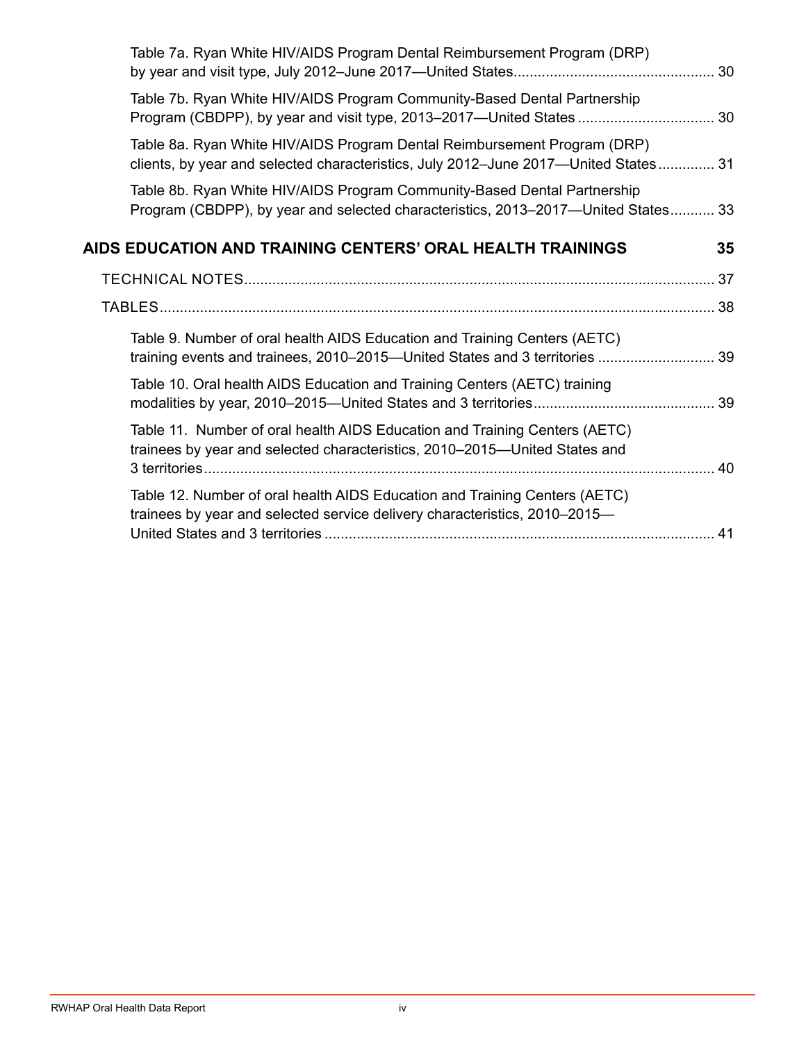Table 7a. Ryan White HIV/AIDS Program Dental Reimbursement Program (DRP) by year and visit type, July 2012–June 2017—United States ..... 30

Table 7b. Ryan White HIV/AIDS Program Community-Based Dental Partnership Program (CBDPP), by year and visit type, 2013–2017—United States ..... 30

Table 8a. Ryan White HIV/AIDS Program Dental Reimbursement Program (DRP) clients, by year and selected characteristics, July 2012–June 2017—United States ..... 31

Table 8b. Ryan White HIV/AIDS Program Community-Based Dental Partnership Program (CBDPP), by year and selected characteristics, 2013–2017—United States ..... 33

**AIDS EDUCATION AND TRAINING CENTERS' ORAL HEALTH TRAININGS ..... 35**

TECHNICAL NOTES ..... 37

TABLES ..... 38

Table 9. Number of oral health AIDS Education and Training Centers (AETC) training events and trainees, 2010–2015—United States and 3 territories ..... 39

Table 10. Oral health AIDS Education and Training Centers (AETC) training modalities by year, 2010–2015—United States and 3 territories ..... 39

Table 11. Number of oral health AIDS Education and Training Centers (AETC) trainees by year and selected characteristics, 2010–2015—United States and 3 territories ..... 40

Table 12. Number of oral health AIDS Education and Training Centers (AETC) trainees by year and selected service delivery characteristics, 2010–2015—United States and 3 territories ..... 41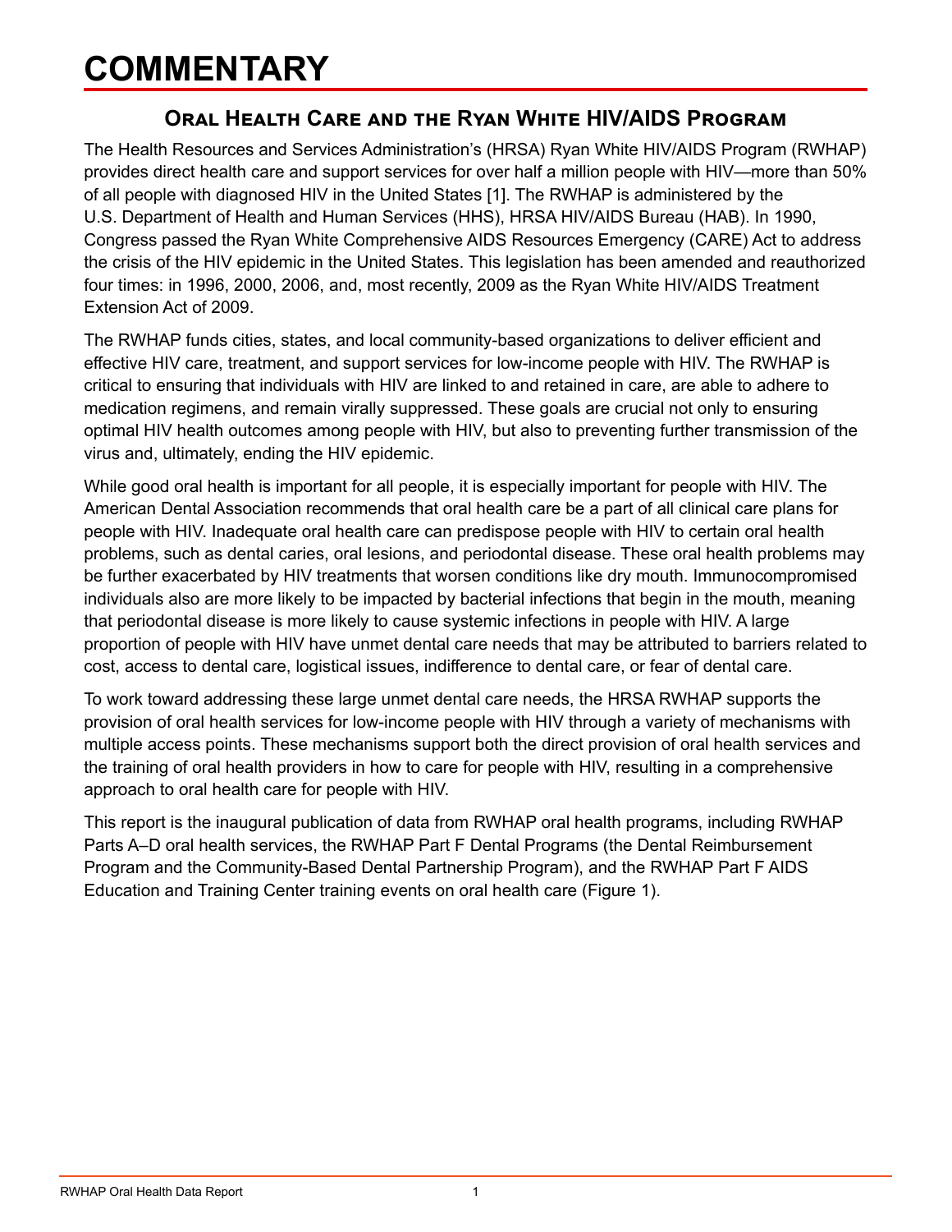# COMMENTARY

## Oral Health Care and the Ryan White HIV/AIDS Program

The Health Resources and Services Administration's (HRSA) Ryan White HIV/AIDS Program (RWHAP) provides direct health care and support services for over half a million people with HIV—more than 50% of all people with diagnosed HIV in the United States [1]. The RWHAP is administered by the U.S. Department of Health and Human Services (HHS), HRSA HIV/AIDS Bureau (HAB). In 1990, Congress passed the Ryan White Comprehensive AIDS Resources Emergency (CARE) Act to address the crisis of the HIV epidemic in the United States. This legislation has been amended and reauthorized four times: in 1996, 2000, 2006, and, most recently, 2009 as the Ryan White HIV/AIDS Treatment Extension Act of 2009.

The RWHAP funds cities, states, and local community-based organizations to deliver efficient and effective HIV care, treatment, and support services for low-income people with HIV. The RWHAP is critical to ensuring that individuals with HIV are linked to and retained in care, are able to adhere to medication regimens, and remain virally suppressed. These goals are crucial not only to ensuring optimal HIV health outcomes among people with HIV, but also to preventing further transmission of the virus and, ultimately, ending the HIV epidemic.

While good oral health is important for all people, it is especially important for people with HIV. The American Dental Association recommends that oral health care be a part of all clinical care plans for people with HIV. Inadequate oral health care can predispose people with HIV to certain oral health problems, such as dental caries, oral lesions, and periodontal disease. These oral health problems may be further exacerbated by HIV treatments that worsen conditions like dry mouth. Immunocompromised individuals also are more likely to be impacted by bacterial infections that begin in the mouth, meaning that periodontal disease is more likely to cause systemic infections in people with HIV. A large proportion of people with HIV have unmet dental care needs that may be attributed to barriers related to cost, access to dental care, logistical issues, indifference to dental care, or fear of dental care.

To work toward addressing these large unmet dental care needs, the HRSA RWHAP supports the provision of oral health services for low-income people with HIV through a variety of mechanisms with multiple access points. These mechanisms support both the direct provision of oral health services and the training of oral health providers in how to care for people with HIV, resulting in a comprehensive approach to oral health care for people with HIV.

This report is the inaugural publication of data from RWHAP oral health programs, including RWHAP Parts A–D oral health services, the RWHAP Part F Dental Programs (the Dental Reimbursement Program and the Community-Based Dental Partnership Program), and the RWHAP Part F AIDS Education and Training Center training events on oral health care (Figure 1).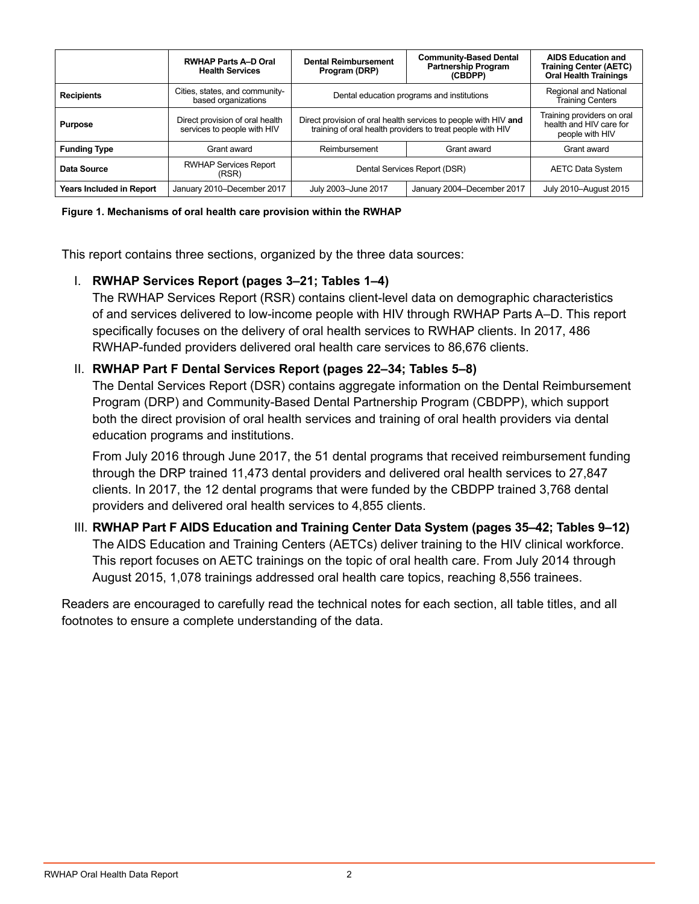| | RWHAP Parts A–D Oral Health Services | Dental Reimbursement Program (DRP) | Community-Based Dental Partnership Program (CBDPP) | AIDS Education and Training Center (AETC) Oral Health Trainings |
|---|---|---|---|---|
| **Recipients** | Cities, states, and community-based organizations | Dental education programs and institutions | | Regional and National Training Centers |
| **Purpose** | Direct provision of oral health services to people with HIV | Direct provision of oral health services to people with HIV **and** training of oral health providers to treat people with HIV | | Training providers on oral health and HIV care for people with HIV |
| **Funding Type** | Grant award | Reimbursement | Grant award | Grant award |
| **Data Source** | RWHAP Services Report (RSR) | Dental Services Report (DSR) | | AETC Data System |
| **Years Included in Report** | January 2010–December 2017 | July 2003–June 2017 | January 2004–December 2017 | July 2010–August 2015 |

**Figure 1. Mechanisms of oral health care provision within the RWHAP**

This report contains three sections, organized by the three data sources:

I. **RWHAP Services Report (pages 3–21; Tables 1–4)**
The RWHAP Services Report (RSR) contains client-level data on demographic characteristics of and services delivered to low-income people with HIV through RWHAP Parts A–D. This report specifically focuses on the delivery of oral health services to RWHAP clients. In 2017, 486 RWHAP-funded providers delivered oral health care services to 86,676 clients.

II. **RWHAP Part F Dental Services Report (pages 22–34; Tables 5–8)**
The Dental Services Report (DSR) contains aggregate information on the Dental Reimbursement Program (DRP) and Community-Based Dental Partnership Program (CBDPP), which support both the direct provision of oral health services and training of oral health providers via dental education programs and institutions.

From July 2016 through June 2017, the 51 dental programs that received reimbursement funding through the DRP trained 11,473 dental providers and delivered oral health services to 27,847 clients. In 2017, the 12 dental programs that were funded by the CBDPP trained 3,768 dental providers and delivered oral health services to 4,855 clients.

III. **RWHAP Part F AIDS Education and Training Center Data System (pages 35–42; Tables 9–12)**
The AIDS Education and Training Centers (AETCs) deliver training to the HIV clinical workforce. This report focuses on AETC trainings on the topic of oral health care. From July 2014 through August 2015, 1,078 trainings addressed oral health care topics, reaching 8,556 trainees.

Readers are encouraged to carefully read the technical notes for each section, all table titles, and all footnotes to ensure a complete understanding of the data.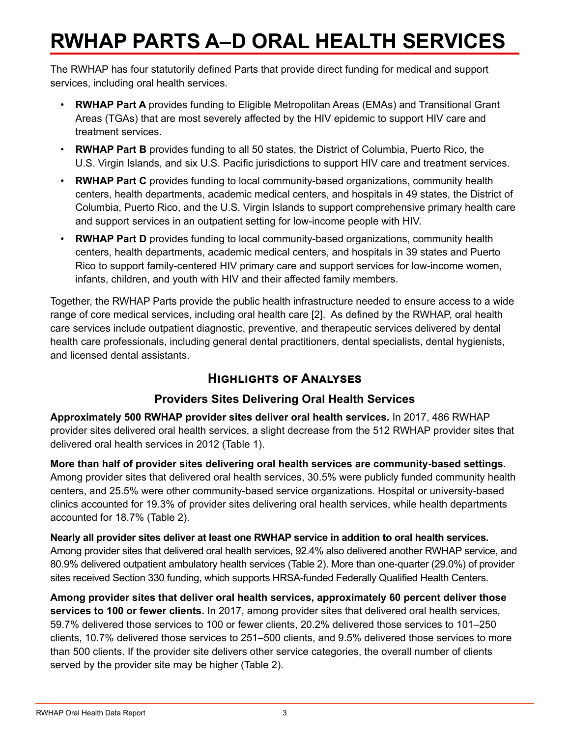# RWHAP PARTS A–D ORAL HEALTH SERVICES

The RWHAP has four statutorily defined Parts that provide direct funding for medical and support services, including oral health services.

- **RWHAP Part A** provides funding to Eligible Metropolitan Areas (EMAs) and Transitional Grant Areas (TGAs) that are most severely affected by the HIV epidemic to support HIV care and treatment services.
- **RWHAP Part B** provides funding to all 50 states, the District of Columbia, Puerto Rico, the U.S. Virgin Islands, and six U.S. Pacific jurisdictions to support HIV care and treatment services.
- **RWHAP Part C** provides funding to local community-based organizations, community health centers, health departments, academic medical centers, and hospitals in 49 states, the District of Columbia, Puerto Rico, and the U.S. Virgin Islands to support comprehensive primary health care and support services in an outpatient setting for low-income people with HIV.
- **RWHAP Part D** provides funding to local community-based organizations, community health centers, health departments, academic medical centers, and hospitals in 39 states and Puerto Rico to support family-centered HIV primary care and support services for low-income women, infants, children, and youth with HIV and their affected family members.

Together, the RWHAP Parts provide the public health infrastructure needed to ensure access to a wide range of core medical services, including oral health care [2]. As defined by the RWHAP, oral health care services include outpatient diagnostic, preventive, and therapeutic services delivered by dental health care professionals, including general dental practitioners, dental specialists, dental hygienists, and licensed dental assistants.

## Highlights of Analyses

### Providers Sites Delivering Oral Health Services

**Approximately 500 RWHAP provider sites deliver oral health services.** In 2017, 486 RWHAP provider sites delivered oral health services, a slight decrease from the 512 RWHAP provider sites that delivered oral health services in 2012 (Table 1).

**More than half of provider sites delivering oral health services are community-based settings.** Among provider sites that delivered oral health services, 30.5% were publicly funded community health centers, and 25.5% were other community-based service organizations. Hospital or university-based clinics accounted for 19.3% of provider sites delivering oral health services, while health departments accounted for 18.7% (Table 2).

**Nearly all provider sites deliver at least one RWHAP service in addition to oral health services.** Among provider sites that delivered oral health services, 92.4% also delivered another RWHAP service, and 80.9% delivered outpatient ambulatory health services (Table 2). More than one-quarter (29.0%) of provider sites received Section 330 funding, which supports HRSA-funded Federally Qualified Health Centers.

**Among provider sites that deliver oral health services, approximately 60 percent deliver those services to 100 or fewer clients.** In 2017, among provider sites that delivered oral health services, 59.7% delivered those services to 100 or fewer clients, 20.2% delivered those services to 101–250 clients, 10.7% delivered those services to 251–500 clients, and 9.5% delivered those services to more than 500 clients. If the provider site delivers other service categories, the overall number of clients served by the provider site may be higher (Table 2).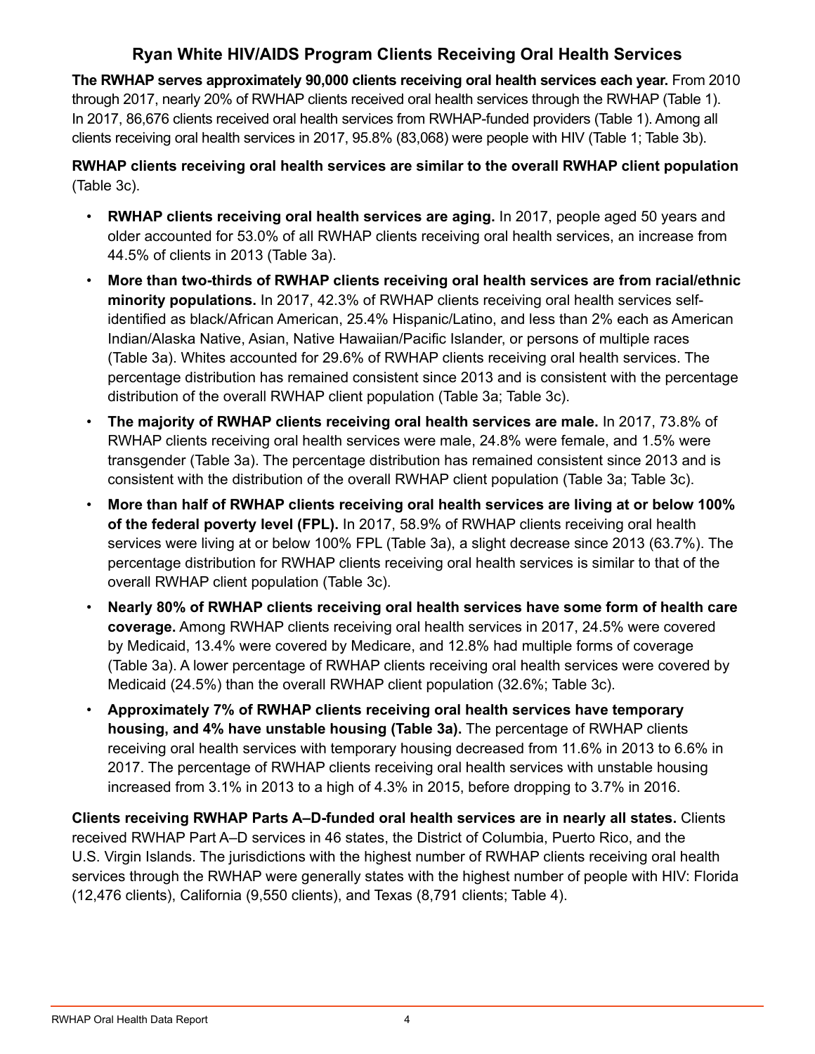## Ryan White HIV/AIDS Program Clients Receiving Oral Health Services

**The RWHAP serves approximately 90,000 clients receiving oral health services each year.** From 2010 through 2017, nearly 20% of RWHAP clients received oral health services through the RWHAP (Table 1). In 2017, 86,676 clients received oral health services from RWHAP-funded providers (Table 1). Among all clients receiving oral health services in 2017, 95.8% (83,068) were people with HIV (Table 1; Table 3b).

**RWHAP clients receiving oral health services are similar to the overall RWHAP client population** (Table 3c).

- **RWHAP clients receiving oral health services are aging.** In 2017, people aged 50 years and older accounted for 53.0% of all RWHAP clients receiving oral health services, an increase from 44.5% of clients in 2013 (Table 3a).
- **More than two-thirds of RWHAP clients receiving oral health services are from racial/ethnic minority populations.** In 2017, 42.3% of RWHAP clients receiving oral health services self-identified as black/African American, 25.4% Hispanic/Latino, and less than 2% each as American Indian/Alaska Native, Asian, Native Hawaiian/Pacific Islander, or persons of multiple races (Table 3a). Whites accounted for 29.6% of RWHAP clients receiving oral health services. The percentage distribution has remained consistent since 2013 and is consistent with the percentage distribution of the overall RWHAP client population (Table 3a; Table 3c).
- **The majority of RWHAP clients receiving oral health services are male.** In 2017, 73.8% of RWHAP clients receiving oral health services were male, 24.8% were female, and 1.5% were transgender (Table 3a). The percentage distribution has remained consistent since 2013 and is consistent with the distribution of the overall RWHAP client population (Table 3a; Table 3c).
- **More than half of RWHAP clients receiving oral health services are living at or below 100% of the federal poverty level (FPL).** In 2017, 58.9% of RWHAP clients receiving oral health services were living at or below 100% FPL (Table 3a), a slight decrease since 2013 (63.7%). The percentage distribution for RWHAP clients receiving oral health services is similar to that of the overall RWHAP client population (Table 3c).
- **Nearly 80% of RWHAP clients receiving oral health services have some form of health care coverage.** Among RWHAP clients receiving oral health services in 2017, 24.5% were covered by Medicaid, 13.4% were covered by Medicare, and 12.8% had multiple forms of coverage (Table 3a). A lower percentage of RWHAP clients receiving oral health services were covered by Medicaid (24.5%) than the overall RWHAP client population (32.6%; Table 3c).
- **Approximately 7% of RWHAP clients receiving oral health services have temporary housing, and 4% have unstable housing (Table 3a).** The percentage of RWHAP clients receiving oral health services with temporary housing decreased from 11.6% in 2013 to 6.6% in 2017. The percentage of RWHAP clients receiving oral health services with unstable housing increased from 3.1% in 2013 to a high of 4.3% in 2015, before dropping to 3.7% in 2016.

**Clients receiving RWHAP Parts A–D-funded oral health services are in nearly all states.** Clients received RWHAP Part A–D services in 46 states, the District of Columbia, Puerto Rico, and the U.S. Virgin Islands. The jurisdictions with the highest number of RWHAP clients receiving oral health services through the RWHAP were generally states with the highest number of people with HIV: Florida (12,476 clients), California (9,550 clients), and Texas (8,791 clients; Table 4).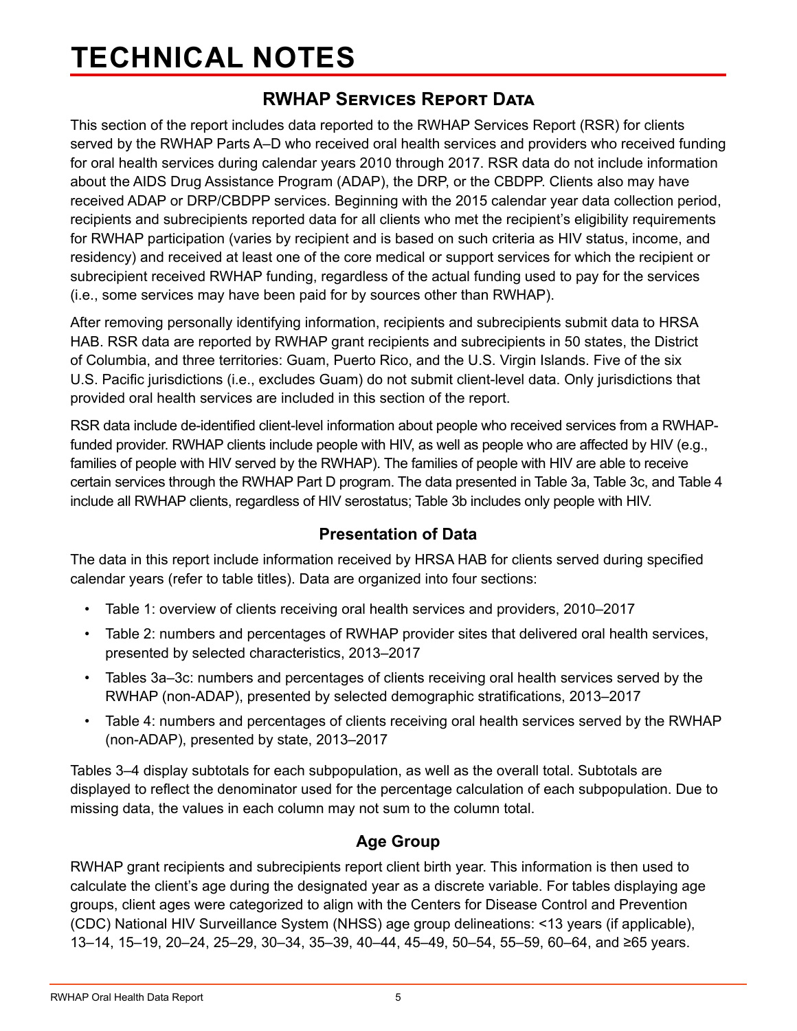# TECHNICAL NOTES

## RWHAP Services Report Data

This section of the report includes data reported to the RWHAP Services Report (RSR) for clients served by the RWHAP Parts A–D who received oral health services and providers who received funding for oral health services during calendar years 2010 through 2017. RSR data do not include information about the AIDS Drug Assistance Program (ADAP), the DRP, or the CBDPP. Clients also may have received ADAP or DRP/CBDPP services. Beginning with the 2015 calendar year data collection period, recipients and subrecipients reported data for all clients who met the recipient's eligibility requirements for RWHAP participation (varies by recipient and is based on such criteria as HIV status, income, and residency) and received at least one of the core medical or support services for which the recipient or subrecipient received RWHAP funding, regardless of the actual funding used to pay for the services (i.e., some services may have been paid for by sources other than RWHAP).

After removing personally identifying information, recipients and subrecipients submit data to HRSA HAB. RSR data are reported by RWHAP grant recipients and subrecipients in 50 states, the District of Columbia, and three territories: Guam, Puerto Rico, and the U.S. Virgin Islands. Five of the six U.S. Pacific jurisdictions (i.e., excludes Guam) do not submit client-level data. Only jurisdictions that provided oral health services are included in this section of the report.

RSR data include de-identified client-level information about people who received services from a RWHAP-funded provider. RWHAP clients include people with HIV, as well as people who are affected by HIV (e.g., families of people with HIV served by the RWHAP). The families of people with HIV are able to receive certain services through the RWHAP Part D program. The data presented in Table 3a, Table 3c, and Table 4 include all RWHAP clients, regardless of HIV serostatus; Table 3b includes only people with HIV.

### Presentation of Data

The data in this report include information received by HRSA HAB for clients served during specified calendar years (refer to table titles). Data are organized into four sections:

- Table 1: overview of clients receiving oral health services and providers, 2010–2017
- Table 2: numbers and percentages of RWHAP provider sites that delivered oral health services, presented by selected characteristics, 2013–2017
- Tables 3a–3c: numbers and percentages of clients receiving oral health services served by the RWHAP (non-ADAP), presented by selected demographic stratifications, 2013–2017
- Table 4: numbers and percentages of clients receiving oral health services served by the RWHAP (non-ADAP), presented by state, 2013–2017

Tables 3–4 display subtotals for each subpopulation, as well as the overall total. Subtotals are displayed to reflect the denominator used for the percentage calculation of each subpopulation. Due to missing data, the values in each column may not sum to the column total.

### Age Group

RWHAP grant recipients and subrecipients report client birth year. This information is then used to calculate the client's age during the designated year as a discrete variable. For tables displaying age groups, client ages were categorized to align with the Centers for Disease Control and Prevention (CDC) National HIV Surveillance System (NHSS) age group delineations: <13 years (if applicable), 13–14, 15–19, 20–24, 25–29, 30–34, 35–39, 40–44, 45–49, 50–54, 55–59, 60–64, and ≥65 years.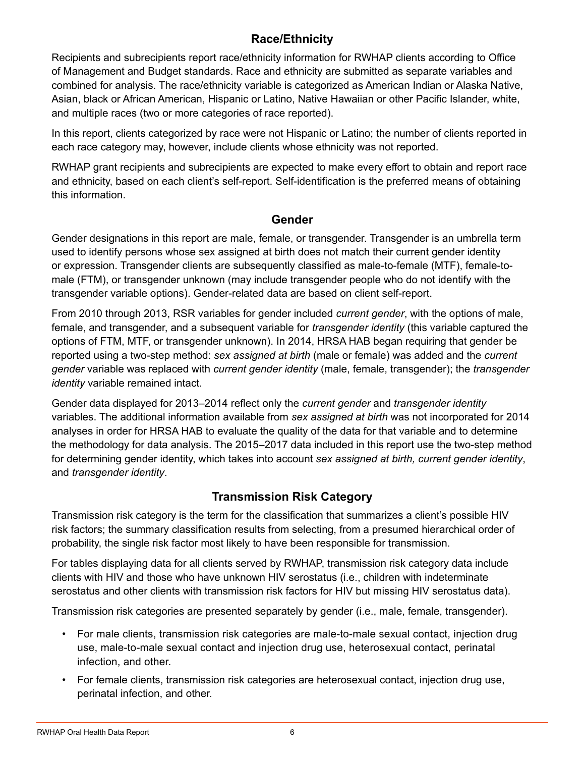## Race/Ethnicity

Recipients and subrecipients report race/ethnicity information for RWHAP clients according to Office of Management and Budget standards. Race and ethnicity are submitted as separate variables and combined for analysis. The race/ethnicity variable is categorized as American Indian or Alaska Native, Asian, black or African American, Hispanic or Latino, Native Hawaiian or other Pacific Islander, white, and multiple races (two or more categories of race reported).

In this report, clients categorized by race were not Hispanic or Latino; the number of clients reported in each race category may, however, include clients whose ethnicity was not reported.

RWHAP grant recipients and subrecipients are expected to make every effort to obtain and report race and ethnicity, based on each client's self-report. Self-identification is the preferred means of obtaining this information.

## Gender

Gender designations in this report are male, female, or transgender. Transgender is an umbrella term used to identify persons whose sex assigned at birth does not match their current gender identity or expression. Transgender clients are subsequently classified as male-to-female (MTF), female-to-male (FTM), or transgender unknown (may include transgender people who do not identify with the transgender variable options). Gender-related data are based on client self-report.

From 2010 through 2013, RSR variables for gender included *current gender*, with the options of male, female, and transgender, and a subsequent variable for *transgender identity* (this variable captured the options of FTM, MTF, or transgender unknown). In 2014, HRSA HAB began requiring that gender be reported using a two-step method: *sex assigned at birth* (male or female) was added and the *current gender* variable was replaced with *current gender identity* (male, female, transgender); the *transgender identity* variable remained intact.

Gender data displayed for 2013–2014 reflect only the *current gender* and *transgender identity* variables. The additional information available from *sex assigned at birth* was not incorporated for 2014 analyses in order for HRSA HAB to evaluate the quality of the data for that variable and to determine the methodology for data analysis. The 2015–2017 data included in this report use the two-step method for determining gender identity, which takes into account *sex assigned at birth, current gender identity*, and *transgender identity*.

## Transmission Risk Category

Transmission risk category is the term for the classification that summarizes a client's possible HIV risk factors; the summary classification results from selecting, from a presumed hierarchical order of probability, the single risk factor most likely to have been responsible for transmission.

For tables displaying data for all clients served by RWHAP, transmission risk category data include clients with HIV and those who have unknown HIV serostatus (i.e., children with indeterminate serostatus and other clients with transmission risk factors for HIV but missing HIV serostatus data).

Transmission risk categories are presented separately by gender (i.e., male, female, transgender).

- For male clients, transmission risk categories are male-to-male sexual contact, injection drug use, male-to-male sexual contact and injection drug use, heterosexual contact, perinatal infection, and other.
- For female clients, transmission risk categories are heterosexual contact, injection drug use, perinatal infection, and other.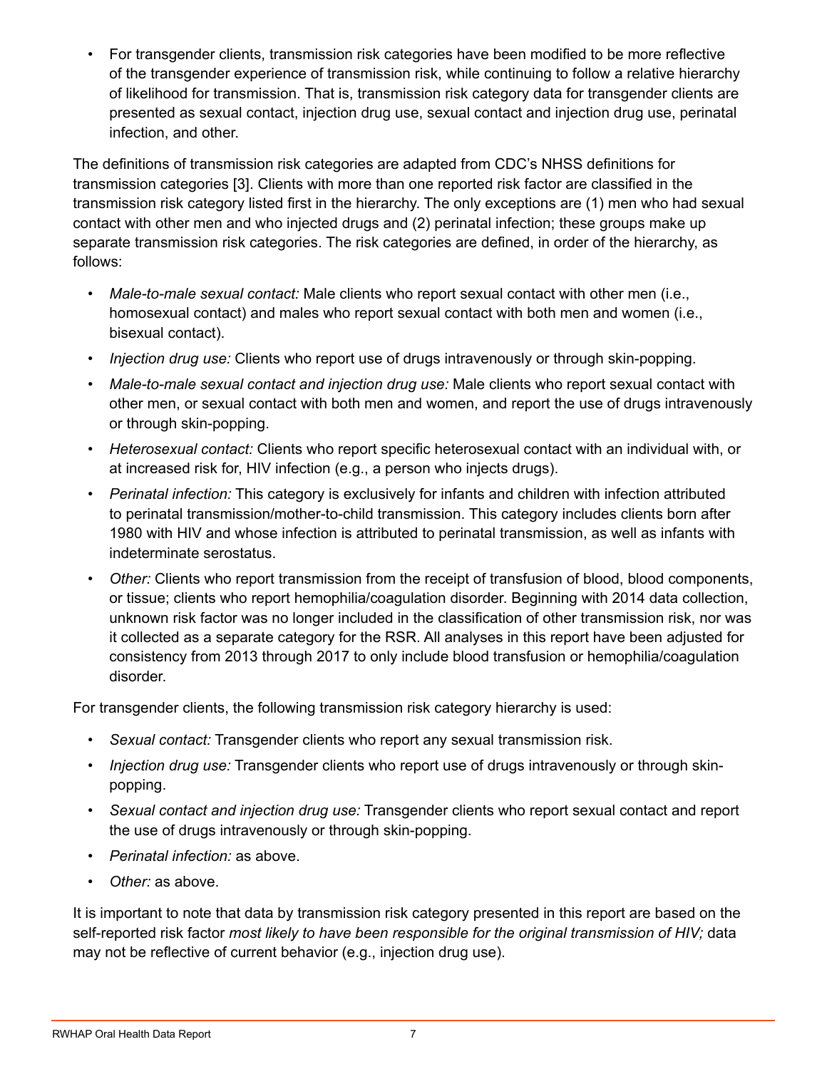- For transgender clients, transmission risk categories have been modified to be more reflective of the transgender experience of transmission risk, while continuing to follow a relative hierarchy of likelihood for transmission. That is, transmission risk category data for transgender clients are presented as sexual contact, injection drug use, sexual contact and injection drug use, perinatal infection, and other.

The definitions of transmission risk categories are adapted from CDC's NHSS definitions for transmission categories [3]. Clients with more than one reported risk factor are classified in the transmission risk category listed first in the hierarchy. The only exceptions are (1) men who had sexual contact with other men and who injected drugs and (2) perinatal infection; these groups make up separate transmission risk categories. The risk categories are defined, in order of the hierarchy, as follows:

- *Male-to-male sexual contact:* Male clients who report sexual contact with other men (i.e., homosexual contact) and males who report sexual contact with both men and women (i.e., bisexual contact).
- *Injection drug use:* Clients who report use of drugs intravenously or through skin-popping.
- *Male-to-male sexual contact and injection drug use:* Male clients who report sexual contact with other men, or sexual contact with both men and women, and report the use of drugs intravenously or through skin-popping.
- *Heterosexual contact:* Clients who report specific heterosexual contact with an individual with, or at increased risk for, HIV infection (e.g., a person who injects drugs).
- *Perinatal infection:* This category is exclusively for infants and children with infection attributed to perinatal transmission/mother-to-child transmission. This category includes clients born after 1980 with HIV and whose infection is attributed to perinatal transmission, as well as infants with indeterminate serostatus.
- *Other:* Clients who report transmission from the receipt of transfusion of blood, blood components, or tissue; clients who report hemophilia/coagulation disorder. Beginning with 2014 data collection, unknown risk factor was no longer included in the classification of other transmission risk, nor was it collected as a separate category for the RSR. All analyses in this report have been adjusted for consistency from 2013 through 2017 to only include blood transfusion or hemophilia/coagulation disorder.

For transgender clients, the following transmission risk category hierarchy is used:

- *Sexual contact:* Transgender clients who report any sexual transmission risk.
- *Injection drug use:* Transgender clients who report use of drugs intravenously or through skin-popping.
- *Sexual contact and injection drug use:* Transgender clients who report sexual contact and report the use of drugs intravenously or through skin-popping.
- *Perinatal infection:* as above.
- *Other:* as above.

It is important to note that data by transmission risk category presented in this report are based on the self-reported risk factor *most likely to have been responsible for the original transmission of HIV;* data may not be reflective of current behavior (e.g., injection drug use).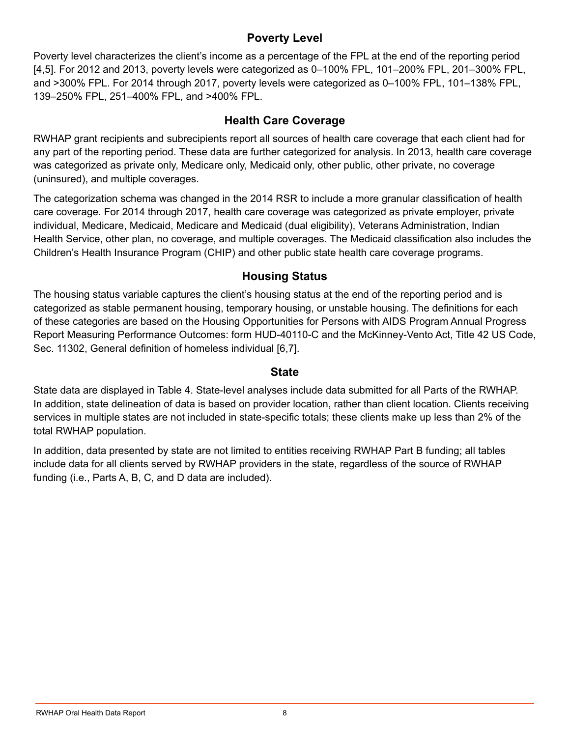## Poverty Level

Poverty level characterizes the client's income as a percentage of the FPL at the end of the reporting period [4,5]. For 2012 and 2013, poverty levels were categorized as 0–100% FPL, 101–200% FPL, 201–300% FPL, and >300% FPL. For 2014 through 2017, poverty levels were categorized as 0–100% FPL, 101–138% FPL, 139–250% FPL, 251–400% FPL, and >400% FPL.

## Health Care Coverage

RWHAP grant recipients and subrecipients report all sources of health care coverage that each client had for any part of the reporting period. These data are further categorized for analysis. In 2013, health care coverage was categorized as private only, Medicare only, Medicaid only, other public, other private, no coverage (uninsured), and multiple coverages.

The categorization schema was changed in the 2014 RSR to include a more granular classification of health care coverage. For 2014 through 2017, health care coverage was categorized as private employer, private individual, Medicare, Medicaid, Medicare and Medicaid (dual eligibility), Veterans Administration, Indian Health Service, other plan, no coverage, and multiple coverages. The Medicaid classification also includes the Children's Health Insurance Program (CHIP) and other public state health care coverage programs.

## Housing Status

The housing status variable captures the client's housing status at the end of the reporting period and is categorized as stable permanent housing, temporary housing, or unstable housing. The definitions for each of these categories are based on the Housing Opportunities for Persons with AIDS Program Annual Progress Report Measuring Performance Outcomes: form HUD-40110-C and the McKinney-Vento Act, Title 42 US Code, Sec. 11302, General definition of homeless individual [6,7].

## State

State data are displayed in Table 4. State-level analyses include data submitted for all Parts of the RWHAP. In addition, state delineation of data is based on provider location, rather than client location. Clients receiving services in multiple states are not included in state-specific totals; these clients make up less than 2% of the total RWHAP population.

In addition, data presented by state are not limited to entities receiving RWHAP Part B funding; all tables include data for all clients served by RWHAP providers in the state, regardless of the source of RWHAP funding (i.e., Parts A, B, C, and D data are included).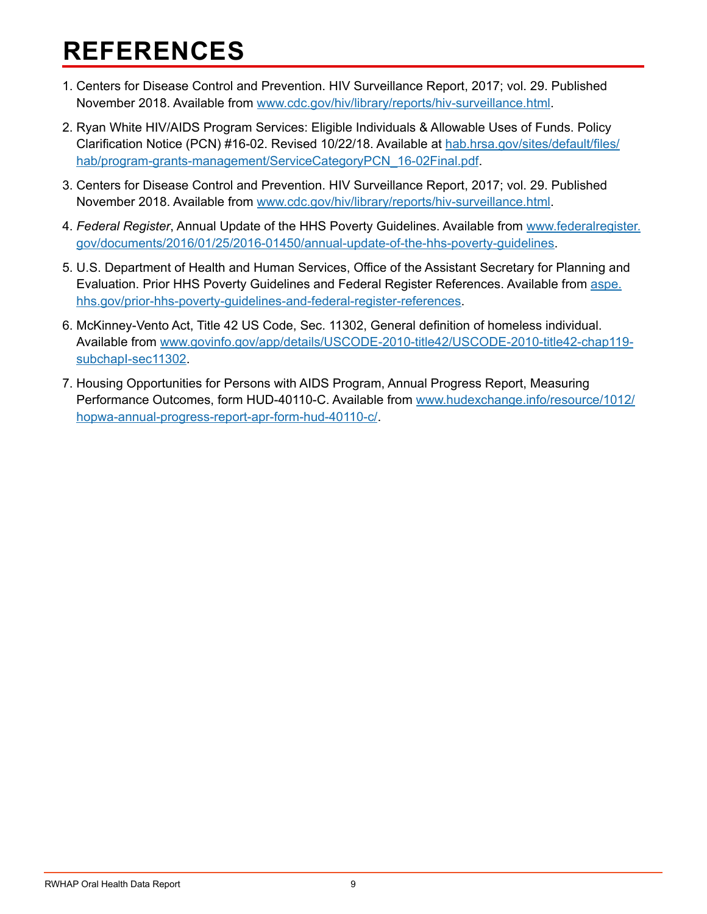# REFERENCES

1. Centers for Disease Control and Prevention. HIV Surveillance Report, 2017; vol. 29. Published November 2018. Available from www.cdc.gov/hiv/library/reports/hiv-surveillance.html.

2. Ryan White HIV/AIDS Program Services: Eligible Individuals & Allowable Uses of Funds. Policy Clarification Notice (PCN) #16-02. Revised 10/22/18. Available at hab.hrsa.gov/sites/default/files/hab/program-grants-management/ServiceCategoryPCN_16-02Final.pdf.

3. Centers for Disease Control and Prevention. HIV Surveillance Report, 2017; vol. 29. Published November 2018. Available from www.cdc.gov/hiv/library/reports/hiv-surveillance.html.

4. *Federal Register*, Annual Update of the HHS Poverty Guidelines. Available from www.federalregister.gov/documents/2016/01/25/2016-01450/annual-update-of-the-hhs-poverty-guidelines.

5. U.S. Department of Health and Human Services, Office of the Assistant Secretary for Planning and Evaluation. Prior HHS Poverty Guidelines and Federal Register References. Available from aspe.hhs.gov/prior-hhs-poverty-guidelines-and-federal-register-references.

6. McKinney-Vento Act, Title 42 US Code, Sec. 11302, General definition of homeless individual. Available from www.govinfo.gov/app/details/USCODE-2010-title42/USCODE-2010-title42-chap119-subchapI-sec11302.

7. Housing Opportunities for Persons with AIDS Program, Annual Progress Report, Measuring Performance Outcomes, form HUD-40110-C. Available from www.hudexchange.info/resource/1012/hopwa-annual-progress-report-apr-form-hud-40110-c/.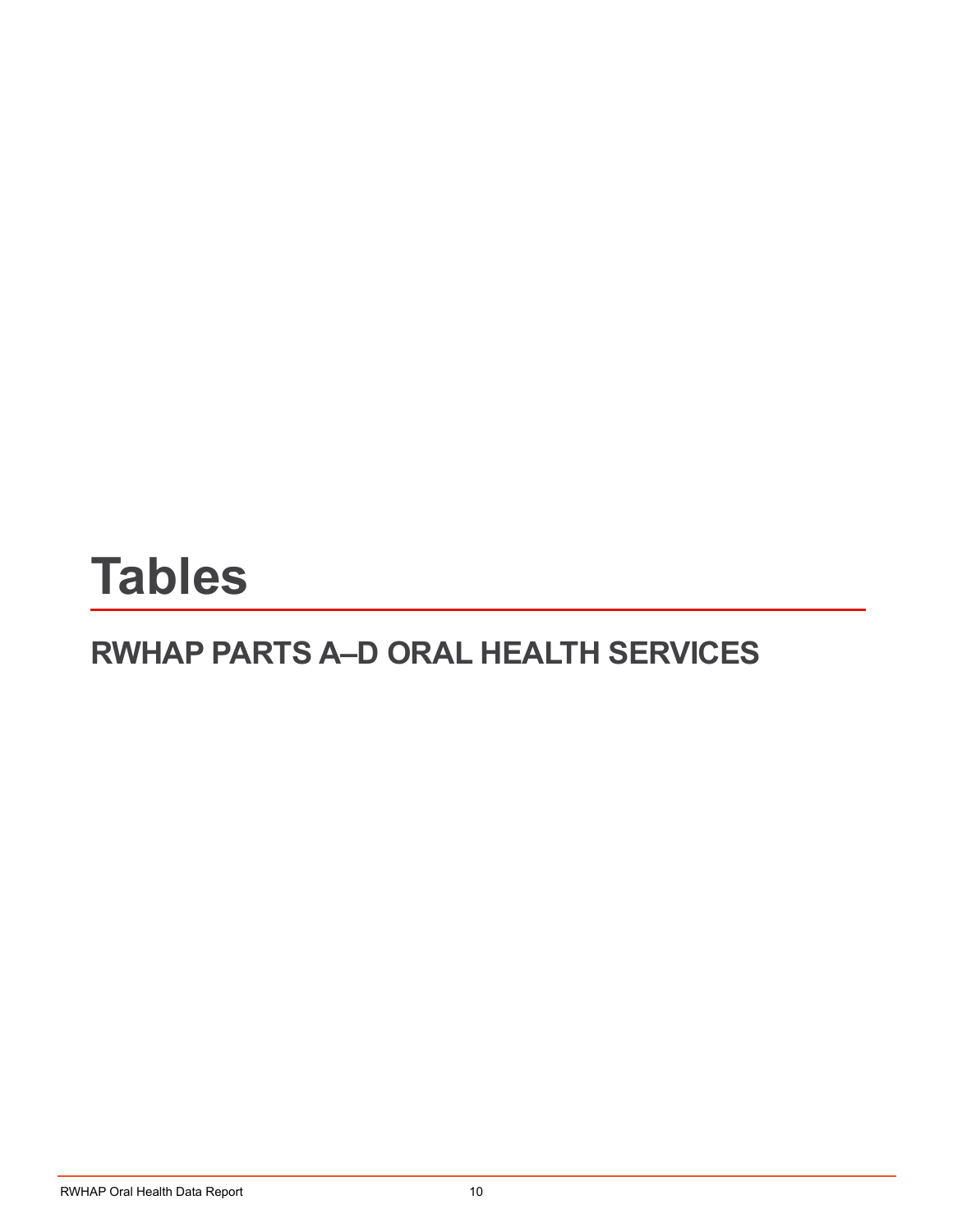# Tables

## RWHAP PARTS A–D ORAL HEALTH SERVICES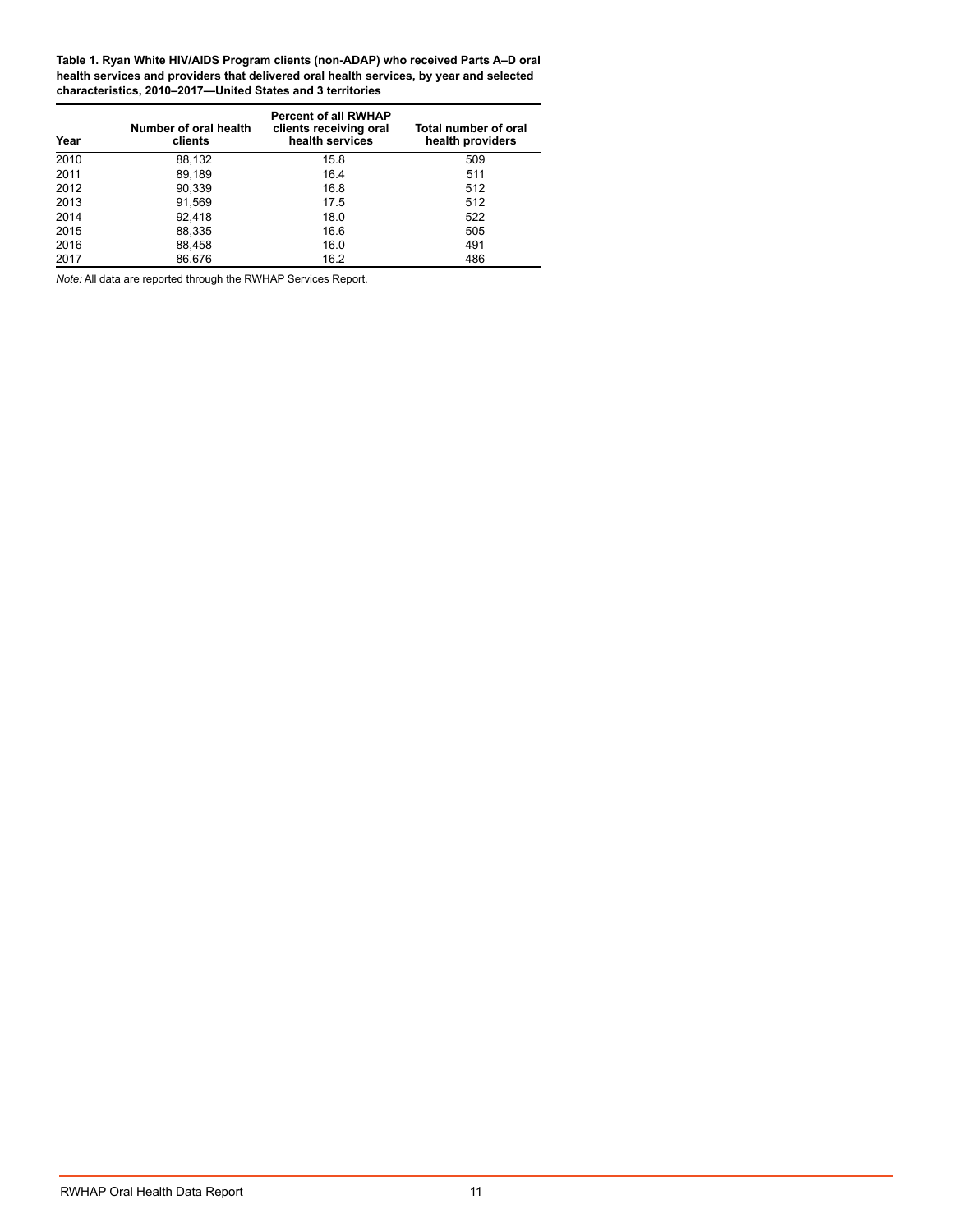**Table 1. Ryan White HIV/AIDS Program clients (non-ADAP) who received Parts A–D oral health services and providers that delivered oral health services, by year and selected characteristics, 2010–2017—United States and 3 territories**

| Year | Number of oral health clients | Percent of all RWHAP clients receiving oral health services | Total number of oral health providers |
|---|---|---|---|
| 2010 | 88,132 | 15.8 | 509 |
| 2011 | 89,189 | 16.4 | 511 |
| 2012 | 90,339 | 16.8 | 512 |
| 2013 | 91,569 | 17.5 | 512 |
| 2014 | 92,418 | 18.0 | 522 |
| 2015 | 88,335 | 16.6 | 505 |
| 2016 | 88,458 | 16.0 | 491 |
| 2017 | 86,676 | 16.2 | 486 |

*Note:* All data are reported through the RWHAP Services Report.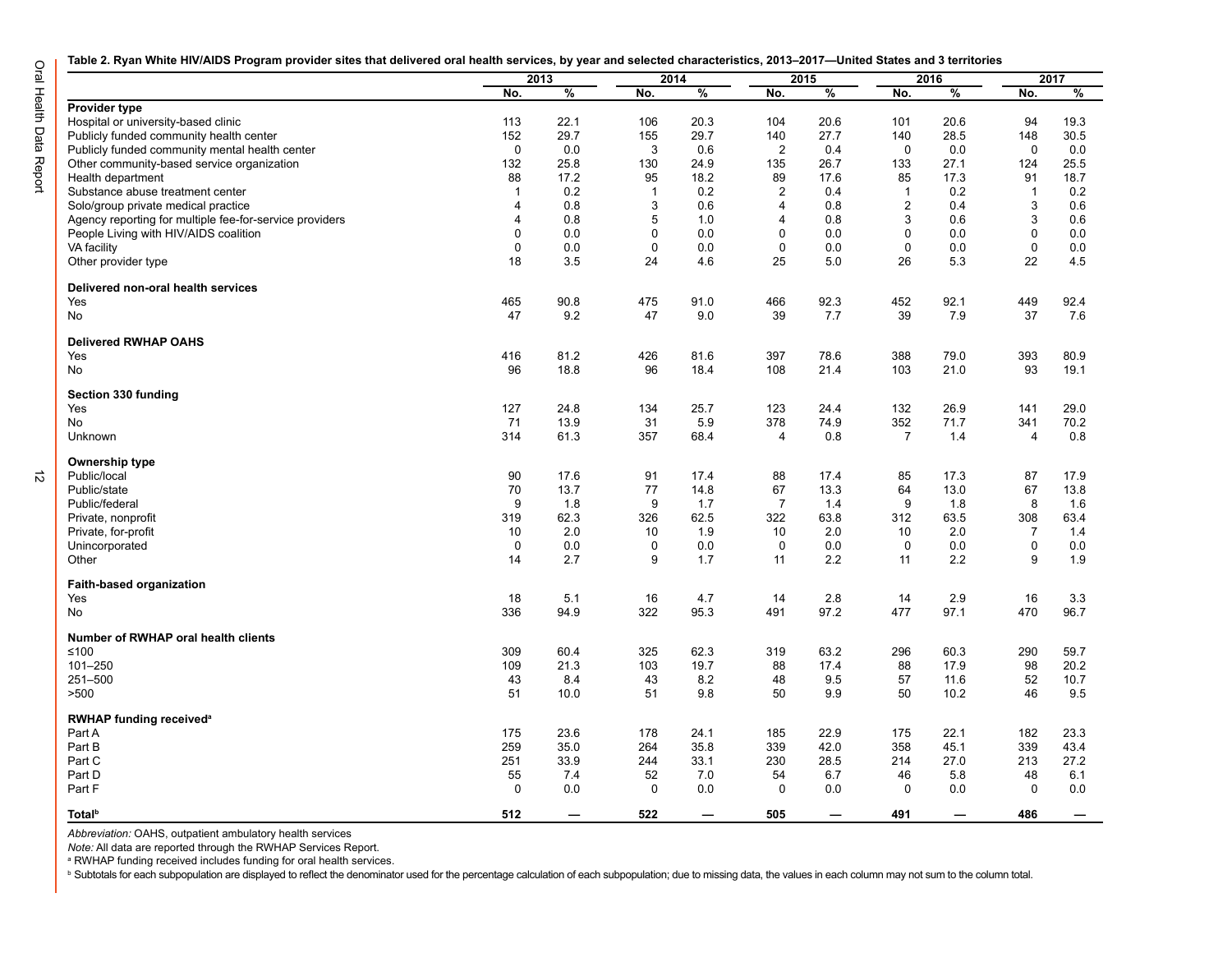**Table 2. Ryan White HIV/AIDS Program provider sites that delivered oral health services, by year and selected characteristics, 2013–2017—United States and 3 territories**

| | 2013 | | 2014 | | 2015 | | 2016 | | 2017 | |
|---|---|---|---|---|---|---|---|---|---|---|
| | No. | % | No. | % | No. | % | No. | % | No. | % |
| **Provider type** | | | | | | | | | | |
| Hospital or university-based clinic | 113 | 22.1 | 106 | 20.3 | 104 | 20.6 | 101 | 20.6 | 94 | 19.3 |
| Publicly funded community health center | 152 | 29.7 | 155 | 29.7 | 140 | 27.7 | 140 | 28.5 | 148 | 30.5 |
| Publicly funded community mental health center | 0 | 0.0 | 3 | 0.6 | 2 | 0.4 | 0 | 0.0 | 0 | 0.0 |
| Other community-based service organization | 132 | 25.8 | 130 | 24.9 | 135 | 26.7 | 133 | 27.1 | 124 | 25.5 |
| Health department | 88 | 17.2 | 95 | 18.2 | 89 | 17.6 | 85 | 17.3 | 91 | 18.7 |
| Substance abuse treatment center | 1 | 0.2 | 1 | 0.2 | 2 | 0.4 | 1 | 0.2 | 1 | 0.2 |
| Solo/group private medical practice | 4 | 0.8 | 3 | 0.6 | 4 | 0.8 | 2 | 0.4 | 3 | 0.6 |
| Agency reporting for multiple fee-for-service providers | 4 | 0.8 | 5 | 1.0 | 4 | 0.8 | 3 | 0.6 | 3 | 0.6 |
| People Living with HIV/AIDS coalition | 0 | 0.0 | 0 | 0.0 | 0 | 0.0 | 0 | 0.0 | 0 | 0.0 |
| VA facility | 0 | 0.0 | 0 | 0.0 | 0 | 0.0 | 0 | 0.0 | 0 | 0.0 |
| Other provider type | 18 | 3.5 | 24 | 4.6 | 25 | 5.0 | 26 | 5.3 | 22 | 4.5 |
| **Delivered non-oral health services** | | | | | | | | | | |
| Yes | 465 | 90.8 | 475 | 91.0 | 466 | 92.3 | 452 | 92.1 | 449 | 92.4 |
| No | 47 | 9.2 | 47 | 9.0 | 39 | 7.7 | 39 | 7.9 | 37 | 7.6 |
| **Delivered RWHAP OAHS** | | | | | | | | | | |
| Yes | 416 | 81.2 | 426 | 81.6 | 397 | 78.6 | 388 | 79.0 | 393 | 80.9 |
| No | 96 | 18.8 | 96 | 18.4 | 108 | 21.4 | 103 | 21.0 | 93 | 19.1 |
| **Section 330 funding** | | | | | | | | | | |
| Yes | 127 | 24.8 | 134 | 25.7 | 123 | 24.4 | 132 | 26.9 | 141 | 29.0 |
| No | 71 | 13.9 | 31 | 5.9 | 378 | 74.9 | 352 | 71.7 | 341 | 70.2 |
| Unknown | 314 | 61.3 | 357 | 68.4 | 4 | 0.8 | 7 | 1.4 | 4 | 0.8 |
| **Ownership type** | | | | | | | | | | |
| Public/local | 90 | 17.6 | 91 | 17.4 | 88 | 17.4 | 85 | 17.3 | 87 | 17.9 |
| Public/state | 70 | 13.7 | 77 | 14.8 | 67 | 13.3 | 64 | 13.0 | 67 | 13.8 |
| Public/federal | 9 | 1.8 | 9 | 1.7 | 7 | 1.4 | 9 | 1.8 | 8 | 1.6 |
| Private, nonprofit | 319 | 62.3 | 326 | 62.5 | 322 | 63.8 | 312 | 63.5 | 308 | 63.4 |
| Private, for-profit | 10 | 2.0 | 10 | 1.9 | 10 | 2.0 | 10 | 2.0 | 7 | 1.4 |
| Unincorporated | 0 | 0.0 | 0 | 0.0 | 0 | 0.0 | 0 | 0.0 | 0 | 0.0 |
| Other | 14 | 2.7 | 9 | 1.7 | 11 | 2.2 | 11 | 2.2 | 9 | 1.9 |
| **Faith-based organization** | | | | | | | | | | |
| Yes | 18 | 5.1 | 16 | 4.7 | 14 | 2.8 | 14 | 2.9 | 16 | 3.3 |
| No | 336 | 94.9 | 322 | 95.3 | 491 | 97.2 | 477 | 97.1 | 470 | 96.7 |
| **Number of RWHAP oral health clients** | | | | | | | | | | |
| ≤100 | 309 | 60.4 | 325 | 62.3 | 319 | 63.2 | 296 | 60.3 | 290 | 59.7 |
| 101–250 | 109 | 21.3 | 103 | 19.7 | 88 | 17.4 | 88 | 17.9 | 98 | 20.2 |
| 251–500 | 43 | 8.4 | 43 | 8.2 | 48 | 9.5 | 57 | 11.6 | 52 | 10.7 |
| >500 | 51 | 10.0 | 51 | 9.8 | 50 | 9.9 | 50 | 10.2 | 46 | 9.5 |
| **RWHAP funding received[a]** | | | | | | | | | | |
| Part A | 175 | 23.6 | 178 | 24.1 | 185 | 22.9 | 175 | 22.1 | 182 | 23.3 |
| Part B | 259 | 35.0 | 264 | 35.8 | 339 | 42.0 | 358 | 45.1 | 339 | 43.4 |
| Part C | 251 | 33.9 | 244 | 33.1 | 230 | 28.5 | 214 | 27.0 | 213 | 27.2 |
| Part D | 55 | 7.4 | 52 | 7.0 | 54 | 6.7 | 46 | 5.8 | 48 | 6.1 |
| Part F | 0 | 0.0 | 0 | 0.0 | 0 | 0.0 | 0 | 0.0 | 0 | 0.0 |
| **Total[b]** | **512** | — | **522** | — | **505** | — | **491** | — | **486** | — |

*Abbreviation:* OAHS, outpatient ambulatory health services

*Note:* All data are reported through the RWHAP Services Report.

[a] RWHAP funding received includes funding for oral health services.

[b] Subtotals for each subpopulation are displayed to reflect the denominator used for the percentage calculation of each subpopulation; due to missing data, the values in each column may not sum to the column total.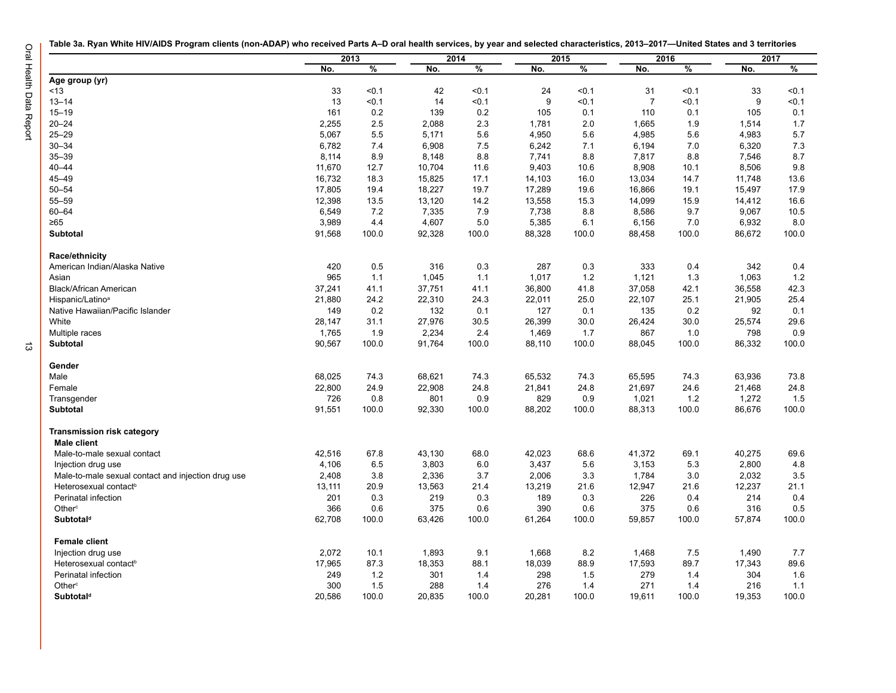**Table 3a. Ryan White HIV/AIDS Program clients (non-ADAP) who received Parts A–D oral health services, by year and selected characteristics, 2013–2017—United States and 3 territories**

| | 2013 | | 2014 | | 2015 | | 2016 | | 2017 | |
|---|---|---|---|---|---|---|---|---|---|---|
| | No. | % | No. | % | No. | % | No. | % | No. | % |
| **Age group (yr)** | | | | | | | | | | |
| <13 | 33 | <0.1 | 42 | <0.1 | 24 | <0.1 | 31 | <0.1 | 33 | <0.1 |
| 13–14 | 13 | <0.1 | 14 | <0.1 | 9 | <0.1 | 7 | <0.1 | 9 | <0.1 |
| 15–19 | 161 | 0.2 | 139 | 0.2 | 105 | 0.1 | 110 | 0.1 | 105 | 0.1 |
| 20–24 | 2,255 | 2.5 | 2,088 | 2.3 | 1,781 | 2.0 | 1,665 | 1.9 | 1,514 | 1.7 |
| 25–29 | 5,067 | 5.5 | 5,171 | 5.6 | 4,950 | 5.6 | 4,985 | 5.6 | 4,983 | 5.7 |
| 30–34 | 6,782 | 7.4 | 6,908 | 7.5 | 6,242 | 7.1 | 6,194 | 7.0 | 6,320 | 7.3 |
| 35–39 | 8,114 | 8.9 | 8,148 | 8.8 | 7,741 | 8.8 | 7,817 | 8.8 | 7,546 | 8.7 |
| 40–44 | 11,670 | 12.7 | 10,704 | 11.6 | 9,403 | 10.6 | 8,908 | 10.1 | 8,506 | 9.8 |
| 45–49 | 16,732 | 18.3 | 15,825 | 17.1 | 14,103 | 16.0 | 13,034 | 14.7 | 11,748 | 13.6 |
| 50–54 | 17,805 | 19.4 | 18,227 | 19.7 | 17,289 | 19.6 | 16,866 | 19.1 | 15,497 | 17.9 |
| 55–59 | 12,398 | 13.5 | 13,120 | 14.2 | 13,558 | 15.3 | 14,099 | 15.9 | 14,412 | 16.6 |
| 60–64 | 6,549 | 7.2 | 7,335 | 7.9 | 7,738 | 8.8 | 8,586 | 9.7 | 9,067 | 10.5 |
| ≥65 | 3,989 | 4.4 | 4,607 | 5.0 | 5,385 | 6.1 | 6,156 | 7.0 | 6,932 | 8.0 |
| **Subtotal** | 91,568 | 100.0 | 92,328 | 100.0 | 88,328 | 100.0 | 88,458 | 100.0 | 86,672 | 100.0 |
| **Race/ethnicity** | | | | | | | | | | |
| American Indian/Alaska Native | 420 | 0.5 | 316 | 0.3 | 287 | 0.3 | 333 | 0.4 | 342 | 0.4 |
| Asian | 965 | 1.1 | 1,045 | 1.1 | 1,017 | 1.2 | 1,121 | 1.3 | 1,063 | 1.2 |
| Black/African American | 37,241 | 41.1 | 37,751 | 41.1 | 36,800 | 41.8 | 37,058 | 42.1 | 36,558 | 42.3 |
| Hispanic/Latino[a] | 21,880 | 24.2 | 22,310 | 24.3 | 22,011 | 25.0 | 22,107 | 25.1 | 21,905 | 25.4 |
| Native Hawaiian/Pacific Islander | 149 | 0.2 | 132 | 0.1 | 127 | 0.1 | 135 | 0.2 | 92 | 0.1 |
| White | 28,147 | 31.1 | 27,976 | 30.5 | 26,399 | 30.0 | 26,424 | 30.0 | 25,574 | 29.6 |
| Multiple races | 1,765 | 1.9 | 2,234 | 2.4 | 1,469 | 1.7 | 867 | 1.0 | 798 | 0.9 |
| **Subtotal** | 90,567 | 100.0 | 91,764 | 100.0 | 88,110 | 100.0 | 88,045 | 100.0 | 86,332 | 100.0 |
| **Gender** | | | | | | | | | | |
| Male | 68,025 | 74.3 | 68,621 | 74.3 | 65,532 | 74.3 | 65,595 | 74.3 | 63,936 | 73.8 |
| Female | 22,800 | 24.9 | 22,908 | 24.8 | 21,841 | 24.8 | 21,697 | 24.6 | 21,468 | 24.8 |
| Transgender | 726 | 0.8 | 801 | 0.9 | 829 | 0.9 | 1,021 | 1.2 | 1,272 | 1.5 |
| **Subtotal** | 91,551 | 100.0 | 92,330 | 100.0 | 88,202 | 100.0 | 88,313 | 100.0 | 86,676 | 100.0 |
| **Transmission risk category** | | | | | | | | | | |
| **Male client** | | | | | | | | | | |
| Male-to-male sexual contact | 42,516 | 67.8 | 43,130 | 68.0 | 42,023 | 68.6 | 41,372 | 69.1 | 40,275 | 69.6 |
| Injection drug use | 4,106 | 6.5 | 3,803 | 6.0 | 3,437 | 5.6 | 3,153 | 5.3 | 2,800 | 4.8 |
| Male-to-male sexual contact and injection drug use | 2,408 | 3.8 | 2,336 | 3.7 | 2,006 | 3.3 | 1,784 | 3.0 | 2,032 | 3.5 |
| Heterosexual contact[b] | 13,111 | 20.9 | 13,563 | 21.4 | 13,219 | 21.6 | 12,947 | 21.6 | 12,237 | 21.1 |
| Perinatal infection | 201 | 0.3 | 219 | 0.3 | 189 | 0.3 | 226 | 0.4 | 214 | 0.4 |
| Other[c] | 366 | 0.6 | 375 | 0.6 | 390 | 0.6 | 375 | 0.6 | 316 | 0.5 |
| **Subtotal[d]** | 62,708 | 100.0 | 63,426 | 100.0 | 61,264 | 100.0 | 59,857 | 100.0 | 57,874 | 100.0 |
| **Female client** | | | | | | | | | | |
| Injection drug use | 2,072 | 10.1 | 1,893 | 9.1 | 1,668 | 8.2 | 1,468 | 7.5 | 1,490 | 7.7 |
| Heterosexual contact[b] | 17,965 | 87.3 | 18,353 | 88.1 | 18,039 | 88.9 | 17,593 | 89.7 | 17,343 | 89.6 |
| Perinatal infection | 249 | 1.2 | 301 | 1.4 | 298 | 1.5 | 279 | 1.4 | 304 | 1.6 |
| Other[c] | 300 | 1.5 | 288 | 1.4 | 276 | 1.4 | 271 | 1.4 | 216 | 1.1 |
| **Subtotal[d]** | 20,586 | 100.0 | 20,835 | 100.0 | 20,281 | 100.0 | 19,611 | 100.0 | 19,353 | 100.0 |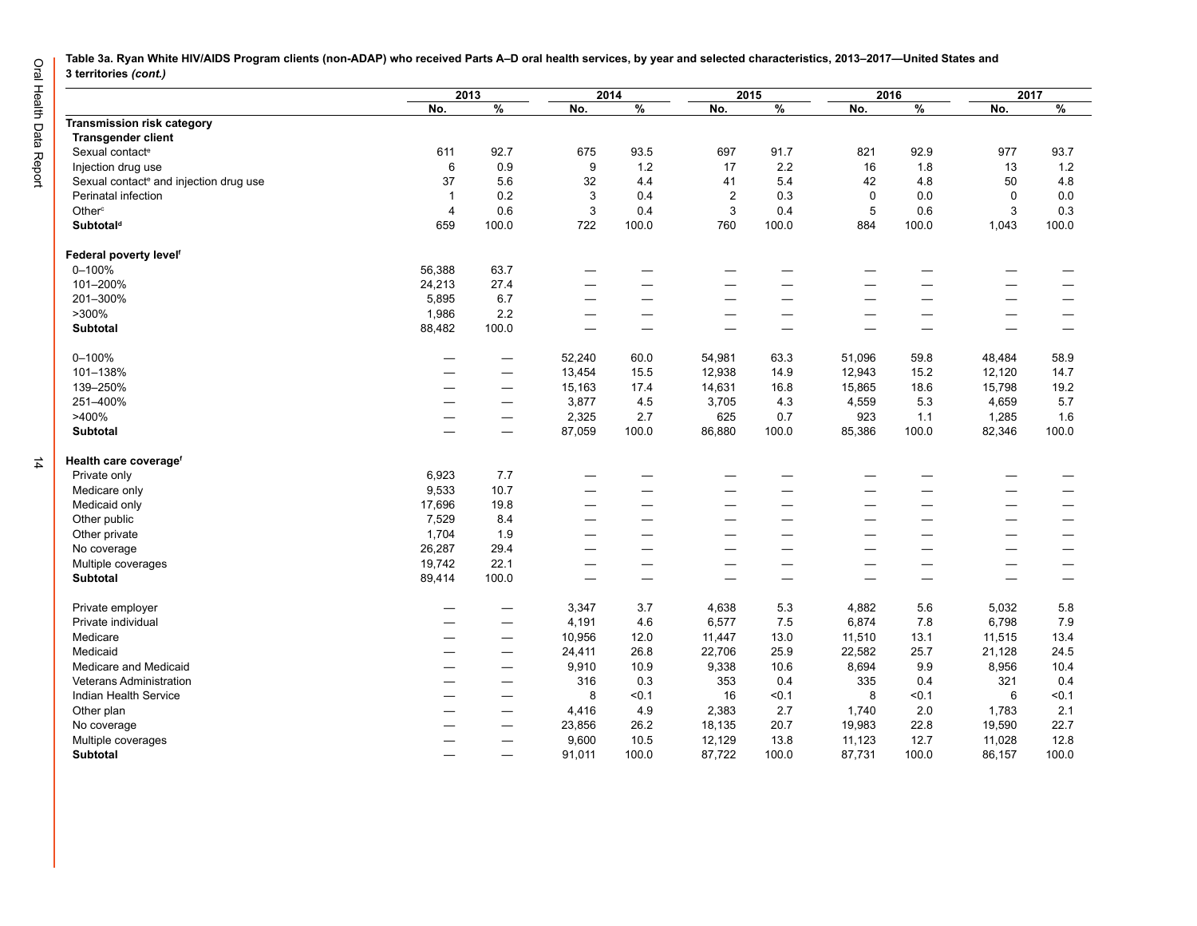**Table 3a. Ryan White HIV/AIDS Program clients (non-ADAP) who received Parts A–D oral health services, by year and selected characteristics, 2013–2017—United States and 3 territories *(cont.)***

| | 2013 | | 2014 | | 2015 | | 2016 | | 2017 | |
|---|---|---|---|---|---|---|---|---|---|---|
| | No. | % | No. | % | No. | % | No. | % | No. | % |
| **Transmission risk category** | | | | | | | | | | |
| **Transgender client** | | | | | | | | | | |
| Sexual contact[e] | 611 | 92.7 | 675 | 93.5 | 697 | 91.7 | 821 | 92.9 | 977 | 93.7 |
| Injection drug use | 6 | 0.9 | 9 | 1.2 | 17 | 2.2 | 16 | 1.8 | 13 | 1.2 |
| Sexual contact[e] and injection drug use | 37 | 5.6 | 32 | 4.4 | 41 | 5.4 | 42 | 4.8 | 50 | 4.8 |
| Perinatal infection | 1 | 0.2 | 3 | 0.4 | 2 | 0.3 | 0 | 0.0 | 0 | 0.0 |
| Other[c] | 4 | 0.6 | 3 | 0.4 | 3 | 0.4 | 5 | 0.6 | 3 | 0.3 |
| **Subtotal[d]** | 659 | 100.0 | 722 | 100.0 | 760 | 100.0 | 884 | 100.0 | 1,043 | 100.0 |
| **Federal poverty level[f]** | | | | | | | | | | |
| 0–100% | 56,388 | 63.7 | — | — | — | — | — | — | — | — |
| 101–200% | 24,213 | 27.4 | — | — | — | — | — | — | — | — |
| 201–300% | 5,895 | 6.7 | — | — | — | — | — | — | — | — |
| >300% | 1,986 | 2.2 | — | — | — | — | — | — | — | — |
| **Subtotal** | 88,482 | 100.0 | — | — | — | — | — | — | — | — |
| 0–100% | — | — | 52,240 | 60.0 | 54,981 | 63.3 | 51,096 | 59.8 | 48,484 | 58.9 |
| 101–138% | — | — | 13,454 | 15.5 | 12,938 | 14.9 | 12,943 | 15.2 | 12,120 | 14.7 |
| 139–250% | — | — | 15,163 | 17.4 | 14,631 | 16.8 | 15,865 | 18.6 | 15,798 | 19.2 |
| 251–400% | — | — | 3,877 | 4.5 | 3,705 | 4.3 | 4,559 | 5.3 | 4,659 | 5.7 |
| >400% | — | — | 2,325 | 2.7 | 625 | 0.7 | 923 | 1.1 | 1,285 | 1.6 |
| **Subtotal** | — | — | 87,059 | 100.0 | 86,880 | 100.0 | 85,386 | 100.0 | 82,346 | 100.0 |
| **Health care coverage[f]** | | | | | | | | | | |
| Private only | 6,923 | 7.7 | — | — | — | — | — | — | — | — |
| Medicare only | 9,533 | 10.7 | — | — | — | — | — | — | — | — |
| Medicaid only | 17,696 | 19.8 | — | — | — | — | — | — | — | — |
| Other public | 7,529 | 8.4 | — | — | — | — | — | — | — | — |
| Other private | 1,704 | 1.9 | — | — | — | — | — | — | — | — |
| No coverage | 26,287 | 29.4 | — | — | — | — | — | — | — | — |
| Multiple coverages | 19,742 | 22.1 | — | — | — | — | — | — | — | — |
| **Subtotal** | 89,414 | 100.0 | — | — | — | — | — | — | — | — |
| Private employer | — | — | 3,347 | 3.7 | 4,638 | 5.3 | 4,882 | 5.6 | 5,032 | 5.8 |
| Private individual | — | — | 4,191 | 4.6 | 6,577 | 7.5 | 6,874 | 7.8 | 6,798 | 7.9 |
| Medicare | — | — | 10,956 | 12.0 | 11,447 | 13.0 | 11,510 | 13.1 | 11,515 | 13.4 |
| Medicaid | — | — | 24,411 | 26.8 | 22,706 | 25.9 | 22,582 | 25.7 | 21,128 | 24.5 |
| Medicare and Medicaid | — | — | 9,910 | 10.9 | 9,338 | 10.6 | 8,694 | 9.9 | 8,956 | 10.4 |
| Veterans Administration | — | — | 316 | 0.3 | 353 | 0.4 | 335 | 0.4 | 321 | 0.4 |
| Indian Health Service | — | — | 8 | <0.1 | 16 | <0.1 | 8 | <0.1 | 6 | <0.1 |
| Other plan | — | — | 4,416 | 4.9 | 2,383 | 2.7 | 1,740 | 2.0 | 1,783 | 2.1 |
| No coverage | — | — | 23,856 | 26.2 | 18,135 | 20.7 | 19,983 | 22.8 | 19,590 | 22.7 |
| Multiple coverages | — | — | 9,600 | 10.5 | 12,129 | 13.8 | 11,123 | 12.7 | 11,028 | 12.8 |
| **Subtotal** | — | — | 91,011 | 100.0 | 87,722 | 100.0 | 87,731 | 100.0 | 86,157 | 100.0 |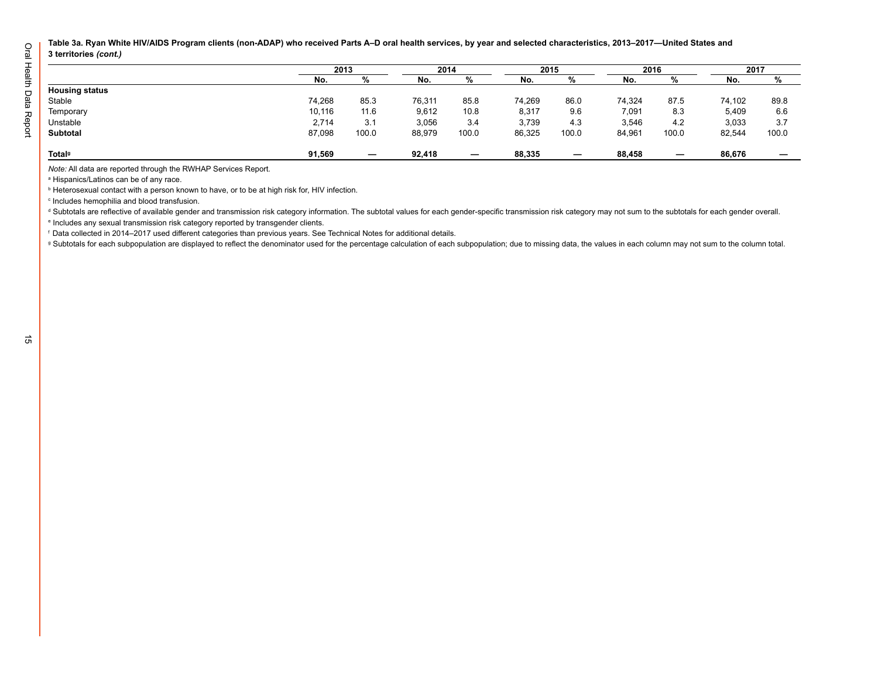**Table 3a. Ryan White HIV/AIDS Program clients (non-ADAP) who received Parts A–D oral health services, by year and selected characteristics, 2013–2017—United States and 3 territories *(cont.)***

| | 2013 | | 2014 | | 2015 | | 2016 | | 2017 | |
|---|---|---|---|---|---|---|---|---|---|---|
| | No. | % | No. | % | No. | % | No. | % | No. | % |
| **Housing status** | | | | | | | | | | |
| Stable | 74,268 | 85.3 | 76,311 | 85.8 | 74,269 | 86.0 | 74,324 | 87.5 | 74,102 | 89.8 |
| Temporary | 10,116 | 11.6 | 9,612 | 10.8 | 8,317 | 9.6 | 7,091 | 8.3 | 5,409 | 6.6 |
| Unstable | 2,714 | 3.1 | 3,056 | 3.4 | 3,739 | 4.3 | 3,546 | 4.2 | 3,033 | 3.7 |
| **Subtotal** | 87,098 | 100.0 | 88,979 | 100.0 | 86,325 | 100.0 | 84,961 | 100.0 | 82,544 | 100.0 |
| **Total**[g] | **91,569** | — | **92,418** | — | **88,335** | — | **88,458** | — | **86,676** | — |

*Note:* All data are reported through the RWHAP Services Report.

[a] Hispanics/Latinos can be of any race.

[b] Heterosexual contact with a person known to have, or to be at high risk for, HIV infection.

[c] Includes hemophilia and blood transfusion.

[d] Subtotals are reflective of available gender and transmission risk category information. The subtotal values for each gender-specific transmission risk category may not sum to the subtotals for each gender overall.

[e] Includes any sexual transmission risk category reported by transgender clients.

[f] Data collected in 2014–2017 used different categories than previous years. See Technical Notes for additional details.

[g] Subtotals for each subpopulation are displayed to reflect the denominator used for the percentage calculation of each subpopulation; due to missing data, the values in each column may not sum to the column total.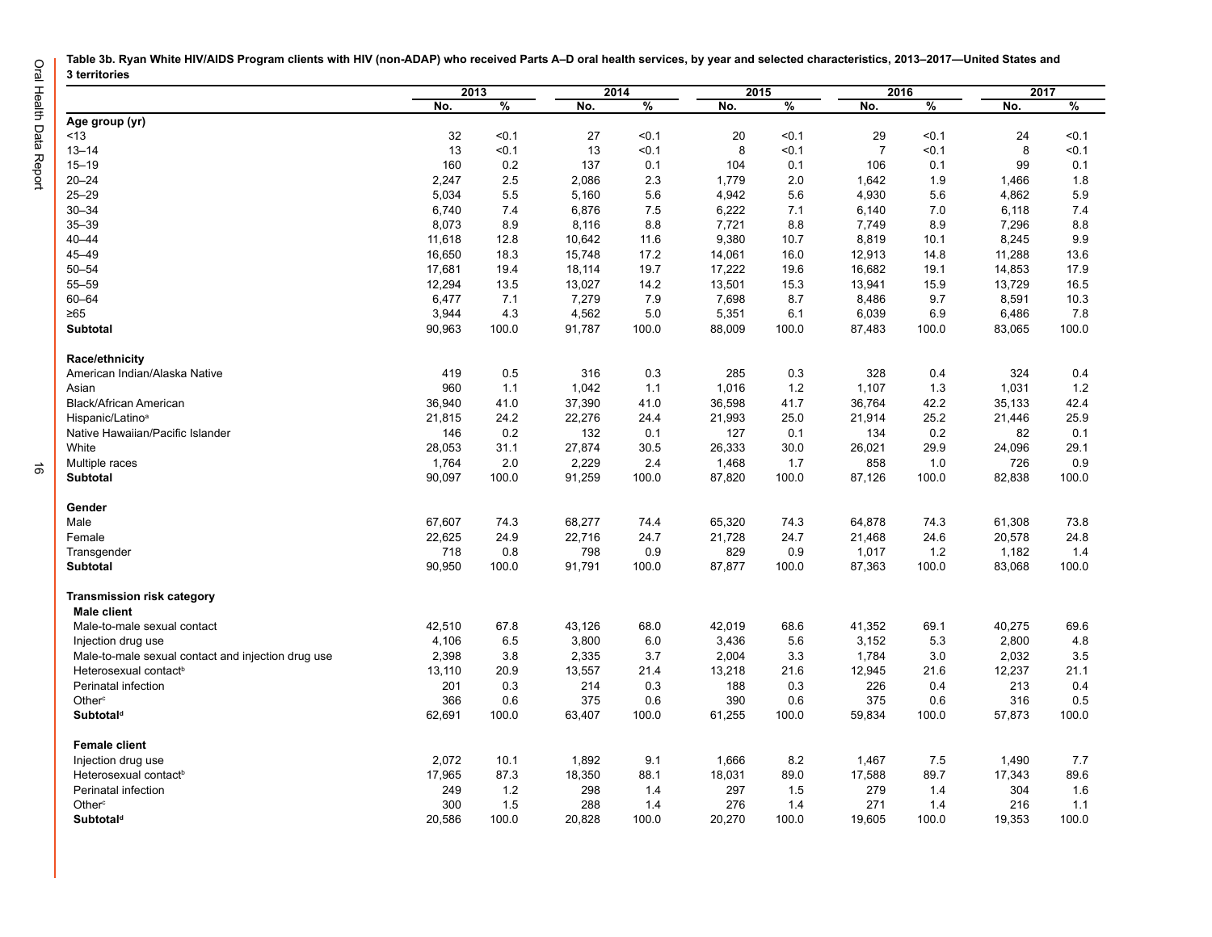**Table 3b. Ryan White HIV/AIDS Program clients with HIV (non-ADAP) who received Parts A–D oral health services, by year and selected characteristics, 2013–2017—United States and 3 territories**

| | 2013 | | 2014 | | 2015 | | 2016 | | 2017 | |
|---|---|---|---|---|---|---|---|---|---|---|
| | No. | % | No. | % | No. | % | No. | % | No. | % |
| **Age group (yr)** | | | | | | | | | | |
| <13 | 32 | <0.1 | 27 | <0.1 | 20 | <0.1 | 29 | <0.1 | 24 | <0.1 |
| 13–14 | 13 | <0.1 | 13 | <0.1 | 8 | <0.1 | 7 | <0.1 | 8 | <0.1 |
| 15–19 | 160 | 0.2 | 137 | 0.1 | 104 | 0.1 | 106 | 0.1 | 99 | 0.1 |
| 20–24 | 2,247 | 2.5 | 2,086 | 2.3 | 1,779 | 2.0 | 1,642 | 1.9 | 1,466 | 1.8 |
| 25–29 | 5,034 | 5.5 | 5,160 | 5.6 | 4,942 | 5.6 | 4,930 | 5.6 | 4,862 | 5.9 |
| 30–34 | 6,740 | 7.4 | 6,876 | 7.5 | 6,222 | 7.1 | 6,140 | 7.0 | 6,118 | 7.4 |
| 35–39 | 8,073 | 8.9 | 8,116 | 8.8 | 7,721 | 8.8 | 7,749 | 8.9 | 7,296 | 8.8 |
| 40–44 | 11,618 | 12.8 | 10,642 | 11.6 | 9,380 | 10.7 | 8,819 | 10.1 | 8,245 | 9.9 |
| 45–49 | 16,650 | 18.3 | 15,748 | 17.2 | 14,061 | 16.0 | 12,913 | 14.8 | 11,288 | 13.6 |
| 50–54 | 17,681 | 19.4 | 18,114 | 19.7 | 17,222 | 19.6 | 16,682 | 19.1 | 14,853 | 17.9 |
| 55–59 | 12,294 | 13.5 | 13,027 | 14.2 | 13,501 | 15.3 | 13,941 | 15.9 | 13,729 | 16.5 |
| 60–64 | 6,477 | 7.1 | 7,279 | 7.9 | 7,698 | 8.7 | 8,486 | 9.7 | 8,591 | 10.3 |
| ≥65 | 3,944 | 4.3 | 4,562 | 5.0 | 5,351 | 6.1 | 6,039 | 6.9 | 6,486 | 7.8 |
| **Subtotal** | 90,963 | 100.0 | 91,787 | 100.0 | 88,009 | 100.0 | 87,483 | 100.0 | 83,065 | 100.0 |
| **Race/ethnicity** | | | | | | | | | | |
| American Indian/Alaska Native | 419 | 0.5 | 316 | 0.3 | 285 | 0.3 | 328 | 0.4 | 324 | 0.4 |
| Asian | 960 | 1.1 | 1,042 | 1.1 | 1,016 | 1.2 | 1,107 | 1.3 | 1,031 | 1.2 |
| Black/African American | 36,940 | 41.0 | 37,390 | 41.0 | 36,598 | 41.7 | 36,764 | 42.2 | 35,133 | 42.4 |
| Hispanic/Latino[a] | 21,815 | 24.2 | 22,276 | 24.4 | 21,993 | 25.0 | 21,914 | 25.2 | 21,446 | 25.9 |
| Native Hawaiian/Pacific Islander | 146 | 0.2 | 132 | 0.1 | 127 | 0.1 | 134 | 0.2 | 82 | 0.1 |
| White | 28,053 | 31.1 | 27,874 | 30.5 | 26,333 | 30.0 | 26,021 | 29.9 | 24,096 | 29.1 |
| Multiple races | 1,764 | 2.0 | 2,229 | 2.4 | 1,468 | 1.7 | 858 | 1.0 | 726 | 0.9 |
| **Subtotal** | 90,097 | 100.0 | 91,259 | 100.0 | 87,820 | 100.0 | 87,126 | 100.0 | 82,838 | 100.0 |
| **Gender** | | | | | | | | | | |
| Male | 67,607 | 74.3 | 68,277 | 74.4 | 65,320 | 74.3 | 64,878 | 74.3 | 61,308 | 73.8 |
| Female | 22,625 | 24.9 | 22,716 | 24.7 | 21,728 | 24.7 | 21,468 | 24.6 | 20,578 | 24.8 |
| Transgender | 718 | 0.8 | 798 | 0.9 | 829 | 0.9 | 1,017 | 1.2 | 1,182 | 1.4 |
| **Subtotal** | 90,950 | 100.0 | 91,791 | 100.0 | 87,877 | 100.0 | 87,363 | 100.0 | 83,068 | 100.0 |
| **Transmission risk category** | | | | | | | | | | |
| **Male client** | | | | | | | | | | |
| Male-to-male sexual contact | 42,510 | 67.8 | 43,126 | 68.0 | 42,019 | 68.6 | 41,352 | 69.1 | 40,275 | 69.6 |
| Injection drug use | 4,106 | 6.5 | 3,800 | 6.0 | 3,436 | 5.6 | 3,152 | 5.3 | 2,800 | 4.8 |
| Male-to-male sexual contact and injection drug use | 2,398 | 3.8 | 2,335 | 3.7 | 2,004 | 3.3 | 1,784 | 3.0 | 2,032 | 3.5 |
| Heterosexual contact[b] | 13,110 | 20.9 | 13,557 | 21.4 | 13,218 | 21.6 | 12,945 | 21.6 | 12,237 | 21.1 |
| Perinatal infection | 201 | 0.3 | 214 | 0.3 | 188 | 0.3 | 226 | 0.4 | 213 | 0.4 |
| Other[c] | 366 | 0.6 | 375 | 0.6 | 390 | 0.6 | 375 | 0.6 | 316 | 0.5 |
| **Subtotal[d]** | 62,691 | 100.0 | 63,407 | 100.0 | 61,255 | 100.0 | 59,834 | 100.0 | 57,873 | 100.0 |
| **Female client** | | | | | | | | | | |
| Injection drug use | 2,072 | 10.1 | 1,892 | 9.1 | 1,666 | 8.2 | 1,467 | 7.5 | 1,490 | 7.7 |
| Heterosexual contact[b] | 17,965 | 87.3 | 18,350 | 88.1 | 18,031 | 89.0 | 17,588 | 89.7 | 17,343 | 89.6 |
| Perinatal infection | 249 | 1.2 | 298 | 1.4 | 297 | 1.5 | 279 | 1.4 | 304 | 1.6 |
| Other[c] | 300 | 1.5 | 288 | 1.4 | 276 | 1.4 | 271 | 1.4 | 216 | 1.1 |
| **Subtotal[d]** | 20,586 | 100.0 | 20,828 | 100.0 | 20,270 | 100.0 | 19,605 | 100.0 | 19,353 | 100.0 |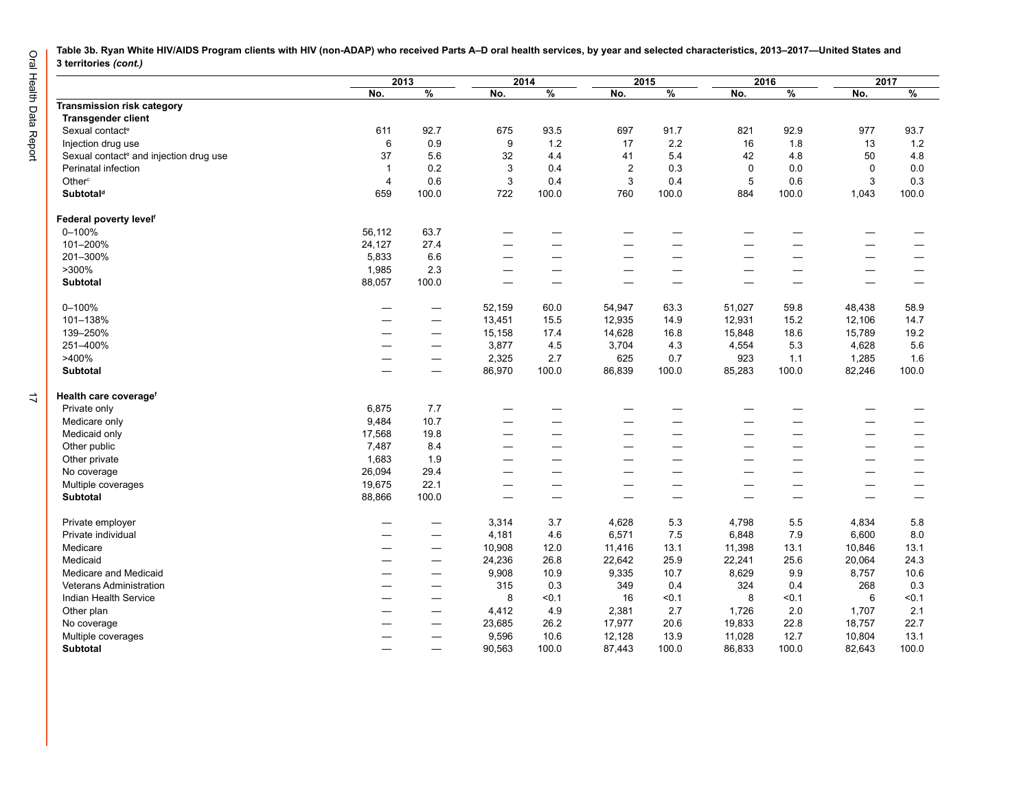**Table 3b. Ryan White HIV/AIDS Program clients with HIV (non-ADAP) who received Parts A–D oral health services, by year and selected characteristics, 2013–2017—United States and 3 territories *(cont.)***

| | 2013 | | 2014 | | 2015 | | 2016 | | 2017 | |
|---|---|---|---|---|---|---|---|---|---|---|
| | No. | % | No. | % | No. | % | No. | % | No. | % |
| **Transmission risk category** | | | | | | | | | | |
| **Transgender client** | | | | | | | | | | |
| Sexual contact[e] | 611 | 92.7 | 675 | 93.5 | 697 | 91.7 | 821 | 92.9 | 977 | 93.7 |
| Injection drug use | 6 | 0.9 | 9 | 1.2 | 17 | 2.2 | 16 | 1.8 | 13 | 1.2 |
| Sexual contact[e] and injection drug use | 37 | 5.6 | 32 | 4.4 | 41 | 5.4 | 42 | 4.8 | 50 | 4.8 |
| Perinatal infection | 1 | 0.2 | 3 | 0.4 | 2 | 0.3 | 0 | 0.0 | 0 | 0.0 |
| Other[c] | 4 | 0.6 | 3 | 0.4 | 3 | 0.4 | 5 | 0.6 | 3 | 0.3 |
| **Subtotal[d]** | 659 | 100.0 | 722 | 100.0 | 760 | 100.0 | 884 | 100.0 | 1,043 | 100.0 |
| **Federal poverty level[f]** | | | | | | | | | | |
| 0–100% | 56,112 | 63.7 | — | — | — | — | — | — | — | — |
| 101–200% | 24,127 | 27.4 | — | — | — | — | — | — | — | — |
| 201–300% | 5,833 | 6.6 | — | — | — | — | — | — | — | — |
| >300% | 1,985 | 2.3 | — | — | — | — | — | — | — | — |
| **Subtotal** | 88,057 | 100.0 | — | — | — | — | — | — | — | — |
| 0–100% | — | — | 52,159 | 60.0 | 54,947 | 63.3 | 51,027 | 59.8 | 48,438 | 58.9 |
| 101–138% | — | — | 13,451 | 15.5 | 12,935 | 14.9 | 12,931 | 15.2 | 12,106 | 14.7 |
| 139–250% | — | — | 15,158 | 17.4 | 14,628 | 16.8 | 15,848 | 18.6 | 15,789 | 19.2 |
| 251–400% | — | — | 3,877 | 4.5 | 3,704 | 4.3 | 4,554 | 5.3 | 4,628 | 5.6 |
| >400% | — | — | 2,325 | 2.7 | 625 | 0.7 | 923 | 1.1 | 1,285 | 1.6 |
| **Subtotal** | — | — | 86,970 | 100.0 | 86,839 | 100.0 | 85,283 | 100.0 | 82,246 | 100.0 |
| **Health care coverage[f]** | | | | | | | | | | |
| Private only | 6,875 | 7.7 | — | — | — | — | — | — | — | — |
| Medicare only | 9,484 | 10.7 | — | — | — | — | — | — | — | — |
| Medicaid only | 17,568 | 19.8 | — | — | — | — | — | — | — | — |
| Other public | 7,487 | 8.4 | — | — | — | — | — | — | — | — |
| Other private | 1,683 | 1.9 | — | — | — | — | — | — | — | — |
| No coverage | 26,094 | 29.4 | — | — | — | — | — | — | — | — |
| Multiple coverages | 19,675 | 22.1 | — | — | — | — | — | — | — | — |
| **Subtotal** | 88,866 | 100.0 | — | — | — | — | — | — | — | — |
| Private employer | — | — | 3,314 | 3.7 | 4,628 | 5.3 | 4,798 | 5.5 | 4,834 | 5.8 |
| Private individual | — | — | 4,181 | 4.6 | 6,571 | 7.5 | 6,848 | 7.9 | 6,600 | 8.0 |
| Medicare | — | — | 10,908 | 12.0 | 11,416 | 13.1 | 11,398 | 13.1 | 10,846 | 13.1 |
| Medicaid | — | — | 24,236 | 26.8 | 22,642 | 25.9 | 22,241 | 25.6 | 20,064 | 24.3 |
| Medicare and Medicaid | — | — | 9,908 | 10.9 | 9,335 | 10.7 | 8,629 | 9.9 | 8,757 | 10.6 |
| Veterans Administration | — | — | 315 | 0.3 | 349 | 0.4 | 324 | 0.4 | 268 | 0.3 |
| Indian Health Service | — | — | 8 | <0.1 | 16 | <0.1 | 8 | <0.1 | 6 | <0.1 |
| Other plan | — | — | 4,412 | 4.9 | 2,381 | 2.7 | 1,726 | 2.0 | 1,707 | 2.1 |
| No coverage | — | — | 23,685 | 26.2 | 17,977 | 20.6 | 19,833 | 22.8 | 18,757 | 22.7 |
| Multiple coverages | — | — | 9,596 | 10.6 | 12,128 | 13.9 | 11,028 | 12.7 | 10,804 | 13.1 |
| **Subtotal** | — | — | 90,563 | 100.0 | 87,443 | 100.0 | 86,833 | 100.0 | 82,643 | 100.0 |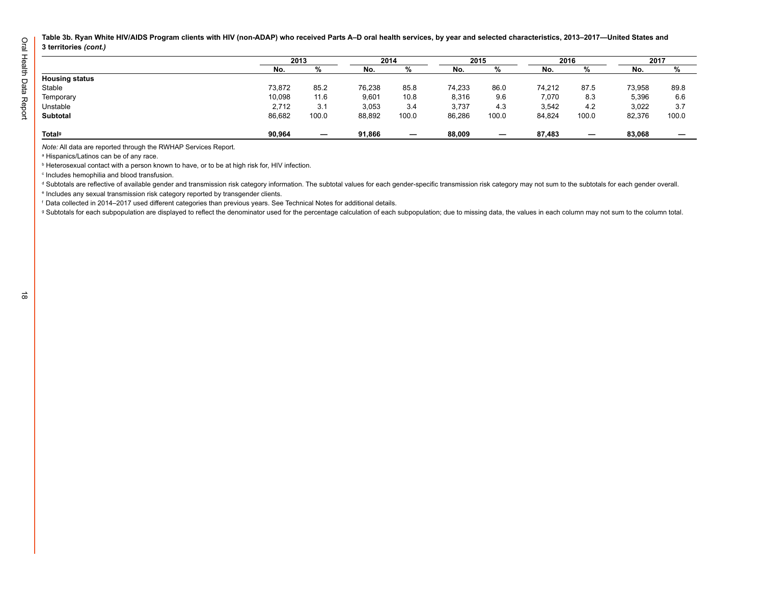**Table 3b. Ryan White HIV/AIDS Program clients with HIV (non-ADAP) who received Parts A–D oral health services, by year and selected characteristics, 2013–2017—United States and 3 territories *(cont.)***

| | 2013 | | 2014 | | 2015 | | 2016 | | 2017 | |
|---|---|---|---|---|---|---|---|---|---|---|
| | No. | % | No. | % | No. | % | No. | % | No. | % |
| **Housing status** | | | | | | | | | | |
| Stable | 73,872 | 85.2 | 76,238 | 85.8 | 74,233 | 86.0 | 74,212 | 87.5 | 73,958 | 89.8 |
| Temporary | 10,098 | 11.6 | 9,601 | 10.8 | 8,316 | 9.6 | 7,070 | 8.3 | 5,396 | 6.6 |
| Unstable | 2,712 | 3.1 | 3,053 | 3.4 | 3,737 | 4.3 | 3,542 | 4.2 | 3,022 | 3.7 |
| **Subtotal** | 86,682 | 100.0 | 88,892 | 100.0 | 86,286 | 100.0 | 84,824 | 100.0 | 82,376 | 100.0 |
| **Total**[g] | **90,964** | — | **91,866** | — | **88,009** | — | **87,483** | — | **83,068** | — |

*Note:* All data are reported through the RWHAP Services Report.

[a] Hispanics/Latinos can be of any race.

[b] Heterosexual contact with a person known to have, or to be at high risk for, HIV infection.

[c] Includes hemophilia and blood transfusion.

[d] Subtotals are reflective of available gender and transmission risk category information. The subtotal values for each gender-specific transmission risk category may not sum to the subtotals for each gender overall.

[e] Includes any sexual transmission risk category reported by transgender clients.

[f] Data collected in 2014–2017 used different categories than previous years. See Technical Notes for additional details.

[g] Subtotals for each subpopulation are displayed to reflect the denominator used for the percentage calculation of each subpopulation; due to missing data, the values in each column may not sum to the column total.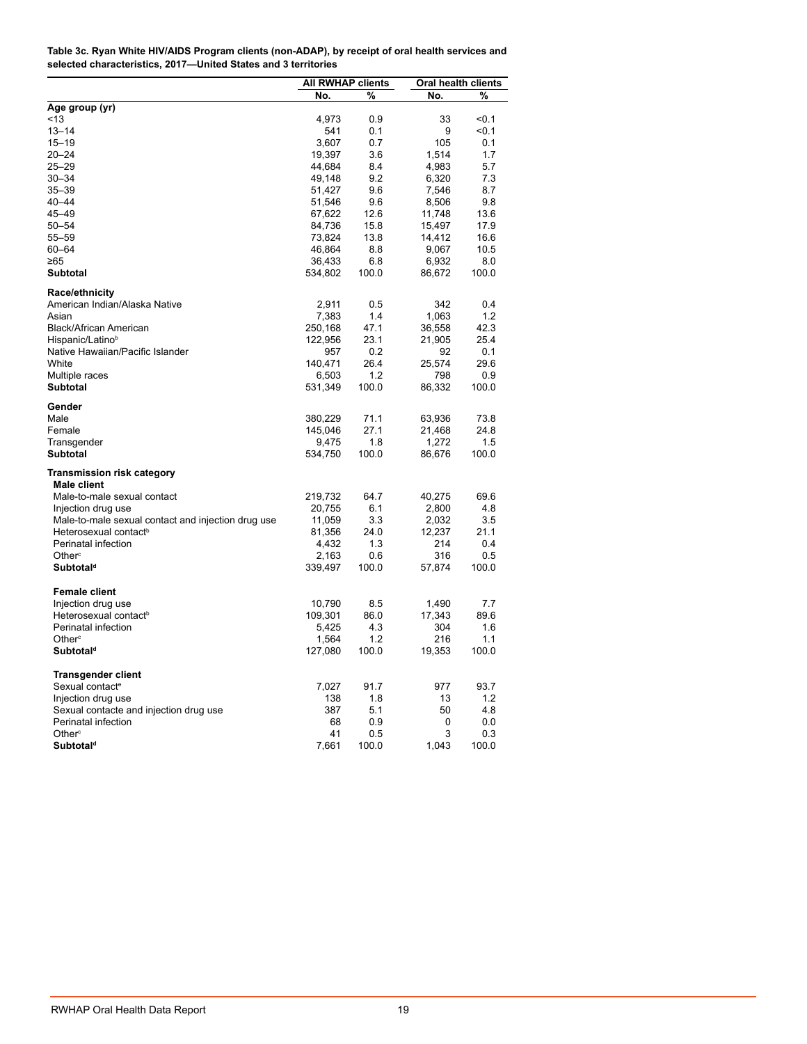**Table 3c. Ryan White HIV/AIDS Program clients (non-ADAP), by receipt of oral health services and selected characteristics, 2017—United States and 3 territories**

| | All RWHAP clients | | Oral health clients | |
|---|---|---|---|---|
| | No. | % | No. | % |
| **Age group (yr)** | | | | |
| <13 | 4,973 | 0.9 | 33 | <0.1 |
| 13–14 | 541 | 0.1 | 9 | <0.1 |
| 15–19 | 3,607 | 0.7 | 105 | 0.1 |
| 20–24 | 19,397 | 3.6 | 1,514 | 1.7 |
| 25–29 | 44,684 | 8.4 | 4,983 | 5.7 |
| 30–34 | 49,148 | 9.2 | 6,320 | 7.3 |
| 35–39 | 51,427 | 9.6 | 7,546 | 8.7 |
| 40–44 | 51,546 | 9.6 | 8,506 | 9.8 |
| 45–49 | 67,622 | 12.6 | 11,748 | 13.6 |
| 50–54 | 84,736 | 15.8 | 15,497 | 17.9 |
| 55–59 | 73,824 | 13.8 | 14,412 | 16.6 |
| 60–64 | 46,864 | 8.8 | 9,067 | 10.5 |
| ≥65 | 36,433 | 6.8 | 6,932 | 8.0 |
| **Subtotal** | 534,802 | 100.0 | 86,672 | 100.0 |
| **Race/ethnicity** | | | | |
| American Indian/Alaska Native | 2,911 | 0.5 | 342 | 0.4 |
| Asian | 7,383 | 1.4 | 1,063 | 1.2 |
| Black/African American | 250,168 | 47.1 | 36,558 | 42.3 |
| Hispanic/Latino[b] | 122,956 | 23.1 | 21,905 | 25.4 |
| Native Hawaiian/Pacific Islander | 957 | 0.2 | 92 | 0.1 |
| White | 140,471 | 26.4 | 25,574 | 29.6 |
| Multiple races | 6,503 | 1.2 | 798 | 0.9 |
| **Subtotal** | 531,349 | 100.0 | 86,332 | 100.0 |
| **Gender** | | | | |
| Male | 380,229 | 71.1 | 63,936 | 73.8 |
| Female | 145,046 | 27.1 | 21,468 | 24.8 |
| Transgender | 9,475 | 1.8 | 1,272 | 1.5 |
| **Subtotal** | 534,750 | 100.0 | 86,676 | 100.0 |
| **Transmission risk category** | | | | |
| **Male client** | | | | |
| Male-to-male sexual contact | 219,732 | 64.7 | 40,275 | 69.6 |
| Injection drug use | 20,755 | 6.1 | 2,800 | 4.8 |
| Male-to-male sexual contact and injection drug use | 11,059 | 3.3 | 2,032 | 3.5 |
| Heterosexual contact[b] | 81,356 | 24.0 | 12,237 | 21.1 |
| Perinatal infection | 4,432 | 1.3 | 214 | 0.4 |
| Other[c] | 2,163 | 0.6 | 316 | 0.5 |
| **Subtotal[d]** | 339,497 | 100.0 | 57,874 | 100.0 |
| **Female client** | | | | |
| Injection drug use | 10,790 | 8.5 | 1,490 | 7.7 |
| Heterosexual contact[b] | 109,301 | 86.0 | 17,343 | 89.6 |
| Perinatal infection | 5,425 | 4.3 | 304 | 1.6 |
| Other[c] | 1,564 | 1.2 | 216 | 1.1 |
| **Subtotal[d]** | 127,080 | 100.0 | 19,353 | 100.0 |
| **Transgender client** | | | | |
| Sexual contact[e] | 7,027 | 91.7 | 977 | 93.7 |
| Injection drug use | 138 | 1.8 | 13 | 1.2 |
| Sexual contacte and injection drug use | 387 | 5.1 | 50 | 4.8 |
| Perinatal infection | 68 | 0.9 | 0 | 0.0 |
| Other[c] | 41 | 0.5 | 3 | 0.3 |
| **Subtotal[d]** | 7,661 | 100.0 | 1,043 | 100.0 |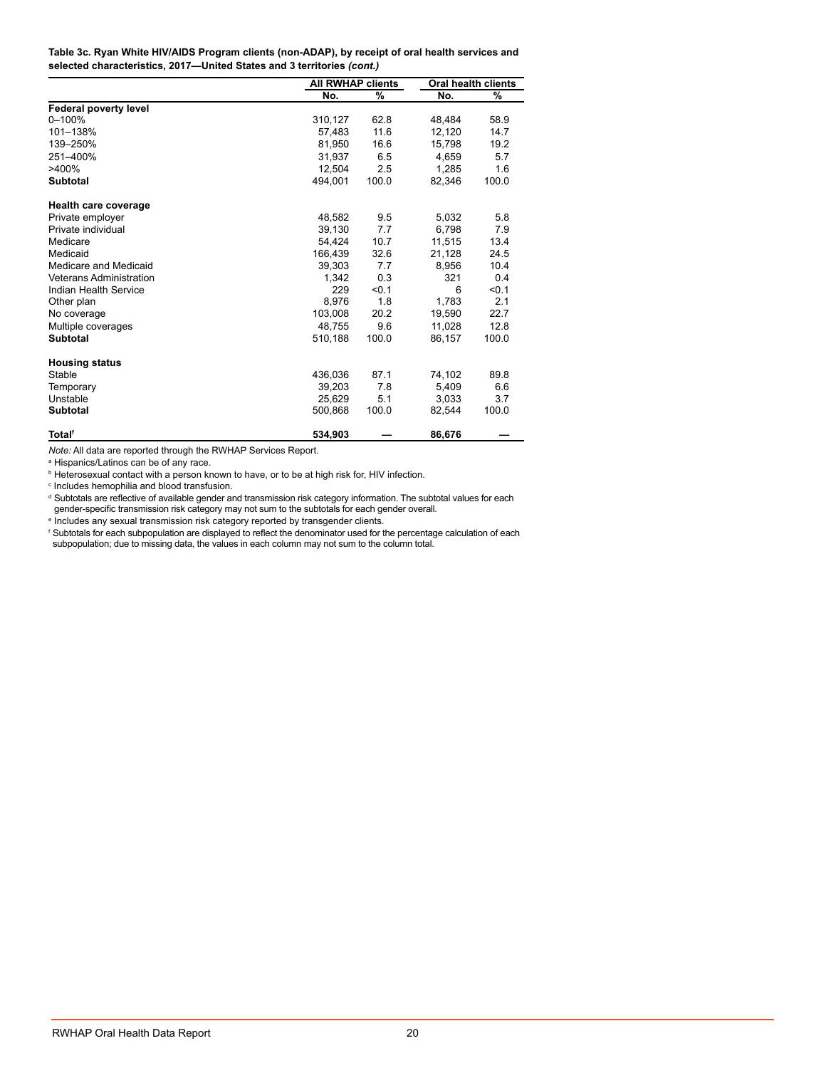**Table 3c. Ryan White HIV/AIDS Program clients (non-ADAP), by receipt of oral health services and selected characteristics, 2017—United States and 3 territories *(cont.)***

| | All RWHAP clients | | Oral health clients | |
|---|---|---|---|---|
| | No. | % | No. | % |
| **Federal poverty level** | | | | |
| 0–100% | 310,127 | 62.8 | 48,484 | 58.9 |
| 101–138% | 57,483 | 11.6 | 12,120 | 14.7 |
| 139–250% | 81,950 | 16.6 | 15,798 | 19.2 |
| 251–400% | 31,937 | 6.5 | 4,659 | 5.7 |
| >400% | 12,504 | 2.5 | 1,285 | 1.6 |
| **Subtotal** | 494,001 | 100.0 | 82,346 | 100.0 |
| **Health care coverage** | | | | |
| Private employer | 48,582 | 9.5 | 5,032 | 5.8 |
| Private individual | 39,130 | 7.7 | 6,798 | 7.9 |
| Medicare | 54,424 | 10.7 | 11,515 | 13.4 |
| Medicaid | 166,439 | 32.6 | 21,128 | 24.5 |
| Medicare and Medicaid | 39,303 | 7.7 | 8,956 | 10.4 |
| Veterans Administration | 1,342 | 0.3 | 321 | 0.4 |
| Indian Health Service | 229 | <0.1 | 6 | <0.1 |
| Other plan | 8,976 | 1.8 | 1,783 | 2.1 |
| No coverage | 103,008 | 20.2 | 19,590 | 22.7 |
| Multiple coverages | 48,755 | 9.6 | 11,028 | 12.8 |
| **Subtotal** | 510,188 | 100.0 | 86,157 | 100.0 |
| **Housing status** | | | | |
| Stable | 436,036 | 87.1 | 74,102 | 89.8 |
| Temporary | 39,203 | 7.8 | 5,409 | 6.6 |
| Unstable | 25,629 | 5.1 | 3,033 | 3.7 |
| **Subtotal** | 500,868 | 100.0 | 82,544 | 100.0 |
| **Total[f]** | **534,903** | — | **86,676** | — |

*Note:* All data are reported through the RWHAP Services Report.

[a] Hispanics/Latinos can be of any race.

[b] Heterosexual contact with a person known to have, or to be at high risk for, HIV infection.

[c] Includes hemophilia and blood transfusion.

[d] Subtotals are reflective of available gender and transmission risk category information. The subtotal values for each gender-specific transmission risk category may not sum to the subtotals for each gender overall.

[e] Includes any sexual transmission risk category reported by transgender clients.

[f] Subtotals for each subpopulation are displayed to reflect the denominator used for the percentage calculation of each subpopulation; due to missing data, the values in each column may not sum to the column total.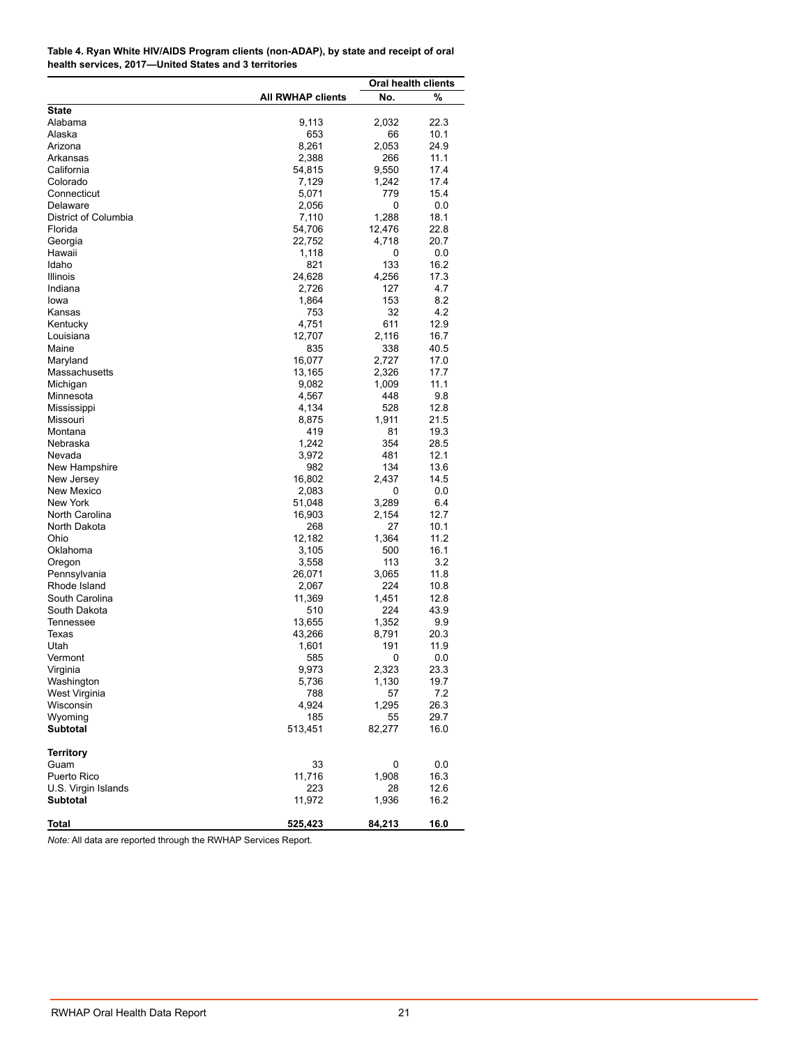**Table 4. Ryan White HIV/AIDS Program clients (non-ADAP), by state and receipt of oral health services, 2017—United States and 3 territories**

| | All RWHAP clients | Oral health clients | |
|---|---|---|---|
| | | No. | % |
| **State** | | | |
| Alabama | 9,113 | 2,032 | 22.3 |
| Alaska | 653 | 66 | 10.1 |
| Arizona | 8,261 | 2,053 | 24.9 |
| Arkansas | 2,388 | 266 | 11.1 |
| California | 54,815 | 9,550 | 17.4 |
| Colorado | 7,129 | 1,242 | 17.4 |
| Connecticut | 5,071 | 779 | 15.4 |
| Delaware | 2,056 | 0 | 0.0 |
| District of Columbia | 7,110 | 1,288 | 18.1 |
| Florida | 54,706 | 12,476 | 22.8 |
| Georgia | 22,752 | 4,718 | 20.7 |
| Hawaii | 1,118 | 0 | 0.0 |
| Idaho | 821 | 133 | 16.2 |
| Illinois | 24,628 | 4,256 | 17.3 |
| Indiana | 2,726 | 127 | 4.7 |
| Iowa | 1,864 | 153 | 8.2 |
| Kansas | 753 | 32 | 4.2 |
| Kentucky | 4,751 | 611 | 12.9 |
| Louisiana | 12,707 | 2,116 | 16.7 |
| Maine | 835 | 338 | 40.5 |
| Maryland | 16,077 | 2,727 | 17.0 |
| Massachusetts | 13,165 | 2,326 | 17.7 |
| Michigan | 9,082 | 1,009 | 11.1 |
| Minnesota | 4,567 | 448 | 9.8 |
| Mississippi | 4,134 | 528 | 12.8 |
| Missouri | 8,875 | 1,911 | 21.5 |
| Montana | 419 | 81 | 19.3 |
| Nebraska | 1,242 | 354 | 28.5 |
| Nevada | 3,972 | 481 | 12.1 |
| New Hampshire | 982 | 134 | 13.6 |
| New Jersey | 16,802 | 2,437 | 14.5 |
| New Mexico | 2,083 | 0 | 0.0 |
| New York | 51,048 | 3,289 | 6.4 |
| North Carolina | 16,903 | 2,154 | 12.7 |
| North Dakota | 268 | 27 | 10.1 |
| Ohio | 12,182 | 1,364 | 11.2 |
| Oklahoma | 3,105 | 500 | 16.1 |
| Oregon | 3,558 | 113 | 3.2 |
| Pennsylvania | 26,071 | 3,065 | 11.8 |
| Rhode Island | 2,067 | 224 | 10.8 |
| South Carolina | 11,369 | 1,451 | 12.8 |
| South Dakota | 510 | 224 | 43.9 |
| Tennessee | 13,655 | 1,352 | 9.9 |
| Texas | 43,266 | 8,791 | 20.3 |
| Utah | 1,601 | 191 | 11.9 |
| Vermont | 585 | 0 | 0.0 |
| Virginia | 9,973 | 2,323 | 23.3 |
| Washington | 5,736 | 1,130 | 19.7 |
| West Virginia | 788 | 57 | 7.2 |
| Wisconsin | 4,924 | 1,295 | 26.3 |
| Wyoming | 185 | 55 | 29.7 |
| **Subtotal** | 513,451 | 82,277 | 16.0 |
| **Territory** | | | |
| Guam | 33 | 0 | 0.0 |
| Puerto Rico | 11,716 | 1,908 | 16.3 |
| U.S. Virgin Islands | 223 | 28 | 12.6 |
| **Subtotal** | 11,972 | 1,936 | 16.2 |
| **Total** | **525,423** | **84,213** | **16.0** |

*Note:* All data are reported through the RWHAP Services Report.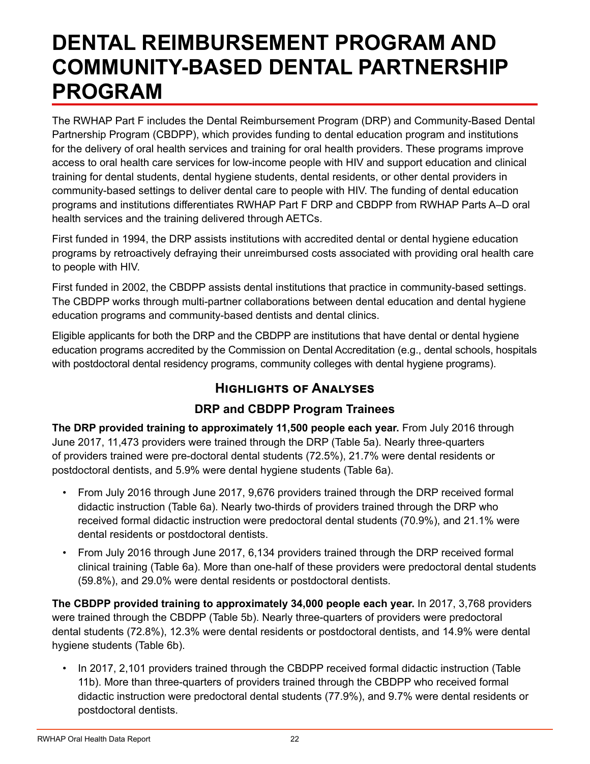# DENTAL REIMBURSEMENT PROGRAM AND COMMUNITY-BASED DENTAL PARTNERSHIP PROGRAM

The RWHAP Part F includes the Dental Reimbursement Program (DRP) and Community-Based Dental Partnership Program (CBDPP), which provides funding to dental education program and institutions for the delivery of oral health services and training for oral health providers. These programs improve access to oral health care services for low-income people with HIV and support education and clinical training for dental students, dental hygiene students, dental residents, or other dental providers in community-based settings to deliver dental care to people with HIV. The funding of dental education programs and institutions differentiates RWHAP Part F DRP and CBDPP from RWHAP Parts A–D oral health services and the training delivered through AETCs.

First funded in 1994, the DRP assists institutions with accredited dental or dental hygiene education programs by retroactively defraying their unreimbursed costs associated with providing oral health care to people with HIV.

First funded in 2002, the CBDPP assists dental institutions that practice in community-based settings. The CBDPP works through multi-partner collaborations between dental education and dental hygiene education programs and community-based dentists and dental clinics.

Eligible applicants for both the DRP and the CBDPP are institutions that have dental or dental hygiene education programs accredited by the Commission on Dental Accreditation (e.g., dental schools, hospitals with postdoctoral dental residency programs, community colleges with dental hygiene programs).

## Highlights of Analyses

### DRP and CBDPP Program Trainees

**The DRP provided training to approximately 11,500 people each year.** From July 2016 through June 2017, 11,473 providers were trained through the DRP (Table 5a). Nearly three-quarters of providers trained were pre-doctoral dental students (72.5%), 21.7% were dental residents or postdoctoral dentists, and 5.9% were dental hygiene students (Table 6a).

- From July 2016 through June 2017, 9,676 providers trained through the DRP received formal didactic instruction (Table 6a). Nearly two-thirds of providers trained through the DRP who received formal didactic instruction were predoctoral dental students (70.9%), and 21.1% were dental residents or postdoctoral dentists.
- From July 2016 through June 2017, 6,134 providers trained through the DRP received formal clinical training (Table 6a). More than one-half of these providers were predoctoral dental students (59.8%), and 29.0% were dental residents or postdoctoral dentists.

**The CBDPP provided training to approximately 34,000 people each year.** In 2017, 3,768 providers were trained through the CBDPP (Table 5b). Nearly three-quarters of providers were predoctoral dental students (72.8%), 12.3% were dental residents or postdoctoral dentists, and 14.9% were dental hygiene students (Table 6b).

- In 2017, 2,101 providers trained through the CBDPP received formal didactic instruction (Table 11b). More than three-quarters of providers trained through the CBDPP who received formal didactic instruction were predoctoral dental students (77.9%), and 9.7% were dental residents or postdoctoral dentists.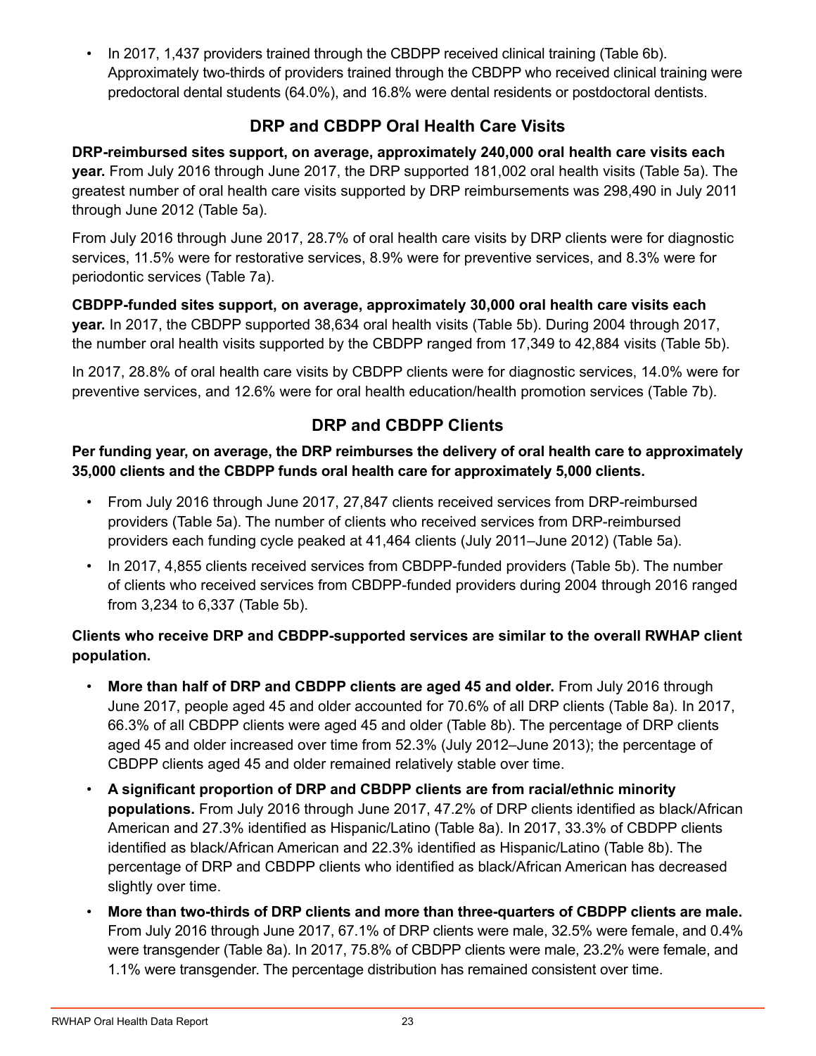- In 2017, 1,437 providers trained through the CBDPP received clinical training (Table 6b). Approximately two-thirds of providers trained through the CBDPP who received clinical training were predoctoral dental students (64.0%), and 16.8% were dental residents or postdoctoral dentists.

## DRP and CBDPP Oral Health Care Visits

**DRP-reimbursed sites support, on average, approximately 240,000 oral health care visits each year.** From July 2016 through June 2017, the DRP supported 181,002 oral health visits (Table 5a). The greatest number of oral health care visits supported by DRP reimbursements was 298,490 in July 2011 through June 2012 (Table 5a).

From July 2016 through June 2017, 28.7% of oral health care visits by DRP clients were for diagnostic services, 11.5% were for restorative services, 8.9% were for preventive services, and 8.3% were for periodontic services (Table 7a).

**CBDPP-funded sites support, on average, approximately 30,000 oral health care visits each year.** In 2017, the CBDPP supported 38,634 oral health visits (Table 5b). During 2004 through 2017, the number oral health visits supported by the CBDPP ranged from 17,349 to 42,884 visits (Table 5b).

In 2017, 28.8% of oral health care visits by CBDPP clients were for diagnostic services, 14.0% were for preventive services, and 12.6% were for oral health education/health promotion services (Table 7b).

## DRP and CBDPP Clients

**Per funding year, on average, the DRP reimburses the delivery of oral health care to approximately 35,000 clients and the CBDPP funds oral health care for approximately 5,000 clients.**

- From July 2016 through June 2017, 27,847 clients received services from DRP-reimbursed providers (Table 5a). The number of clients who received services from DRP-reimbursed providers each funding cycle peaked at 41,464 clients (July 2011–June 2012) (Table 5a).
- In 2017, 4,855 clients received services from CBDPP-funded providers (Table 5b). The number of clients who received services from CBDPP-funded providers during 2004 through 2016 ranged from 3,234 to 6,337 (Table 5b).

**Clients who receive DRP and CBDPP-supported services are similar to the overall RWHAP client population.**

- **More than half of DRP and CBDPP clients are aged 45 and older.** From July 2016 through June 2017, people aged 45 and older accounted for 70.6% of all DRP clients (Table 8a). In 2017, 66.3% of all CBDPP clients were aged 45 and older (Table 8b). The percentage of DRP clients aged 45 and older increased over time from 52.3% (July 2012–June 2013); the percentage of CBDPP clients aged 45 and older remained relatively stable over time.
- **A significant proportion of DRP and CBDPP clients are from racial/ethnic minority populations.** From July 2016 through June 2017, 47.2% of DRP clients identified as black/African American and 27.3% identified as Hispanic/Latino (Table 8a). In 2017, 33.3% of CBDPP clients identified as black/African American and 22.3% identified as Hispanic/Latino (Table 8b). The percentage of DRP and CBDPP clients who identified as black/African American has decreased slightly over time.
- **More than two-thirds of DRP clients and more than three-quarters of CBDPP clients are male.** From July 2016 through June 2017, 67.1% of DRP clients were male, 32.5% were female, and 0.4% were transgender (Table 8a). In 2017, 75.8% of CBDPP clients were male, 23.2% were female, and 1.1% were transgender. The percentage distribution has remained consistent over time.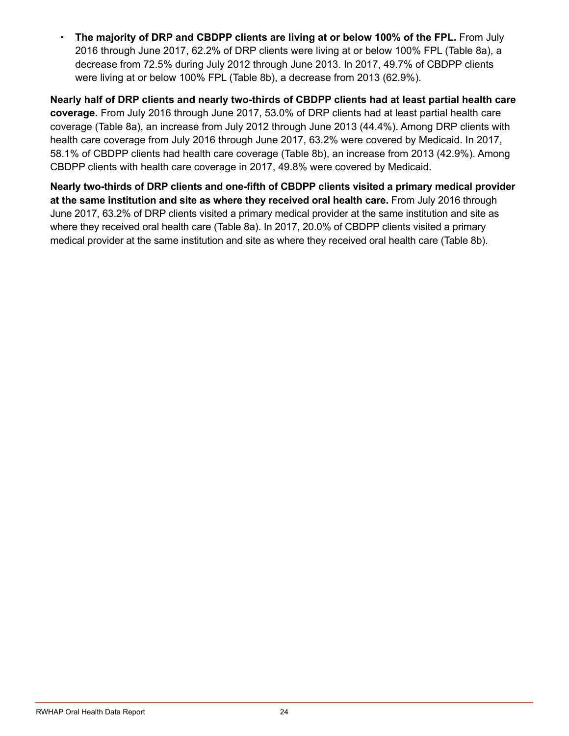- **The majority of DRP and CBDPP clients are living at or below 100% of the FPL.** From July 2016 through June 2017, 62.2% of DRP clients were living at or below 100% FPL (Table 8a), a decrease from 72.5% during July 2012 through June 2013. In 2017, 49.7% of CBDPP clients were living at or below 100% FPL (Table 8b), a decrease from 2013 (62.9%).

**Nearly half of DRP clients and nearly two-thirds of CBDPP clients had at least partial health care coverage.** From July 2016 through June 2017, 53.0% of DRP clients had at least partial health care coverage (Table 8a), an increase from July 2012 through June 2013 (44.4%). Among DRP clients with health care coverage from July 2016 through June 2017, 63.2% were covered by Medicaid. In 2017, 58.1% of CBDPP clients had health care coverage (Table 8b), an increase from 2013 (42.9%). Among CBDPP clients with health care coverage in 2017, 49.8% were covered by Medicaid.

**Nearly two-thirds of DRP clients and one-fifth of CBDPP clients visited a primary medical provider at the same institution and site as where they received oral health care.** From July 2016 through June 2017, 63.2% of DRP clients visited a primary medical provider at the same institution and site as where they received oral health care (Table 8a). In 2017, 20.0% of CBDPP clients visited a primary medical provider at the same institution and site as where they received oral health care (Table 8b).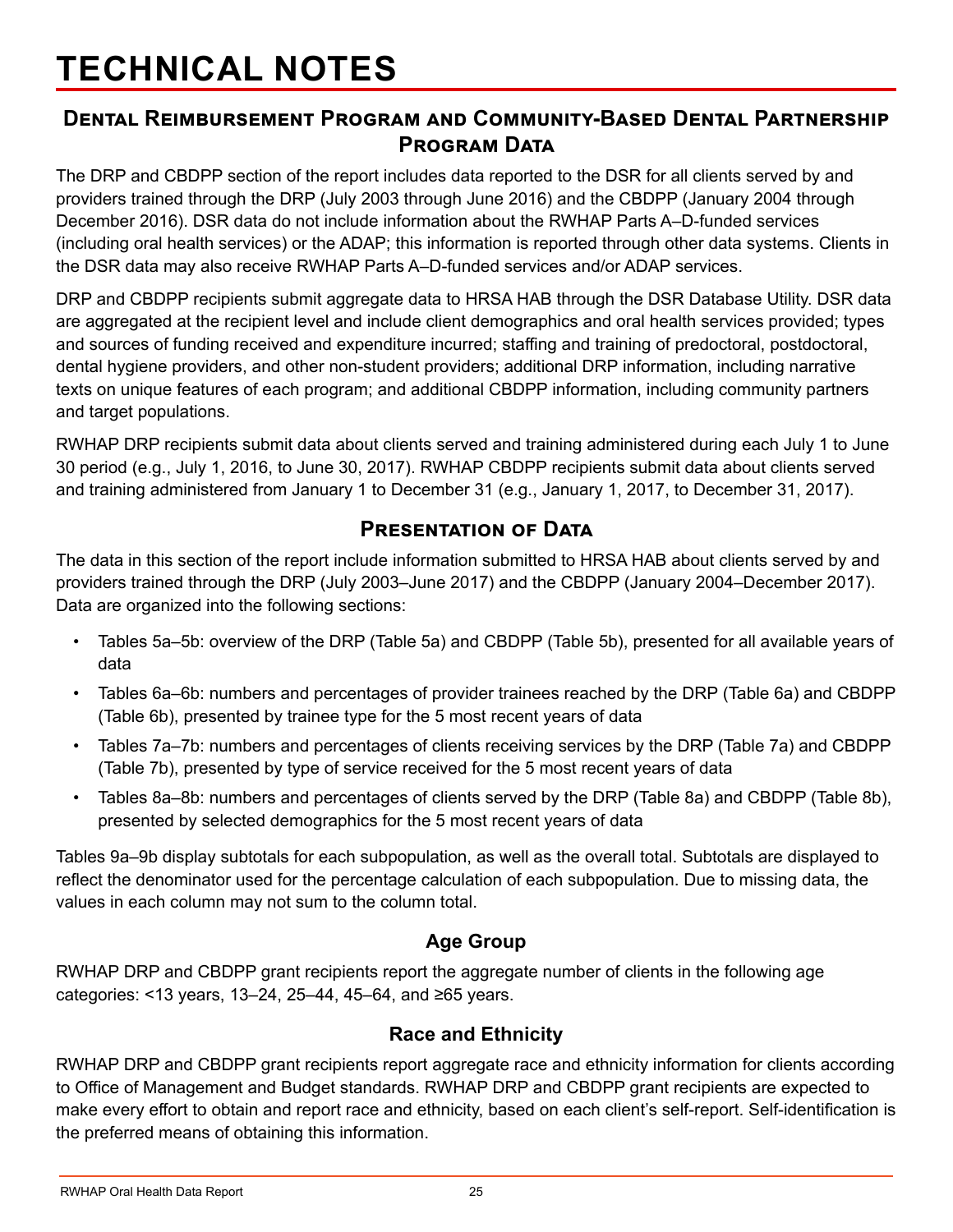# TECHNICAL NOTES

## Dental Reimbursement Program and Community-Based Dental Partnership Program Data

The DRP and CBDPP section of the report includes data reported to the DSR for all clients served by and providers trained through the DRP (July 2003 through June 2016) and the CBDPP (January 2004 through December 2016). DSR data do not include information about the RWHAP Parts A–D-funded services (including oral health services) or the ADAP; this information is reported through other data systems. Clients in the DSR data may also receive RWHAP Parts A–D-funded services and/or ADAP services.

DRP and CBDPP recipients submit aggregate data to HRSA HAB through the DSR Database Utility. DSR data are aggregated at the recipient level and include client demographics and oral health services provided; types and sources of funding received and expenditure incurred; staffing and training of predoctoral, postdoctoral, dental hygiene providers, and other non-student providers; additional DRP information, including narrative texts on unique features of each program; and additional CBDPP information, including community partners and target populations.

RWHAP DRP recipients submit data about clients served and training administered during each July 1 to June 30 period (e.g., July 1, 2016, to June 30, 2017). RWHAP CBDPP recipients submit data about clients served and training administered from January 1 to December 31 (e.g., January 1, 2017, to December 31, 2017).

## Presentation of Data

The data in this section of the report include information submitted to HRSA HAB about clients served by and providers trained through the DRP (July 2003–June 2017) and the CBDPP (January 2004–December 2017). Data are organized into the following sections:

- Tables 5a–5b: overview of the DRP (Table 5a) and CBDPP (Table 5b), presented for all available years of data
- Tables 6a–6b: numbers and percentages of provider trainees reached by the DRP (Table 6a) and CBDPP (Table 6b), presented by trainee type for the 5 most recent years of data
- Tables 7a–7b: numbers and percentages of clients receiving services by the DRP (Table 7a) and CBDPP (Table 7b), presented by type of service received for the 5 most recent years of data
- Tables 8a–8b: numbers and percentages of clients served by the DRP (Table 8a) and CBDPP (Table 8b), presented by selected demographics for the 5 most recent years of data

Tables 9a–9b display subtotals for each subpopulation, as well as the overall total. Subtotals are displayed to reflect the denominator used for the percentage calculation of each subpopulation. Due to missing data, the values in each column may not sum to the column total.

### Age Group

RWHAP DRP and CBDPP grant recipients report the aggregate number of clients in the following age categories: <13 years, 13–24, 25–44, 45–64, and ≥65 years.

### Race and Ethnicity

RWHAP DRP and CBDPP grant recipients report aggregate race and ethnicity information for clients according to Office of Management and Budget standards. RWHAP DRP and CBDPP grant recipients are expected to make every effort to obtain and report race and ethnicity, based on each client's self-report. Self-identification is the preferred means of obtaining this information.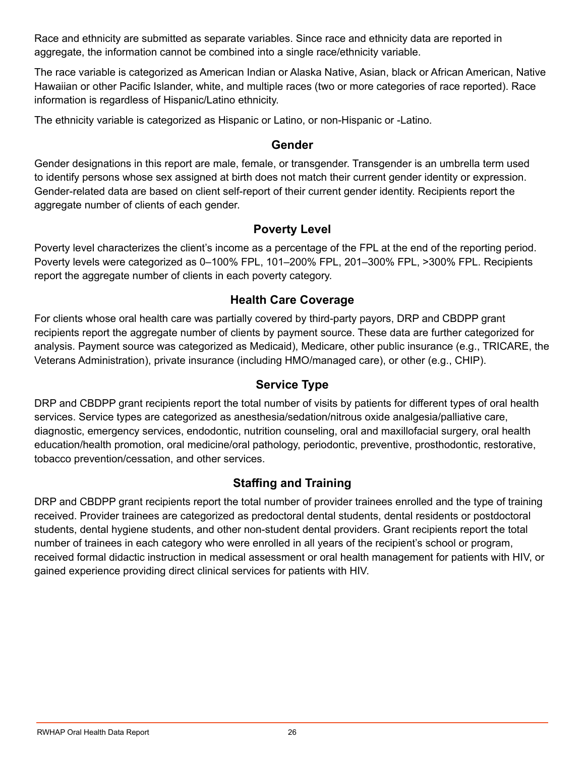Race and ethnicity are submitted as separate variables. Since race and ethnicity data are reported in aggregate, the information cannot be combined into a single race/ethnicity variable.

The race variable is categorized as American Indian or Alaska Native, Asian, black or African American, Native Hawaiian or other Pacific Islander, white, and multiple races (two or more categories of race reported). Race information is regardless of Hispanic/Latino ethnicity.

The ethnicity variable is categorized as Hispanic or Latino, or non-Hispanic or -Latino.

## Gender

Gender designations in this report are male, female, or transgender. Transgender is an umbrella term used to identify persons whose sex assigned at birth does not match their current gender identity or expression. Gender-related data are based on client self-report of their current gender identity. Recipients report the aggregate number of clients of each gender.

## Poverty Level

Poverty level characterizes the client's income as a percentage of the FPL at the end of the reporting period. Poverty levels were categorized as 0–100% FPL, 101–200% FPL, 201–300% FPL, >300% FPL. Recipients report the aggregate number of clients in each poverty category.

## Health Care Coverage

For clients whose oral health care was partially covered by third-party payors, DRP and CBDPP grant recipients report the aggregate number of clients by payment source. These data are further categorized for analysis. Payment source was categorized as Medicaid), Medicare, other public insurance (e.g., TRICARE, the Veterans Administration), private insurance (including HMO/managed care), or other (e.g., CHIP).

## Service Type

DRP and CBDPP grant recipients report the total number of visits by patients for different types of oral health services. Service types are categorized as anesthesia/sedation/nitrous oxide analgesia/palliative care, diagnostic, emergency services, endodontic, nutrition counseling, oral and maxillofacial surgery, oral health education/health promotion, oral medicine/oral pathology, periodontic, preventive, prosthodontic, restorative, tobacco prevention/cessation, and other services.

## Staffing and Training

DRP and CBDPP grant recipients report the total number of provider trainees enrolled and the type of training received. Provider trainees are categorized as predoctoral dental students, dental residents or postdoctoral students, dental hygiene students, and other non-student dental providers. Grant recipients report the total number of trainees in each category who were enrolled in all years of the recipient's school or program, received formal didactic instruction in medical assessment or oral health management for patients with HIV, or gained experience providing direct clinical services for patients with HIV.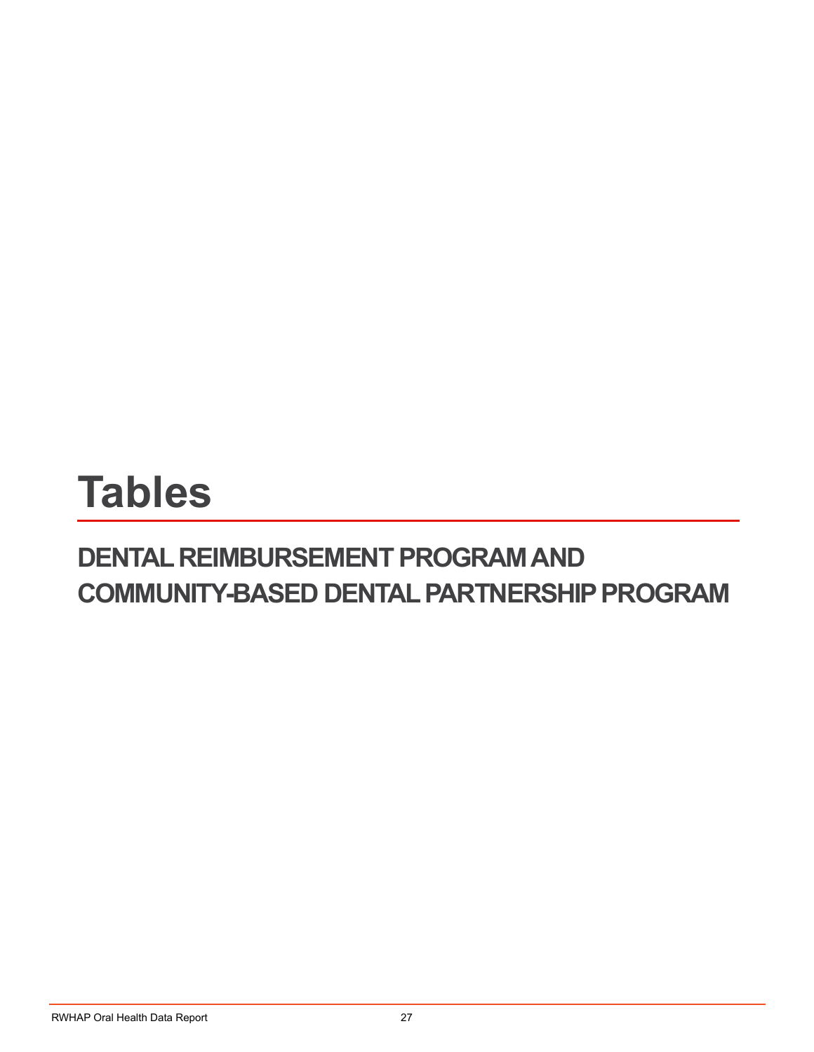# Tables

## DENTAL REIMBURSEMENT PROGRAM AND COMMUNITY-BASED DENTAL PARTNERSHIP PROGRAM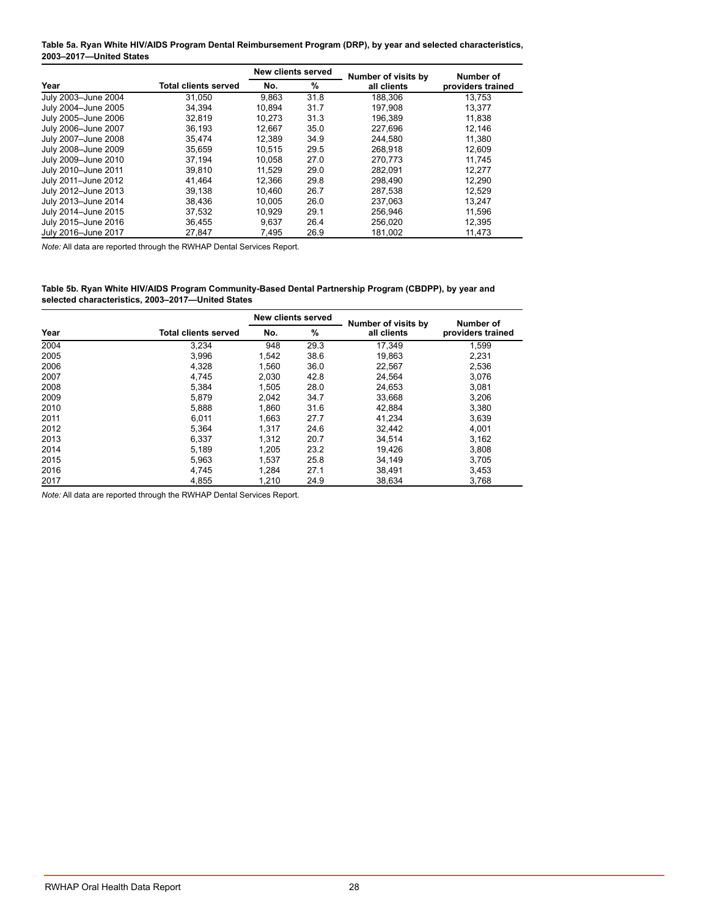**Table 5a. Ryan White HIV/AIDS Program Dental Reimbursement Program (DRP), by year and selected characteristics, 2003–2017—United States**

| Year | Total clients served | New clients served | | Number of visits by all clients | Number of providers trained |
|---|---|---|---|---|---|
| | | No. | % | | |
| July 2003–June 2004 | 31,050 | 9,863 | 31.8 | 188,306 | 13,753 |
| July 2004–June 2005 | 34,394 | 10,894 | 31.7 | 197,908 | 13,377 |
| July 2005–June 2006 | 32,819 | 10,273 | 31.3 | 196,389 | 11,838 |
| July 2006–June 2007 | 36,193 | 12,667 | 35.0 | 227,696 | 12,146 |
| July 2007–June 2008 | 35,474 | 12,389 | 34.9 | 244,580 | 11,380 |
| July 2008–June 2009 | 35,659 | 10,515 | 29.5 | 268,918 | 12,609 |
| July 2009–June 2010 | 37,194 | 10,058 | 27.0 | 270,773 | 11,745 |
| July 2010–June 2011 | 39,810 | 11,529 | 29.0 | 282,091 | 12,277 |
| July 2011–June 2012 | 41,464 | 12,366 | 29.8 | 298,490 | 12,290 |
| July 2012–June 2013 | 39,138 | 10,460 | 26.7 | 287,538 | 12,529 |
| July 2013–June 2014 | 38,436 | 10,005 | 26.0 | 237,063 | 13,247 |
| July 2014–June 2015 | 37,532 | 10,929 | 29.1 | 256,946 | 11,596 |
| July 2015–June 2016 | 36,455 | 9,637 | 26.4 | 256,020 | 12,395 |
| July 2016–June 2017 | 27,847 | 7,495 | 26.9 | 181,002 | 11,473 |

*Note:* All data are reported through the RWHAP Dental Services Report.

**Table 5b. Ryan White HIV/AIDS Program Community-Based Dental Partnership Program (CBDPP), by year and selected characteristics, 2003–2017—United States**

| Year | Total clients served | New clients served | | Number of visits by all clients | Number of providers trained |
|---|---|---|---|---|---|
| | | No. | % | | |
| 2004 | 3,234 | 948 | 29.3 | 17,349 | 1,599 |
| 2005 | 3,996 | 1,542 | 38.6 | 19,863 | 2,231 |
| 2006 | 4,328 | 1,560 | 36.0 | 22,567 | 2,536 |
| 2007 | 4,745 | 2,030 | 42.8 | 24,564 | 3,076 |
| 2008 | 5,384 | 1,505 | 28.0 | 24,653 | 3,081 |
| 2009 | 5,879 | 2,042 | 34.7 | 33,668 | 3,206 |
| 2010 | 5,888 | 1,860 | 31.6 | 42,884 | 3,380 |
| 2011 | 6,011 | 1,663 | 27.7 | 41,234 | 3,639 |
| 2012 | 5,364 | 1,317 | 24.6 | 32,442 | 4,001 |
| 2013 | 6,337 | 1,312 | 20.7 | 34,514 | 3,162 |
| 2014 | 5,189 | 1,205 | 23.2 | 19,426 | 3,808 |
| 2015 | 5,963 | 1,537 | 25.8 | 34,149 | 3,705 |
| 2016 | 4,745 | 1,284 | 27.1 | 38,491 | 3,453 |
| 2017 | 4,855 | 1,210 | 24.9 | 38,634 | 3,768 |

*Note:* All data are reported through the RWHAP Dental Services Report.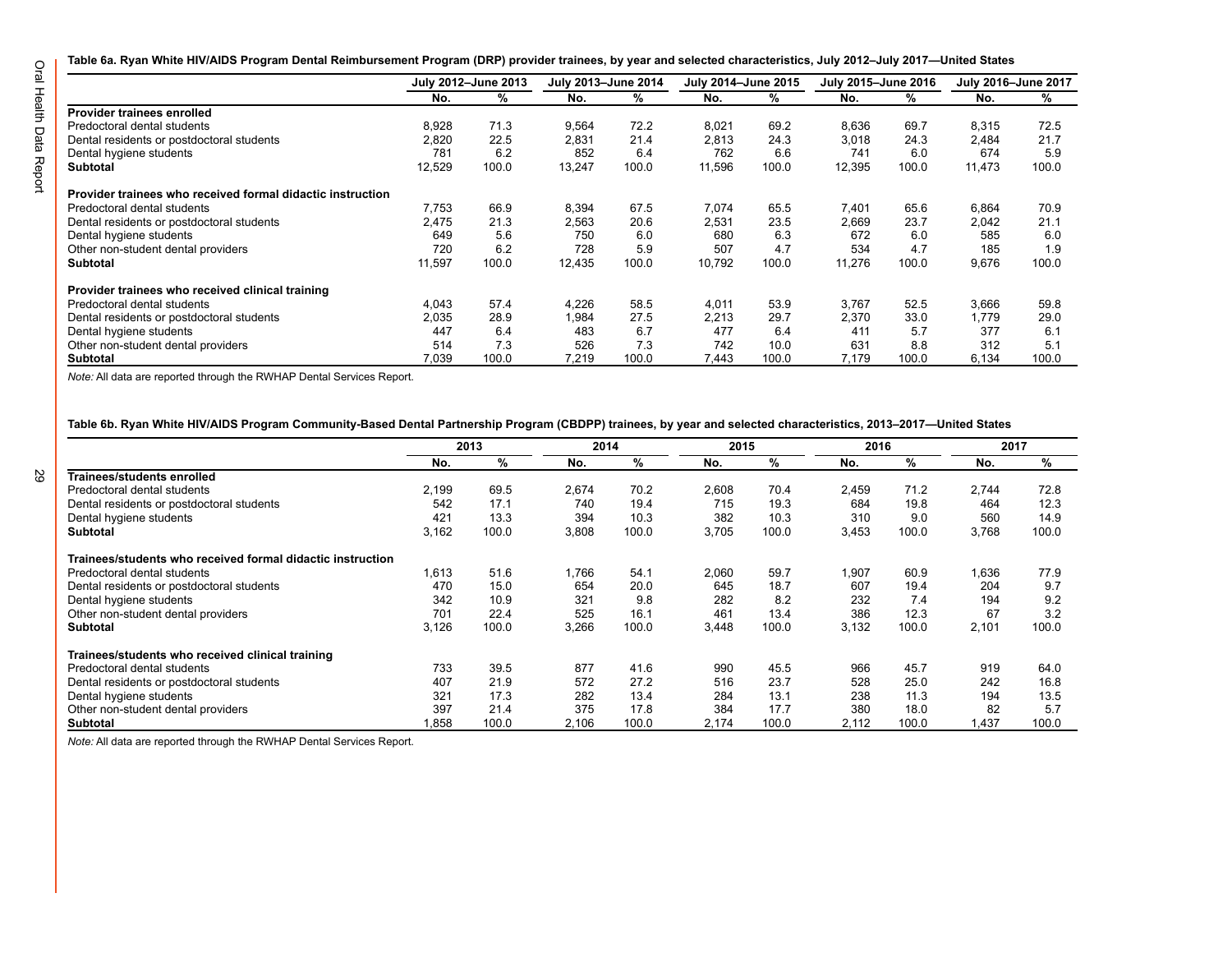**Table 6a. Ryan White HIV/AIDS Program Dental Reimbursement Program (DRP) provider trainees, by year and selected characteristics, July 2012–July 2017—United States**

| | July 2012–June 2013 | | July 2013–June 2014 | | July 2014–June 2015 | | July 2015–June 2016 | | July 2016–June 2017 | |
|---|---|---|---|---|---|---|---|---|---|---|
| | No. | % | No. | % | No. | % | No. | % | No. | % |
| **Provider trainees enrolled** | | | | | | | | | | |
| Predoctoral dental students | 8,928 | 71.3 | 9,564 | 72.2 | 8,021 | 69.2 | 8,636 | 69.7 | 8,315 | 72.5 |
| Dental residents or postdoctoral students | 2,820 | 22.5 | 2,831 | 21.4 | 2,813 | 24.3 | 3,018 | 24.3 | 2,484 | 21.7 |
| Dental hygiene students | 781 | 6.2 | 852 | 6.4 | 762 | 6.6 | 741 | 6.0 | 674 | 5.9 |
| **Subtotal** | 12,529 | 100.0 | 13,247 | 100.0 | 11,596 | 100.0 | 12,395 | 100.0 | 11,473 | 100.0 |
| **Provider trainees who received formal didactic instruction** | | | | | | | | | | |
| Predoctoral dental students | 7,753 | 66.9 | 8,394 | 67.5 | 7,074 | 65.5 | 7,401 | 65.6 | 6,864 | 70.9 |
| Dental residents or postdoctoral students | 2,475 | 21.3 | 2,563 | 20.6 | 2,531 | 23.5 | 2,669 | 23.7 | 2,042 | 21.1 |
| Dental hygiene students | 649 | 5.6 | 750 | 6.0 | 680 | 6.3 | 672 | 6.0 | 585 | 6.0 |
| Other non-student dental providers | 720 | 6.2 | 728 | 5.9 | 507 | 4.7 | 534 | 4.7 | 185 | 1.9 |
| **Subtotal** | 11,597 | 100.0 | 12,435 | 100.0 | 10,792 | 100.0 | 11,276 | 100.0 | 9,676 | 100.0 |
| **Provider trainees who received clinical training** | | | | | | | | | | |
| Predoctoral dental students | 4,043 | 57.4 | 4,226 | 58.5 | 4,011 | 53.9 | 3,767 | 52.5 | 3,666 | 59.8 |
| Dental residents or postdoctoral students | 2,035 | 28.9 | 1,984 | 27.5 | 2,213 | 29.7 | 2,370 | 33.0 | 1,779 | 29.0 |
| Dental hygiene students | 447 | 6.4 | 483 | 6.7 | 477 | 6.4 | 411 | 5.7 | 377 | 6.1 |
| Other non-student dental providers | 514 | 7.3 | 526 | 7.3 | 742 | 10.0 | 631 | 8.8 | 312 | 5.1 |
| **Subtotal** | 7,039 | 100.0 | 7,219 | 100.0 | 7,443 | 100.0 | 7,179 | 100.0 | 6,134 | 100.0 |

*Note:* All data are reported through the RWHAP Dental Services Report.

**Table 6b. Ryan White HIV/AIDS Program Community-Based Dental Partnership Program (CBDPP) trainees, by year and selected characteristics, 2013–2017—United States**

| | 2013 | | 2014 | | 2015 | | 2016 | | 2017 | |
|---|---|---|---|---|---|---|---|---|---|---|
| | No. | % | No. | % | No. | % | No. | % | No. | % |
| **Trainees/students enrolled** | | | | | | | | | | |
| Predoctoral dental students | 2,199 | 69.5 | 2,674 | 70.2 | 2,608 | 70.4 | 2,459 | 71.2 | 2,744 | 72.8 |
| Dental residents or postdoctoral students | 542 | 17.1 | 740 | 19.4 | 715 | 19.3 | 684 | 19.8 | 464 | 12.3 |
| Dental hygiene students | 421 | 13.3 | 394 | 10.3 | 382 | 10.3 | 310 | 9.0 | 560 | 14.9 |
| **Subtotal** | 3,162 | 100.0 | 3,808 | 100.0 | 3,705 | 100.0 | 3,453 | 100.0 | 3,768 | 100.0 |
| **Trainees/students who received formal didactic instruction** | | | | | | | | | | |
| Predoctoral dental students | 1,613 | 51.6 | 1,766 | 54.1 | 2,060 | 59.7 | 1,907 | 60.9 | 1,636 | 77.9 |
| Dental residents or postdoctoral students | 470 | 15.0 | 654 | 20.0 | 645 | 18.7 | 607 | 19.4 | 204 | 9.7 |
| Dental hygiene students | 342 | 10.9 | 321 | 9.8 | 282 | 8.2 | 232 | 7.4 | 194 | 9.2 |
| Other non-student dental providers | 701 | 22.4 | 525 | 16.1 | 461 | 13.4 | 386 | 12.3 | 67 | 3.2 |
| **Subtotal** | 3,126 | 100.0 | 3,266 | 100.0 | 3,448 | 100.0 | 3,132 | 100.0 | 2,101 | 100.0 |
| **Trainees/students who received clinical training** | | | | | | | | | | |
| Predoctoral dental students | 733 | 39.5 | 877 | 41.6 | 990 | 45.5 | 966 | 45.7 | 919 | 64.0 |
| Dental residents or postdoctoral students | 407 | 21.9 | 572 | 27.2 | 516 | 23.7 | 528 | 25.0 | 242 | 16.8 |
| Dental hygiene students | 321 | 17.3 | 282 | 13.4 | 284 | 13.1 | 238 | 11.3 | 194 | 13.5 |
| Other non-student dental providers | 397 | 21.4 | 375 | 17.8 | 384 | 17.7 | 380 | 18.0 | 82 | 5.7 |
| **Subtotal** | 1,858 | 100.0 | 2,106 | 100.0 | 2,174 | 100.0 | 2,112 | 100.0 | 1,437 | 100.0 |

*Note:* All data are reported through the RWHAP Dental Services Report.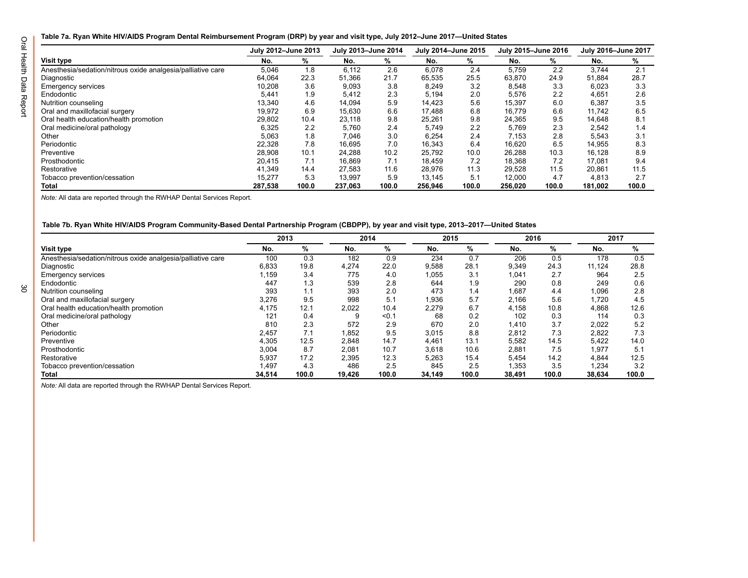**Table 7a. Ryan White HIV/AIDS Program Dental Reimbursement Program (DRP) by year and visit type, July 2012–June 2017—United States**

| | July 2012–June 2013 | | July 2013–June 2014 | | July 2014–June 2015 | | July 2015–June 2016 | | July 2016–June 2017 | |
|---|---|---|---|---|---|---|---|---|---|---|
| **Visit type** | **No.** | **%** | **No.** | **%** | **No.** | **%** | **No.** | **%** | **No.** | **%** |
| Anesthesia/sedation/nitrous oxide analgesia/palliative care | 5,046 | 1.8 | 6,112 | 2.6 | 6,078 | 2.4 | 5,759 | 2.2 | 3,744 | 2.1 |
| Diagnostic | 64,064 | 22.3 | 51,366 | 21.7 | 65,535 | 25.5 | 63,870 | 24.9 | 51,884 | 28.7 |
| Emergency services | 10,208 | 3.6 | 9,093 | 3.8 | 8,249 | 3.2 | 8,548 | 3.3 | 6,023 | 3.3 |
| Endodontic | 5,441 | 1.9 | 5,412 | 2.3 | 5,194 | 2.0 | 5,576 | 2.2 | 4,651 | 2.6 |
| Nutrition counseling | 13,340 | 4.6 | 14,094 | 5.9 | 14,423 | 5.6 | 15,397 | 6.0 | 6,387 | 3.5 |
| Oral and maxillofacial surgery | 19,972 | 6.9 | 15,630 | 6.6 | 17,488 | 6.8 | 16,779 | 6.6 | 11,742 | 6.5 |
| Oral health education/health promotion | 29,802 | 10.4 | 23,118 | 9.8 | 25,261 | 9.8 | 24,365 | 9.5 | 14,648 | 8.1 |
| Oral medicine/oral pathology | 6,325 | 2.2 | 5,760 | 2.4 | 5,749 | 2.2 | 5,769 | 2.3 | 2,542 | 1.4 |
| Other | 5,063 | 1.8 | 7,046 | 3.0 | 6,254 | 2.4 | 7,153 | 2.8 | 5,543 | 3.1 |
| Periodontic | 22,328 | 7.8 | 16,695 | 7.0 | 16,343 | 6.4 | 16,620 | 6.5 | 14,955 | 8.3 |
| Preventive | 28,908 | 10.1 | 24,288 | 10.2 | 25,792 | 10.0 | 26,288 | 10.3 | 16,128 | 8.9 |
| Prosthodontic | 20,415 | 7.1 | 16,869 | 7.1 | 18,459 | 7.2 | 18,368 | 7.2 | 17,081 | 9.4 |
| Restorative | 41,349 | 14.4 | 27,583 | 11.6 | 28,976 | 11.3 | 29,528 | 11.5 | 20,861 | 11.5 |
| Tobacco prevention/cessation | 15,277 | 5.3 | 13,997 | 5.9 | 13,145 | 5.1 | 12,000 | 4.7 | 4,813 | 2.7 |
| **Total** | **287,538** | **100.0** | **237,063** | **100.0** | **256,946** | **100.0** | **256,020** | **100.0** | **181,002** | **100.0** |

*Note:* All data are reported through the RWHAP Dental Services Report.

**Table 7b. Ryan White HIV/AIDS Program Community-Based Dental Partnership Program (CBDPP), by year and visit type, 2013–2017—United States**

| | 2013 | | 2014 | | 2015 | | 2016 | | 2017 | |
|---|---|---|---|---|---|---|---|---|---|---|
| **Visit type** | **No.** | **%** | **No.** | **%** | **No.** | **%** | **No.** | **%** | **No.** | **%** |
| Anesthesia/sedation/nitrous oxide analgesia/palliative care | 100 | 0.3 | 182 | 0.9 | 234 | 0.7 | 206 | 0.5 | 178 | 0.5 |
| Diagnostic | 6,833 | 19.8 | 4,274 | 22.0 | 9,588 | 28.1 | 9,349 | 24.3 | 11,124 | 28.8 |
| Emergency services | 1,159 | 3.4 | 775 | 4.0 | 1,055 | 3.1 | 1,041 | 2.7 | 964 | 2.5 |
| Endodontic | 447 | 1.3 | 539 | 2.8 | 644 | 1.9 | 290 | 0.8 | 249 | 0.6 |
| Nutrition counseling | 393 | 1.1 | 393 | 2.0 | 473 | 1.4 | 1,687 | 4.4 | 1,096 | 2.8 |
| Oral and maxillofacial surgery | 3,276 | 9.5 | 998 | 5.1 | 1,936 | 5.7 | 2,166 | 5.6 | 1,720 | 4.5 |
| Oral health education/health promotion | 4,175 | 12.1 | 2,022 | 10.4 | 2,279 | 6.7 | 4,158 | 10.8 | 4,868 | 12.6 |
| Oral medicine/oral pathology | 121 | 0.4 | 9 | <0.1 | 68 | 0.2 | 102 | 0.3 | 114 | 0.3 |
| Other | 810 | 2.3 | 572 | 2.9 | 670 | 2.0 | 1,410 | 3.7 | 2,022 | 5.2 |
| Periodontic | 2,457 | 7.1 | 1,852 | 9.5 | 3,015 | 8.8 | 2,812 | 7.3 | 2,822 | 7.3 |
| Preventive | 4,305 | 12.5 | 2,848 | 14.7 | 4,461 | 13.1 | 5,582 | 14.5 | 5,422 | 14.0 |
| Prosthodontic | 3,004 | 8.7 | 2,081 | 10.7 | 3,618 | 10.6 | 2,881 | 7.5 | 1,977 | 5.1 |
| Restorative | 5,937 | 17.2 | 2,395 | 12.3 | 5,263 | 15.4 | 5,454 | 14.2 | 4,844 | 12.5 |
| Tobacco prevention/cessation | 1,497 | 4.3 | 486 | 2.5 | 845 | 2.5 | 1,353 | 3.5 | 1,234 | 3.2 |
| **Total** | **34,514** | **100.0** | **19,426** | **100.0** | **34,149** | **100.0** | **38,491** | **100.0** | **38,634** | **100.0** |

*Note:* All data are reported through the RWHAP Dental Services Report.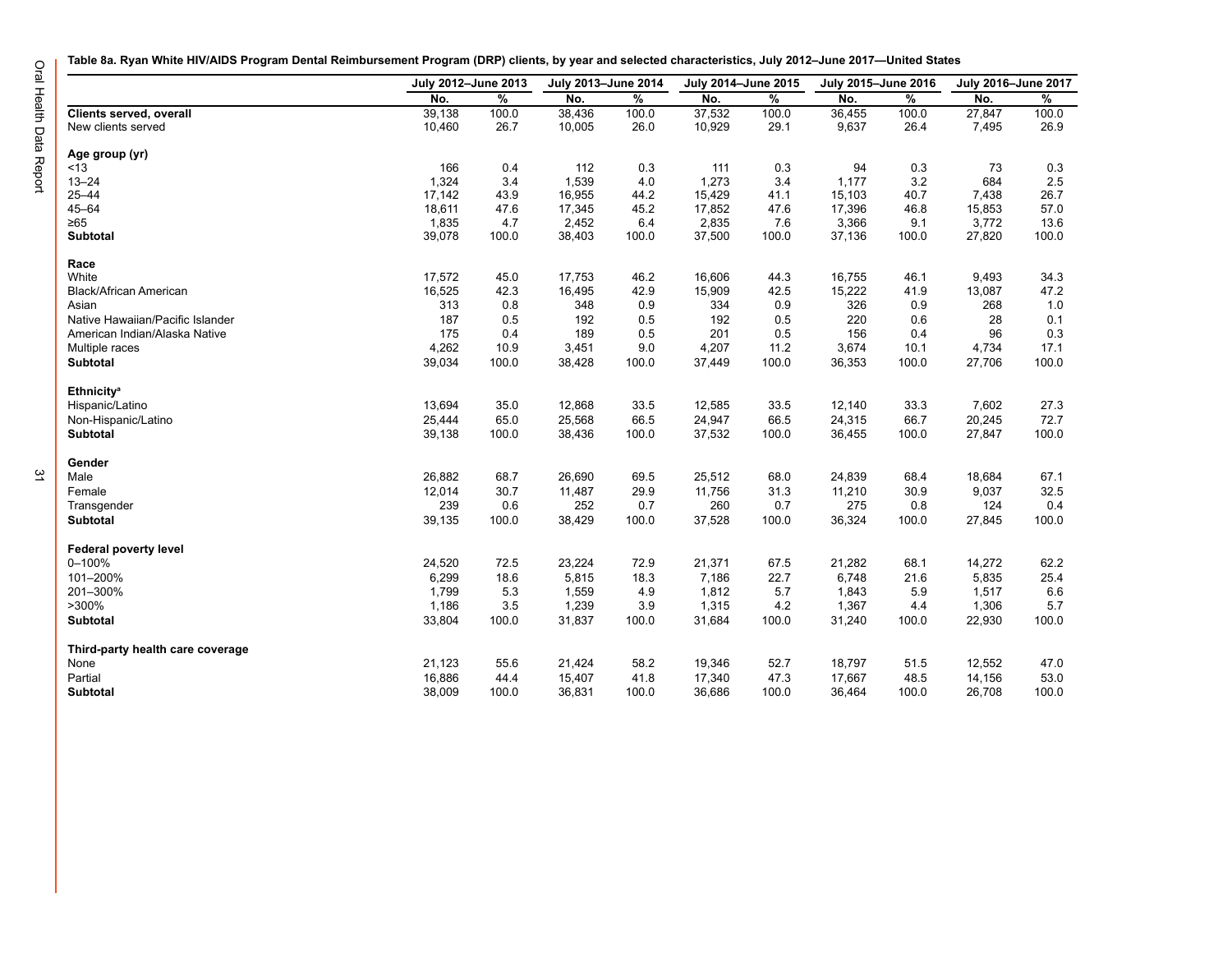**Table 8a. Ryan White HIV/AIDS Program Dental Reimbursement Program (DRP) clients, by year and selected characteristics, July 2012–June 2017—United States**

| | July 2012–June 2013 | | July 2013–June 2014 | | July 2014–June 2015 | | July 2015–June 2016 | | July 2016–June 2017 | |
|---|---|---|---|---|---|---|---|---|---|---|
| | No. | % | No. | % | No. | % | No. | % | No. | % |
| **Clients served, overall** | 39,138 | 100.0 | 38,436 | 100.0 | 37,532 | 100.0 | 36,455 | 100.0 | 27,847 | 100.0 |
| New clients served | 10,460 | 26.7 | 10,005 | 26.0 | 10,929 | 29.1 | 9,637 | 26.4 | 7,495 | 26.9 |
| **Age group (yr)** | | | | | | | | | | |
| <13 | 166 | 0.4 | 112 | 0.3 | 111 | 0.3 | 94 | 0.3 | 73 | 0.3 |
| 13–24 | 1,324 | 3.4 | 1,539 | 4.0 | 1,273 | 3.4 | 1,177 | 3.2 | 684 | 2.5 |
| 25–44 | 17,142 | 43.9 | 16,955 | 44.2 | 15,429 | 41.1 | 15,103 | 40.7 | 7,438 | 26.7 |
| 45–64 | 18,611 | 47.6 | 17,345 | 45.2 | 17,852 | 47.6 | 17,396 | 46.8 | 15,853 | 57.0 |
| ≥65 | 1,835 | 4.7 | 2,452 | 6.4 | 2,835 | 7.6 | 3,366 | 9.1 | 3,772 | 13.6 |
| **Subtotal** | 39,078 | 100.0 | 38,403 | 100.0 | 37,500 | 100.0 | 37,136 | 100.0 | 27,820 | 100.0 |
| **Race** | | | | | | | | | | |
| White | 17,572 | 45.0 | 17,753 | 46.2 | 16,606 | 44.3 | 16,755 | 46.1 | 9,493 | 34.3 |
| Black/African American | 16,525 | 42.3 | 16,495 | 42.9 | 15,909 | 42.5 | 15,222 | 41.9 | 13,087 | 47.2 |
| Asian | 313 | 0.8 | 348 | 0.9 | 334 | 0.9 | 326 | 0.9 | 268 | 1.0 |
| Native Hawaiian/Pacific Islander | 187 | 0.5 | 192 | 0.5 | 192 | 0.5 | 220 | 0.6 | 28 | 0.1 |
| American Indian/Alaska Native | 175 | 0.4 | 189 | 0.5 | 201 | 0.5 | 156 | 0.4 | 96 | 0.3 |
| Multiple races | 4,262 | 10.9 | 3,451 | 9.0 | 4,207 | 11.2 | 3,674 | 10.1 | 4,734 | 17.1 |
| **Subtotal** | 39,034 | 100.0 | 38,428 | 100.0 | 37,449 | 100.0 | 36,353 | 100.0 | 27,706 | 100.0 |
| **Ethnicity**[a] | | | | | | | | | | |
| Hispanic/Latino | 13,694 | 35.0 | 12,868 | 33.5 | 12,585 | 33.5 | 12,140 | 33.3 | 7,602 | 27.3 |
| Non-Hispanic/Latino | 25,444 | 65.0 | 25,568 | 66.5 | 24,947 | 66.5 | 24,315 | 66.7 | 20,245 | 72.7 |
| **Subtotal** | 39,138 | 100.0 | 38,436 | 100.0 | 37,532 | 100.0 | 36,455 | 100.0 | 27,847 | 100.0 |
| **Gender** | | | | | | | | | | |
| Male | 26,882 | 68.7 | 26,690 | 69.5 | 25,512 | 68.0 | 24,839 | 68.4 | 18,684 | 67.1 |
| Female | 12,014 | 30.7 | 11,487 | 29.9 | 11,756 | 31.3 | 11,210 | 30.9 | 9,037 | 32.5 |
| Transgender | 239 | 0.6 | 252 | 0.7 | 260 | 0.7 | 275 | 0.8 | 124 | 0.4 |
| **Subtotal** | 39,135 | 100.0 | 38,429 | 100.0 | 37,528 | 100.0 | 36,324 | 100.0 | 27,845 | 100.0 |
| **Federal poverty level** | | | | | | | | | | |
| 0–100% | 24,520 | 72.5 | 23,224 | 72.9 | 21,371 | 67.5 | 21,282 | 68.1 | 14,272 | 62.2 |
| 101–200% | 6,299 | 18.6 | 5,815 | 18.3 | 7,186 | 22.7 | 6,748 | 21.6 | 5,835 | 25.4 |
| 201–300% | 1,799 | 5.3 | 1,559 | 4.9 | 1,812 | 5.7 | 1,843 | 5.9 | 1,517 | 6.6 |
| >300% | 1,186 | 3.5 | 1,239 | 3.9 | 1,315 | 4.2 | 1,367 | 4.4 | 1,306 | 5.7 |
| **Subtotal** | 33,804 | 100.0 | 31,837 | 100.0 | 31,684 | 100.0 | 31,240 | 100.0 | 22,930 | 100.0 |
| **Third-party health care coverage** | | | | | | | | | | |
| None | 21,123 | 55.6 | 21,424 | 58.2 | 19,346 | 52.7 | 18,797 | 51.5 | 12,552 | 47.0 |
| Partial | 16,886 | 44.4 | 15,407 | 41.8 | 17,340 | 47.3 | 17,667 | 48.5 | 14,156 | 53.0 |
| **Subtotal** | 38,009 | 100.0 | 36,831 | 100.0 | 36,686 | 100.0 | 36,464 | 100.0 | 26,708 | 100.0 |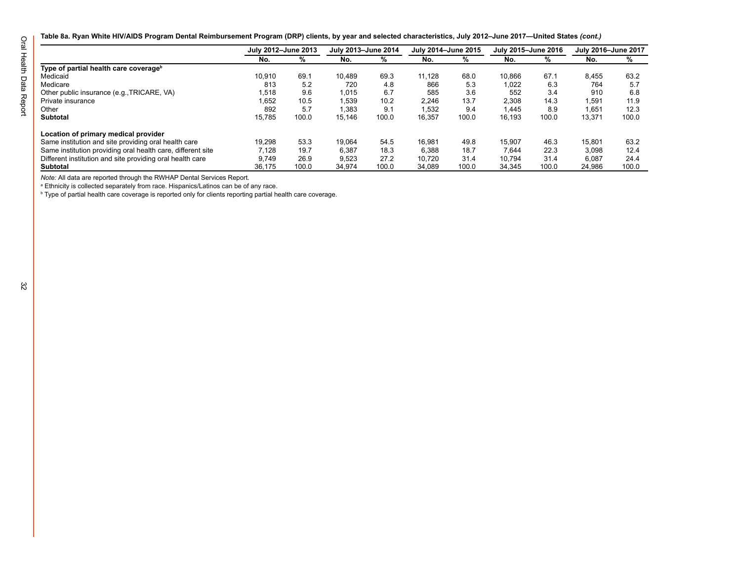**Table 8a. Ryan White HIV/AIDS Program Dental Reimbursement Program (DRP) clients, by year and selected characteristics, July 2012–June 2017—United States *(cont.)***

| | July 2012–June 2013 | | July 2013–June 2014 | | July 2014–June 2015 | | July 2015–June 2016 | | July 2016–June 2017 | |
|---|---|---|---|---|---|---|---|---|---|---|
| | No. | % | No. | % | No. | % | No. | % | No. | % |
| **Type of partial health care coverage[b]** | | | | | | | | | | |
| Medicaid | 10,910 | 69.1 | 10,489 | 69.3 | 11,128 | 68.0 | 10,866 | 67.1 | 8,455 | 63.2 |
| Medicare | 813 | 5.2 | 720 | 4.8 | 866 | 5.3 | 1,022 | 6.3 | 764 | 5.7 |
| Other public insurance (e.g.,TRICARE, VA) | 1,518 | 9.6 | 1,015 | 6.7 | 585 | 3.6 | 552 | 3.4 | 910 | 6.8 |
| Private insurance | 1,652 | 10.5 | 1,539 | 10.2 | 2,246 | 13.7 | 2,308 | 14.3 | 1,591 | 11.9 |
| Other | 892 | 5.7 | 1,383 | 9.1 | 1,532 | 9.4 | 1,445 | 8.9 | 1,651 | 12.3 |
| **Subtotal** | 15,785 | 100.0 | 15,146 | 100.0 | 16,357 | 100.0 | 16,193 | 100.0 | 13,371 | 100.0 |
| **Location of primary medical provider** | | | | | | | | | | |
| Same institution and site providing oral health care | 19,298 | 53.3 | 19,064 | 54.5 | 16,981 | 49.8 | 15,907 | 46.3 | 15,801 | 63.2 |
| Same institution providing oral health care, different site | 7,128 | 19.7 | 6,387 | 18.3 | 6,388 | 18.7 | 7,644 | 22.3 | 3,098 | 12.4 |
| Different institution and site providing oral health care | 9,749 | 26.9 | 9,523 | 27.2 | 10,720 | 31.4 | 10,794 | 31.4 | 6,087 | 24.4 |
| **Subtotal** | 36,175 | 100.0 | 34,974 | 100.0 | 34,089 | 100.0 | 34,345 | 100.0 | 24,986 | 100.0 |

*Note:* All data are reported through the RWHAP Dental Services Report.

[a] Ethnicity is collected separately from race. Hispanics/Latinos can be of any race.

[b] Type of partial health care coverage is reported only for clients reporting partial health care coverage.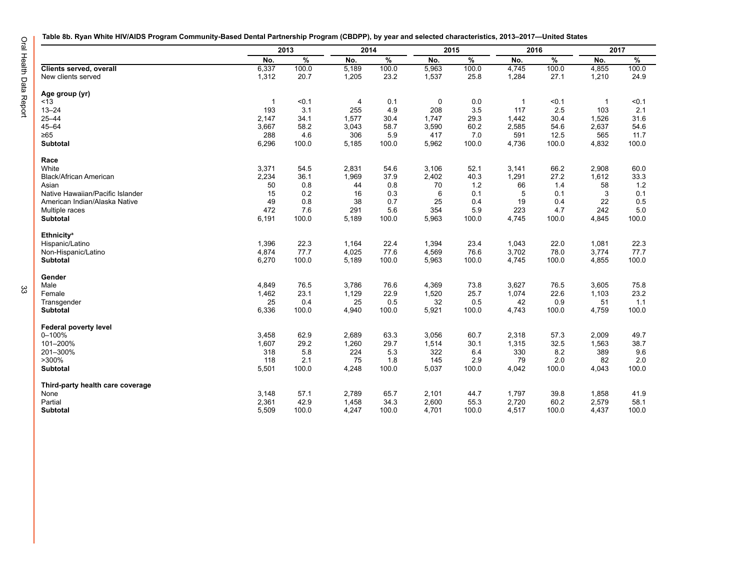**Table 8b. Ryan White HIV/AIDS Program Community-Based Dental Partnership Program (CBDPP), by year and selected characteristics, 2013–2017—United States**

| | 2013 | | 2014 | | 2015 | | 2016 | | 2017 | |
|---|---|---|---|---|---|---|---|---|---|---|
| | No. | % | No. | % | No. | % | No. | % | No. | % |
| **Clients served, overall** | 6,337 | 100.0 | 5,189 | 100.0 | 5,963 | 100.0 | 4,745 | 100.0 | 4,855 | 100.0 |
| New clients served | 1,312 | 20.7 | 1,205 | 23.2 | 1,537 | 25.8 | 1,284 | 27.1 | 1,210 | 24.9 |
| **Age group (yr)** | | | | | | | | | | |
| <13 | 1 | <0.1 | 4 | 0.1 | 0 | 0.0 | 1 | <0.1 | 1 | <0.1 |
| 13–24 | 193 | 3.1 | 255 | 4.9 | 208 | 3.5 | 117 | 2.5 | 103 | 2.1 |
| 25–44 | 2,147 | 34.1 | 1,577 | 30.4 | 1,747 | 29.3 | 1,442 | 30.4 | 1,526 | 31.6 |
| 45–64 | 3,667 | 58.2 | 3,043 | 58.7 | 3,590 | 60.2 | 2,585 | 54.6 | 2,637 | 54.6 |
| ≥65 | 288 | 4.6 | 306 | 5.9 | 417 | 7.0 | 591 | 12.5 | 565 | 11.7 |
| **Subtotal** | 6,296 | 100.0 | 5,185 | 100.0 | 5,962 | 100.0 | 4,736 | 100.0 | 4,832 | 100.0 |
| **Race** | | | | | | | | | | |
| White | 3,371 | 54.5 | 2,831 | 54.6 | 3,106 | 52.1 | 3,141 | 66.2 | 2,908 | 60.0 |
| Black/African American | 2,234 | 36.1 | 1,969 | 37.9 | 2,402 | 40.3 | 1,291 | 27.2 | 1,612 | 33.3 |
| Asian | 50 | 0.8 | 44 | 0.8 | 70 | 1.2 | 66 | 1.4 | 58 | 1.2 |
| Native Hawaiian/Pacific Islander | 15 | 0.2 | 16 | 0.3 | 6 | 0.1 | 5 | 0.1 | 3 | 0.1 |
| American Indian/Alaska Native | 49 | 0.8 | 38 | 0.7 | 25 | 0.4 | 19 | 0.4 | 22 | 0.5 |
| Multiple races | 472 | 7.6 | 291 | 5.6 | 354 | 5.9 | 223 | 4.7 | 242 | 5.0 |
| **Subtotal** | 6,191 | 100.0 | 5,189 | 100.0 | 5,963 | 100.0 | 4,745 | 100.0 | 4,845 | 100.0 |
| **Ethnicity**[a] | | | | | | | | | | |
| Hispanic/Latino | 1,396 | 22.3 | 1,164 | 22.4 | 1,394 | 23.4 | 1,043 | 22.0 | 1,081 | 22.3 |
| Non-Hispanic/Latino | 4,874 | 77.7 | 4,025 | 77.6 | 4,569 | 76.6 | 3,702 | 78.0 | 3,774 | 77.7 |
| **Subtotal** | 6,270 | 100.0 | 5,189 | 100.0 | 5,963 | 100.0 | 4,745 | 100.0 | 4,855 | 100.0 |
| **Gender** | | | | | | | | | | |
| Male | 4,849 | 76.5 | 3,786 | 76.6 | 4,369 | 73.8 | 3,627 | 76.5 | 3,605 | 75.8 |
| Female | 1,462 | 23.1 | 1,129 | 22.9 | 1,520 | 25.7 | 1,074 | 22.6 | 1,103 | 23.2 |
| Transgender | 25 | 0.4 | 25 | 0.5 | 32 | 0.5 | 42 | 0.9 | 51 | 1.1 |
| **Subtotal** | 6,336 | 100.0 | 4,940 | 100.0 | 5,921 | 100.0 | 4,743 | 100.0 | 4,759 | 100.0 |
| **Federal poverty level** | | | | | | | | | | |
| 0–100% | 3,458 | 62.9 | 2,689 | 63.3 | 3,056 | 60.7 | 2,318 | 57.3 | 2,009 | 49.7 |
| 101–200% | 1,607 | 29.2 | 1,260 | 29.7 | 1,514 | 30.1 | 1,315 | 32.5 | 1,563 | 38.7 |
| 201–300% | 318 | 5.8 | 224 | 5.3 | 322 | 6.4 | 330 | 8.2 | 389 | 9.6 |
| >300% | 118 | 2.1 | 75 | 1.8 | 145 | 2.9 | 79 | 2.0 | 82 | 2.0 |
| **Subtotal** | 5,501 | 100.0 | 4,248 | 100.0 | 5,037 | 100.0 | 4,042 | 100.0 | 4,043 | 100.0 |
| **Third-party health care coverage** | | | | | | | | | | |
| None | 3,148 | 57.1 | 2,789 | 65.7 | 2,101 | 44.7 | 1,797 | 39.8 | 1,858 | 41.9 |
| Partial | 2,361 | 42.9 | 1,458 | 34.3 | 2,600 | 55.3 | 2,720 | 60.2 | 2,579 | 58.1 |
| **Subtotal** | 5,509 | 100.0 | 4,247 | 100.0 | 4,701 | 100.0 | 4,517 | 100.0 | 4,437 | 100.0 |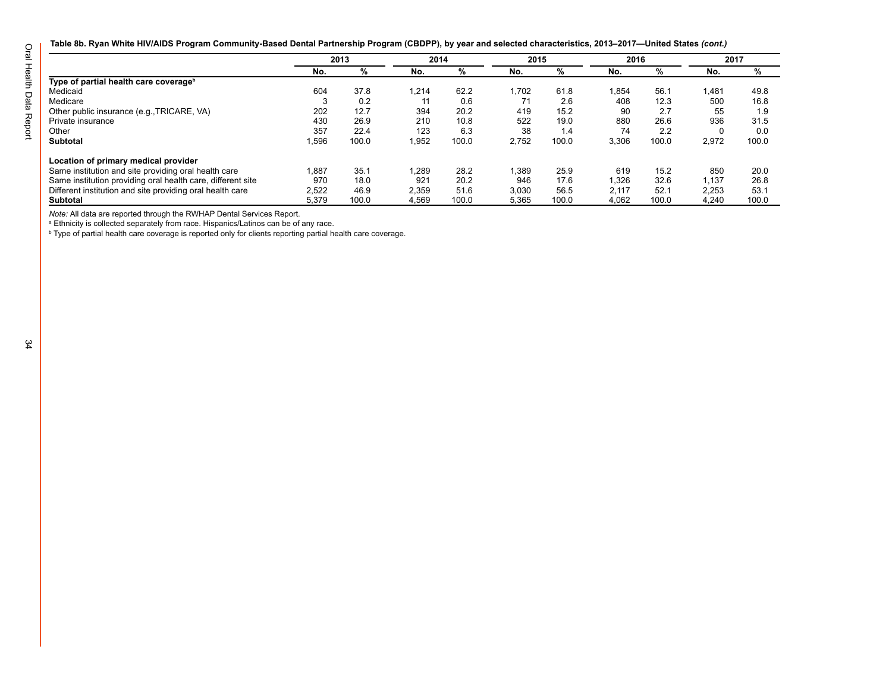**Table 8b. Ryan White HIV/AIDS Program Community-Based Dental Partnership Program (CBDPP), by year and selected characteristics, 2013–2017—United States *(cont.)***

| | 2013 | | 2014 | | 2015 | | 2016 | | 2017 | |
|---|---|---|---|---|---|---|---|---|---|---|
| | No. | % | No. | % | No. | % | No. | % | No. | % |
| **Type of partial health care coverage[b]** | | | | | | | | | | |
| Medicaid | 604 | 37.8 | 1,214 | 62.2 | 1,702 | 61.8 | 1,854 | 56.1 | 1,481 | 49.8 |
| Medicare | 3 | 0.2 | 11 | 0.6 | 71 | 2.6 | 408 | 12.3 | 500 | 16.8 |
| Other public insurance (e.g.,TRICARE, VA) | 202 | 12.7 | 394 | 20.2 | 419 | 15.2 | 90 | 2.7 | 55 | 1.9 |
| Private insurance | 430 | 26.9 | 210 | 10.8 | 522 | 19.0 | 880 | 26.6 | 936 | 31.5 |
| Other | 357 | 22.4 | 123 | 6.3 | 38 | 1.4 | 74 | 2.2 | 0 | 0.0 |
| **Subtotal** | 1,596 | 100.0 | 1,952 | 100.0 | 2,752 | 100.0 | 3,306 | 100.0 | 2,972 | 100.0 |
| **Location of primary medical provider** | | | | | | | | | | |
| Same institution and site providing oral health care | 1,887 | 35.1 | 1,289 | 28.2 | 1,389 | 25.9 | 619 | 15.2 | 850 | 20.0 |
| Same institution providing oral health care, different site | 970 | 18.0 | 921 | 20.2 | 946 | 17.6 | 1,326 | 32.6 | 1,137 | 26.8 |
| Different institution and site providing oral health care | 2,522 | 46.9 | 2,359 | 51.6 | 3,030 | 56.5 | 2,117 | 52.1 | 2,253 | 53.1 |
| **Subtotal** | 5,379 | 100.0 | 4,569 | 100.0 | 5,365 | 100.0 | 4,062 | 100.0 | 4,240 | 100.0 |

*Note:* All data are reported through the RWHAP Dental Services Report.

[a] Ethnicity is collected separately from race. Hispanics/Latinos can be of any race.

[b] Type of partial health care coverage is reported only for clients reporting partial health care coverage.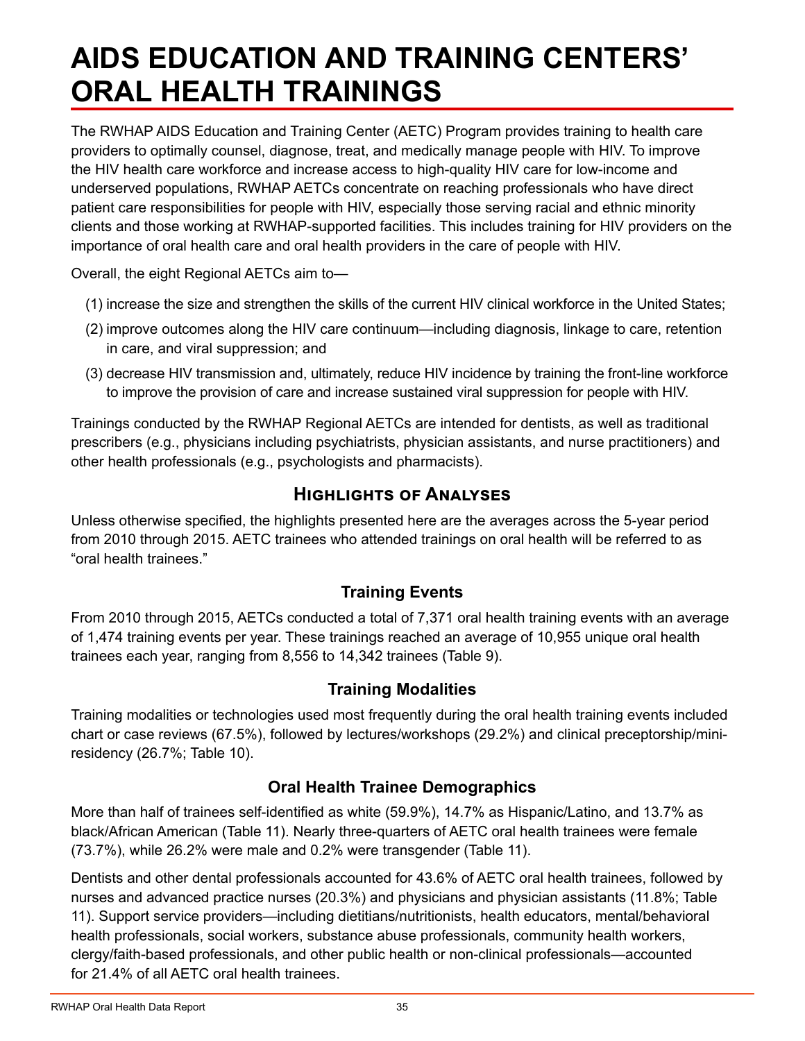# AIDS EDUCATION AND TRAINING CENTERS' ORAL HEALTH TRAININGS

The RWHAP AIDS Education and Training Center (AETC) Program provides training to health care providers to optimally counsel, diagnose, treat, and medically manage people with HIV. To improve the HIV health care workforce and increase access to high-quality HIV care for low-income and underserved populations, RWHAP AETCs concentrate on reaching professionals who have direct patient care responsibilities for people with HIV, especially those serving racial and ethnic minority clients and those working at RWHAP-supported facilities. This includes training for HIV providers on the importance of oral health care and oral health providers in the care of people with HIV.

Overall, the eight Regional AETCs aim to—

(1) increase the size and strengthen the skills of the current HIV clinical workforce in the United States;

(2) improve outcomes along the HIV care continuum—including diagnosis, linkage to care, retention in care, and viral suppression; and

(3) decrease HIV transmission and, ultimately, reduce HIV incidence by training the front-line workforce to improve the provision of care and increase sustained viral suppression for people with HIV.

Trainings conducted by the RWHAP Regional AETCs are intended for dentists, as well as traditional prescribers (e.g., physicians including psychiatrists, physician assistants, and nurse practitioners) and other health professionals (e.g., psychologists and pharmacists).

## Highlights of Analyses

Unless otherwise specified, the highlights presented here are the averages across the 5-year period from 2010 through 2015. AETC trainees who attended trainings on oral health will be referred to as "oral health trainees."

### Training Events

From 2010 through 2015, AETCs conducted a total of 7,371 oral health training events with an average of 1,474 training events per year. These trainings reached an average of 10,955 unique oral health trainees each year, ranging from 8,556 to 14,342 trainees (Table 9).

### Training Modalities

Training modalities or technologies used most frequently during the oral health training events included chart or case reviews (67.5%), followed by lectures/workshops (29.2%) and clinical preceptorship/mini-residency (26.7%; Table 10).

### Oral Health Trainee Demographics

More than half of trainees self-identified as white (59.9%), 14.7% as Hispanic/Latino, and 13.7% as black/African American (Table 11). Nearly three-quarters of AETC oral health trainees were female (73.7%), while 26.2% were male and 0.2% were transgender (Table 11).

Dentists and other dental professionals accounted for 43.6% of AETC oral health trainees, followed by nurses and advanced practice nurses (20.3%) and physicians and physician assistants (11.8%; Table 11). Support service providers—including dietitians/nutritionists, health educators, mental/behavioral health professionals, social workers, substance abuse professionals, community health workers, clergy/faith-based professionals, and other public health or non-clinical professionals—accounted for 21.4% of all AETC oral health trainees.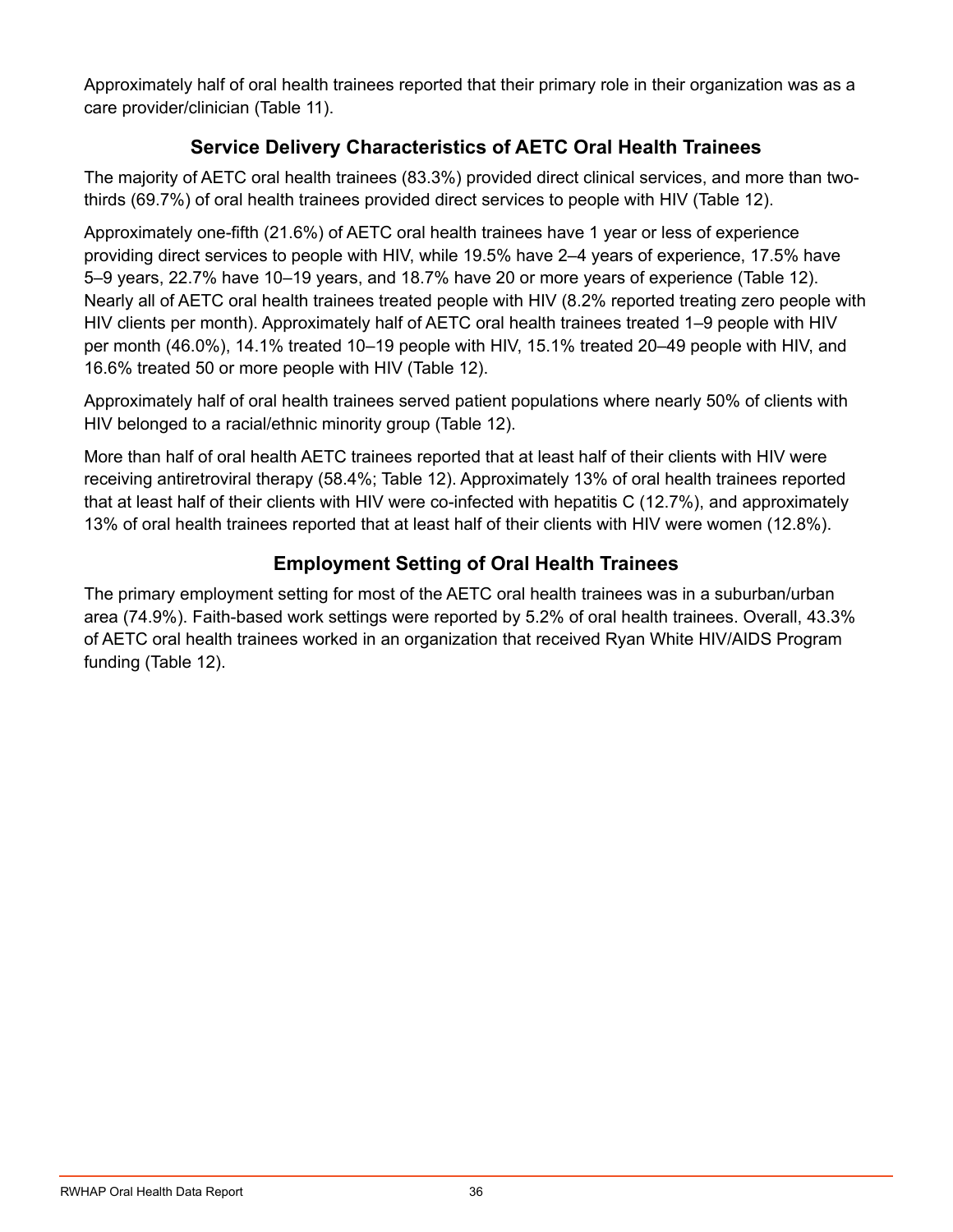Approximately half of oral health trainees reported that their primary role in their organization was as a care provider/clinician (Table 11).

## Service Delivery Characteristics of AETC Oral Health Trainees

The majority of AETC oral health trainees (83.3%) provided direct clinical services, and more than two-thirds (69.7%) of oral health trainees provided direct services to people with HIV (Table 12).

Approximately one-fifth (21.6%) of AETC oral health trainees have 1 year or less of experience providing direct services to people with HIV, while 19.5% have 2–4 years of experience, 17.5% have 5–9 years, 22.7% have 10–19 years, and 18.7% have 20 or more years of experience (Table 12). Nearly all of AETC oral health trainees treated people with HIV (8.2% reported treating zero people with HIV clients per month). Approximately half of AETC oral health trainees treated 1–9 people with HIV per month (46.0%), 14.1% treated 10–19 people with HIV, 15.1% treated 20–49 people with HIV, and 16.6% treated 50 or more people with HIV (Table 12).

Approximately half of oral health trainees served patient populations where nearly 50% of clients with HIV belonged to a racial/ethnic minority group (Table 12).

More than half of oral health AETC trainees reported that at least half of their clients with HIV were receiving antiretroviral therapy (58.4%; Table 12). Approximately 13% of oral health trainees reported that at least half of their clients with HIV were co-infected with hepatitis C (12.7%), and approximately 13% of oral health trainees reported that at least half of their clients with HIV were women (12.8%).

## Employment Setting of Oral Health Trainees

The primary employment setting for most of the AETC oral health trainees was in a suburban/urban area (74.9%). Faith-based work settings were reported by 5.2% of oral health trainees. Overall, 43.3% of AETC oral health trainees worked in an organization that received Ryan White HIV/AIDS Program funding (Table 12).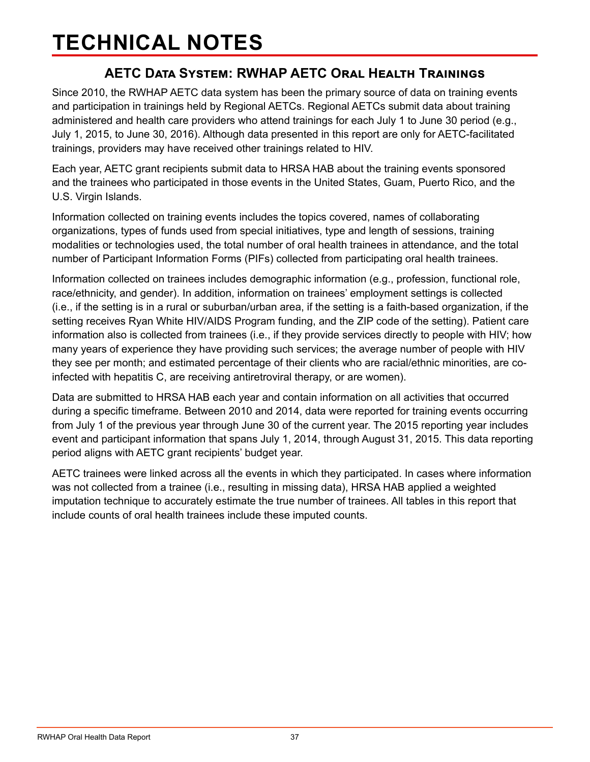# TECHNICAL NOTES

## AETC Data System: RWHAP AETC Oral Health Trainings

Since 2010, the RWHAP AETC data system has been the primary source of data on training events and participation in trainings held by Regional AETCs. Regional AETCs submit data about training administered and health care providers who attend trainings for each July 1 to June 30 period (e.g., July 1, 2015, to June 30, 2016). Although data presented in this report are only for AETC-facilitated trainings, providers may have received other trainings related to HIV.

Each year, AETC grant recipients submit data to HRSA HAB about the training events sponsored and the trainees who participated in those events in the United States, Guam, Puerto Rico, and the U.S. Virgin Islands.

Information collected on training events includes the topics covered, names of collaborating organizations, types of funds used from special initiatives, type and length of sessions, training modalities or technologies used, the total number of oral health trainees in attendance, and the total number of Participant Information Forms (PIFs) collected from participating oral health trainees.

Information collected on trainees includes demographic information (e.g., profession, functional role, race/ethnicity, and gender). In addition, information on trainees' employment settings is collected (i.e., if the setting is in a rural or suburban/urban area, if the setting is a faith-based organization, if the setting receives Ryan White HIV/AIDS Program funding, and the ZIP code of the setting). Patient care information also is collected from trainees (i.e., if they provide services directly to people with HIV; how many years of experience they have providing such services; the average number of people with HIV they see per month; and estimated percentage of their clients who are racial/ethnic minorities, are co-infected with hepatitis C, are receiving antiretroviral therapy, or are women).

Data are submitted to HRSA HAB each year and contain information on all activities that occurred during a specific timeframe. Between 2010 and 2014, data were reported for training events occurring from July 1 of the previous year through June 30 of the current year. The 2015 reporting year includes event and participant information that spans July 1, 2014, through August 31, 2015. This data reporting period aligns with AETC grant recipients' budget year.

AETC trainees were linked across all the events in which they participated. In cases where information was not collected from a trainee (i.e., resulting in missing data), HRSA HAB applied a weighted imputation technique to accurately estimate the true number of trainees. All tables in this report that include counts of oral health trainees include these imputed counts.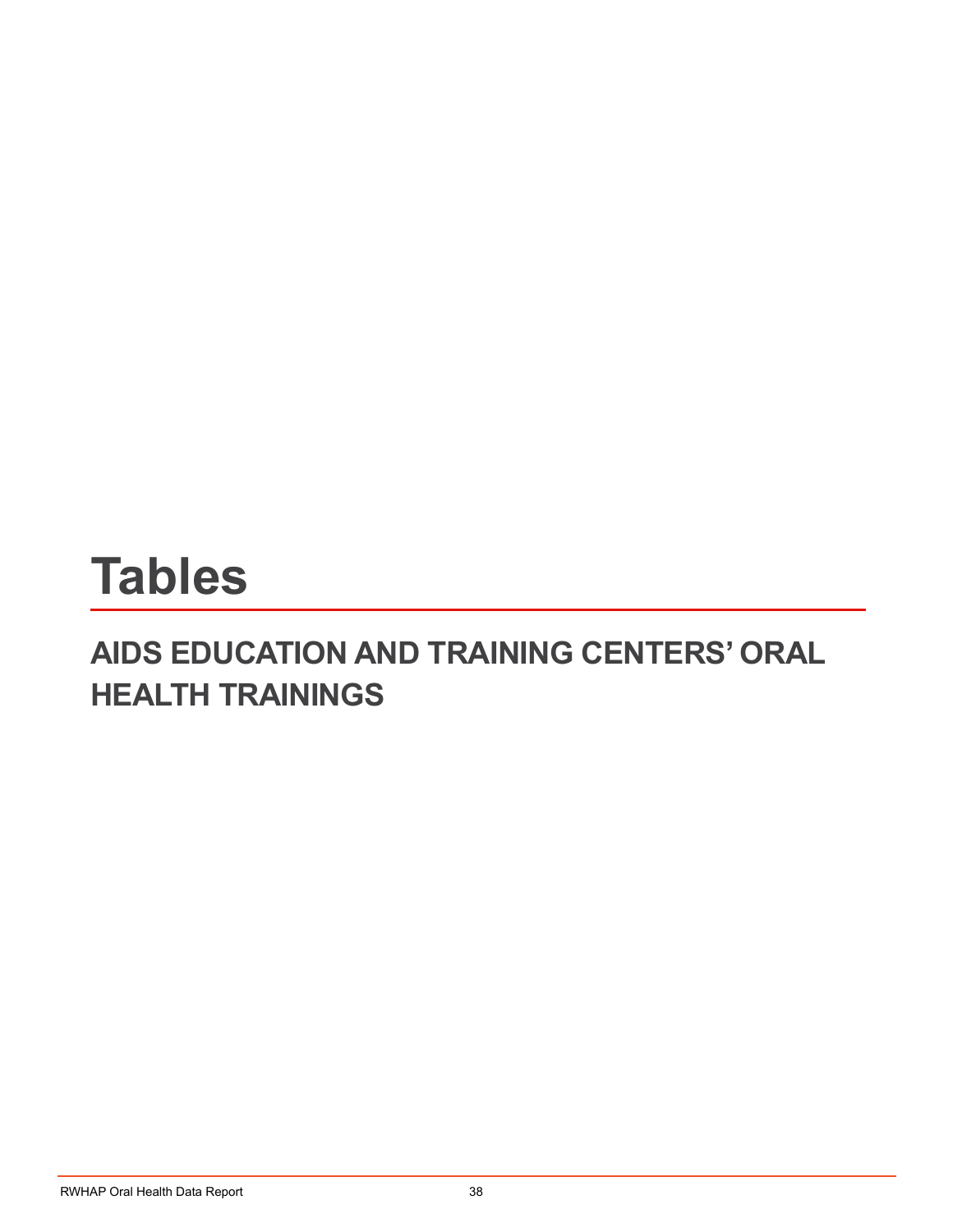# Tables

## AIDS EDUCATION AND TRAINING CENTERS' ORAL HEALTH TRAININGS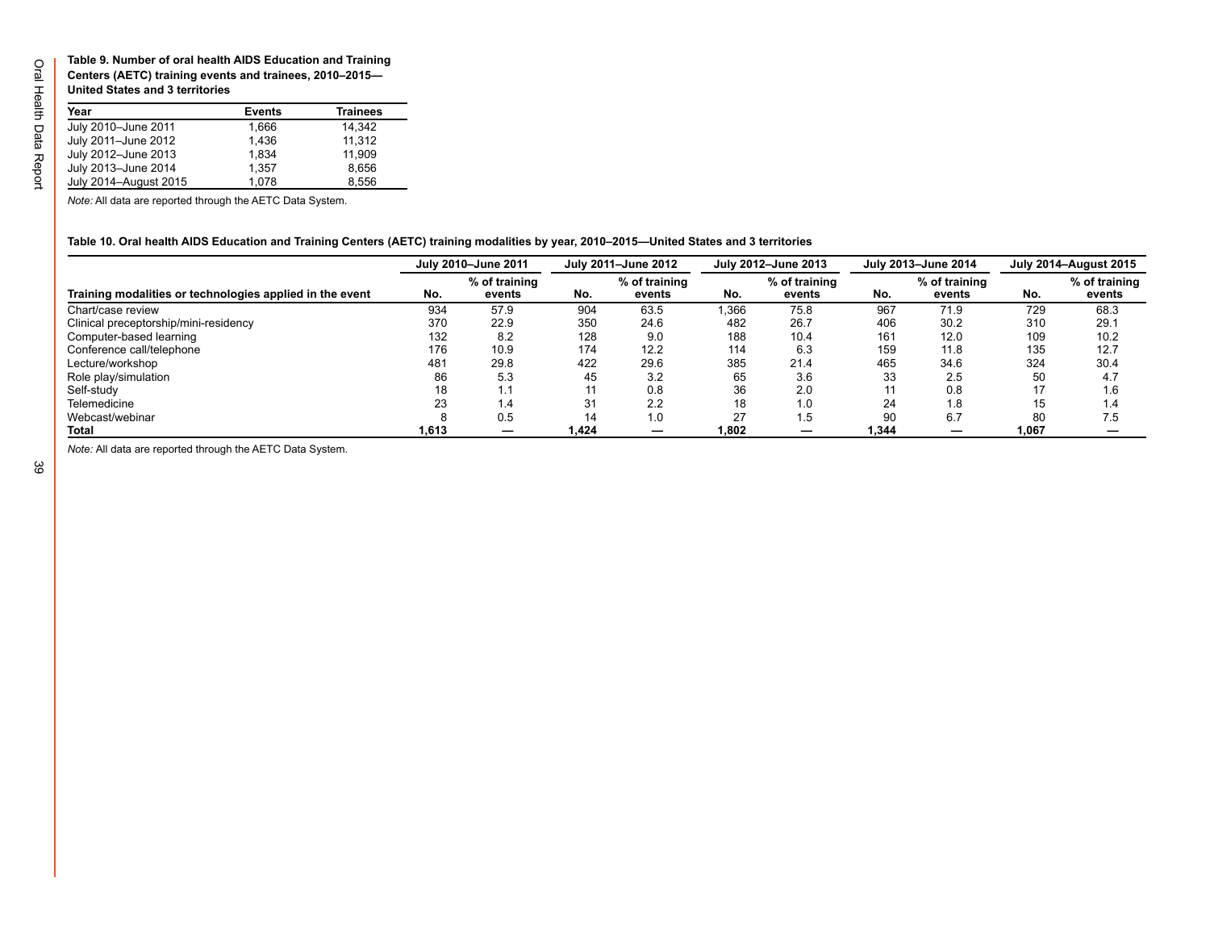**Table 9. Number of oral health AIDS Education and Training Centers (AETC) training events and trainees, 2010–2015—United States and 3 territories**

| Year | Events | Trainees |
|---|---|---|
| July 2010–June 2011 | 1,666 | 14,342 |
| July 2011–June 2012 | 1,436 | 11,312 |
| July 2012–June 2013 | 1,834 | 11,909 |
| July 2013–June 2014 | 1,357 | 8,656 |
| July 2014–August 2015 | 1,078 | 8,556 |

*Note:* All data are reported through the AETC Data System.

**Table 10. Oral health AIDS Education and Training Centers (AETC) training modalities by year, 2010–2015—United States and 3 territories**

| | July 2010–June 2011 | | July 2011–June 2012 | | July 2012–June 2013 | | July 2013–June 2014 | | July 2014–August 2015 | |
|---|---|---|---|---|---|---|---|---|---|---|
| **Training modalities or technologies applied in the event** | **No.** | **% of training events** | **No.** | **% of training events** | **No.** | **% of training events** | **No.** | **% of training events** | **No.** | **% of training events** |
| Chart/case review | 934 | 57.9 | 904 | 63.5 | 1,366 | 75.8 | 967 | 71.9 | 729 | 68.3 |
| Clinical preceptorship/mini-residency | 370 | 22.9 | 350 | 24.6 | 482 | 26.7 | 406 | 30.2 | 310 | 29.1 |
| Computer-based learning | 132 | 8.2 | 128 | 9.0 | 188 | 10.4 | 161 | 12.0 | 109 | 10.2 |
| Conference call/telephone | 176 | 10.9 | 174 | 12.2 | 114 | 6.3 | 159 | 11.8 | 135 | 12.7 |
| Lecture/workshop | 481 | 29.8 | 422 | 29.6 | 385 | 21.4 | 465 | 34.6 | 324 | 30.4 |
| Role play/simulation | 86 | 5.3 | 45 | 3.2 | 65 | 3.6 | 33 | 2.5 | 50 | 4.7 |
| Self-study | 18 | 1.1 | 11 | 0.8 | 36 | 2.0 | 11 | 0.8 | 17 | 1.6 |
| Telemedicine | 23 | 1.4 | 31 | 2.2 | 18 | 1.0 | 24 | 1.8 | 15 | 1.4 |
| Webcast/webinar | 8 | 0.5 | 14 | 1.0 | 27 | 1.5 | 90 | 6.7 | 80 | 7.5 |
| **Total** | **1,613** | — | **1,424** | — | **1,802** | — | **1,344** | — | **1,067** | — |

*Note:* All data are reported through the AETC Data System.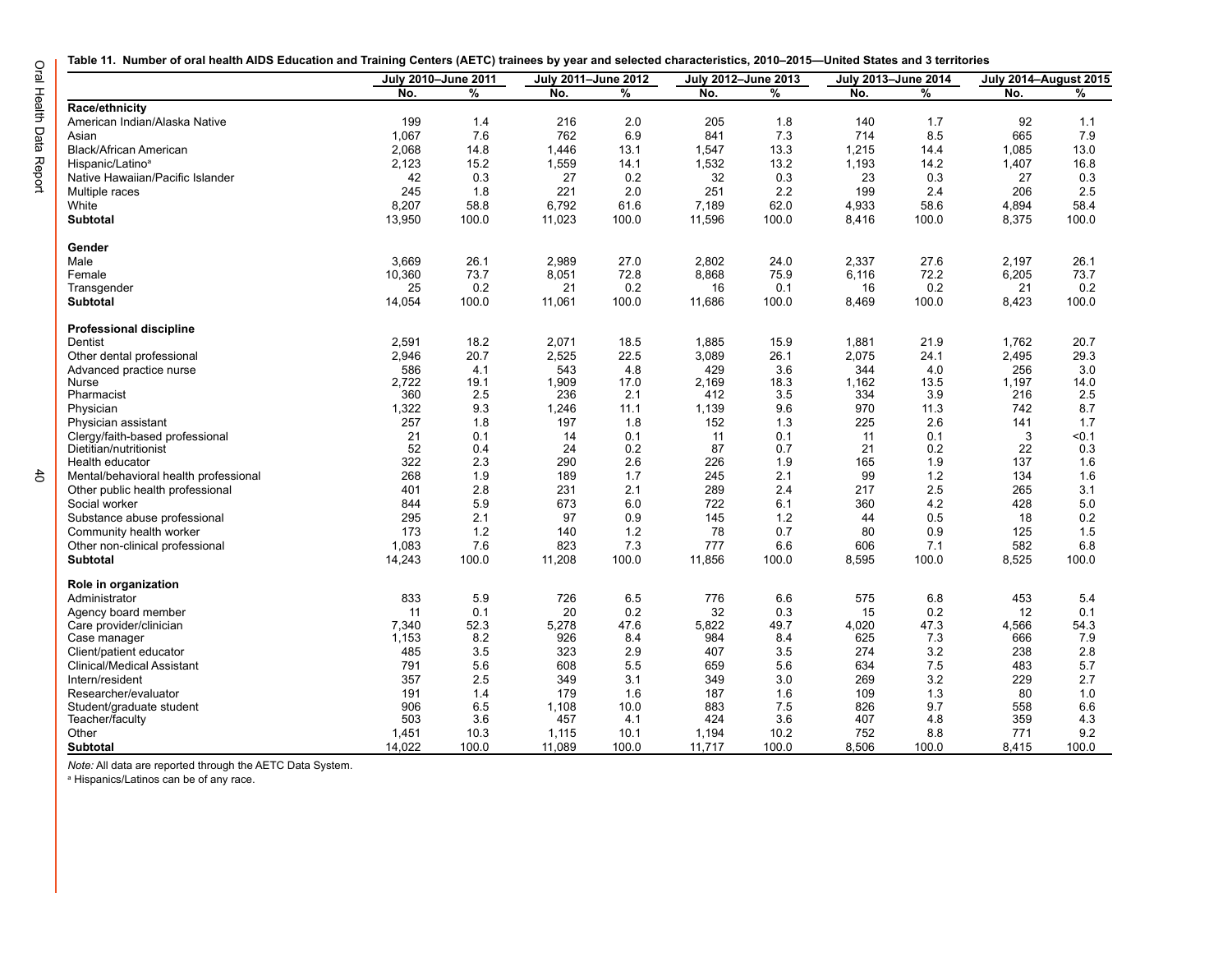**Table 11. Number of oral health AIDS Education and Training Centers (AETC) trainees by year and selected characteristics, 2010–2015—United States and 3 territories**

| | July 2010–June 2011 | | July 2011–June 2012 | | July 2012–June 2013 | | July 2013–June 2014 | | July 2014–August 2015 | |
|---|---|---|---|---|---|---|---|---|---|---|
| | No. | % | No. | % | No. | % | No. | % | No. | % |
| **Race/ethnicity** | | | | | | | | | | |
| American Indian/Alaska Native | 199 | 1.4 | 216 | 2.0 | 205 | 1.8 | 140 | 1.7 | 92 | 1.1 |
| Asian | 1,067 | 7.6 | 762 | 6.9 | 841 | 7.3 | 714 | 8.5 | 665 | 7.9 |
| Black/African American | 2,068 | 14.8 | 1,446 | 13.1 | 1,547 | 13.3 | 1,215 | 14.4 | 1,085 | 13.0 |
| Hispanic/Latino[a] | 2,123 | 15.2 | 1,559 | 14.1 | 1,532 | 13.2 | 1,193 | 14.2 | 1,407 | 16.8 |
| Native Hawaiian/Pacific Islander | 42 | 0.3 | 27 | 0.2 | 32 | 0.3 | 23 | 0.3 | 27 | 0.3 |
| Multiple races | 245 | 1.8 | 221 | 2.0 | 251 | 2.2 | 199 | 2.4 | 206 | 2.5 |
| White | 8,207 | 58.8 | 6,792 | 61.6 | 7,189 | 62.0 | 4,933 | 58.6 | 4,894 | 58.4 |
| **Subtotal** | 13,950 | 100.0 | 11,023 | 100.0 | 11,596 | 100.0 | 8,416 | 100.0 | 8,375 | 100.0 |
| **Gender** | | | | | | | | | | |
| Male | 3,669 | 26.1 | 2,989 | 27.0 | 2,802 | 24.0 | 2,337 | 27.6 | 2,197 | 26.1 |
| Female | 10,360 | 73.7 | 8,051 | 72.8 | 8,868 | 75.9 | 6,116 | 72.2 | 6,205 | 73.7 |
| Transgender | 25 | 0.2 | 21 | 0.2 | 16 | 0.1 | 16 | 0.2 | 21 | 0.2 |
| **Subtotal** | 14,054 | 100.0 | 11,061 | 100.0 | 11,686 | 100.0 | 8,469 | 100.0 | 8,423 | 100.0 |
| **Professional discipline** | | | | | | | | | | |
| Dentist | 2,591 | 18.2 | 2,071 | 18.5 | 1,885 | 15.9 | 1,881 | 21.9 | 1,762 | 20.7 |
| Other dental professional | 2,946 | 20.7 | 2,525 | 22.5 | 3,089 | 26.1 | 2,075 | 24.1 | 2,495 | 29.3 |
| Advanced practice nurse | 586 | 4.1 | 543 | 4.8 | 429 | 3.6 | 344 | 4.0 | 256 | 3.0 |
| Nurse | 2,722 | 19.1 | 1,909 | 17.0 | 2,169 | 18.3 | 1,162 | 13.5 | 1,197 | 14.0 |
| Pharmacist | 360 | 2.5 | 236 | 2.1 | 412 | 3.5 | 334 | 3.9 | 216 | 2.5 |
| Physician | 1,322 | 9.3 | 1,246 | 11.1 | 1,139 | 9.6 | 970 | 11.3 | 742 | 8.7 |
| Physician assistant | 257 | 1.8 | 197 | 1.8 | 152 | 1.3 | 225 | 2.6 | 141 | 1.7 |
| Clergy/faith-based professional | 21 | 0.1 | 14 | 0.1 | 11 | 0.1 | 11 | 0.1 | 3 | <0.1 |
| Dietitian/nutritionist | 52 | 0.4 | 24 | 0.2 | 87 | 0.7 | 21 | 0.2 | 22 | 0.3 |
| Health educator | 322 | 2.3 | 290 | 2.6 | 226 | 1.9 | 165 | 1.9 | 137 | 1.6 |
| Mental/behavioral health professional | 268 | 1.9 | 189 | 1.7 | 245 | 2.1 | 99 | 1.2 | 134 | 1.6 |
| Other public health professional | 401 | 2.8 | 231 | 2.1 | 289 | 2.4 | 217 | 2.5 | 265 | 3.1 |
| Social worker | 844 | 5.9 | 673 | 6.0 | 722 | 6.1 | 360 | 4.2 | 428 | 5.0 |
| Substance abuse professional | 295 | 2.1 | 97 | 0.9 | 145 | 1.2 | 44 | 0.5 | 18 | 0.2 |
| Community health worker | 173 | 1.2 | 140 | 1.2 | 78 | 0.7 | 80 | 0.9 | 125 | 1.5 |
| Other non-clinical professional | 1,083 | 7.6 | 823 | 7.3 | 777 | 6.6 | 606 | 7.1 | 582 | 6.8 |
| **Subtotal** | 14,243 | 100.0 | 11,208 | 100.0 | 11,856 | 100.0 | 8,595 | 100.0 | 8,525 | 100.0 |
| **Role in organization** | | | | | | | | | | |
| Administrator | 833 | 5.9 | 726 | 6.5 | 776 | 6.6 | 575 | 6.8 | 453 | 5.4 |
| Agency board member | 11 | 0.1 | 20 | 0.2 | 32 | 0.3 | 15 | 0.2 | 12 | 0.1 |
| Care provider/clinician | 7,340 | 52.3 | 5,278 | 47.6 | 5,822 | 49.7 | 4,020 | 47.3 | 4,566 | 54.3 |
| Case manager | 1,153 | 8.2 | 926 | 8.4 | 984 | 8.4 | 625 | 7.3 | 666 | 7.9 |
| Client/patient educator | 485 | 3.5 | 323 | 2.9 | 407 | 3.5 | 274 | 3.2 | 238 | 2.8 |
| Clinical/Medical Assistant | 791 | 5.6 | 608 | 5.5 | 659 | 5.6 | 634 | 7.5 | 483 | 5.7 |
| Intern/resident | 357 | 2.5 | 349 | 3.1 | 349 | 3.0 | 269 | 3.2 | 229 | 2.7 |
| Researcher/evaluator | 191 | 1.4 | 179 | 1.6 | 187 | 1.6 | 109 | 1.3 | 80 | 1.0 |
| Student/graduate student | 906 | 6.5 | 1,108 | 10.0 | 883 | 7.5 | 826 | 9.7 | 558 | 6.6 |
| Teacher/faculty | 503 | 3.6 | 457 | 4.1 | 424 | 3.6 | 407 | 4.8 | 359 | 4.3 |
| Other | 1,451 | 10.3 | 1,115 | 10.1 | 1,194 | 10.2 | 752 | 8.8 | 771 | 9.2 |
| **Subtotal** | 14,022 | 100.0 | 11,089 | 100.0 | 11,717 | 100.0 | 8,506 | 100.0 | 8,415 | 100.0 |

*Note:* All data are reported through the AETC Data System.

[a] Hispanics/Latinos can be of any race.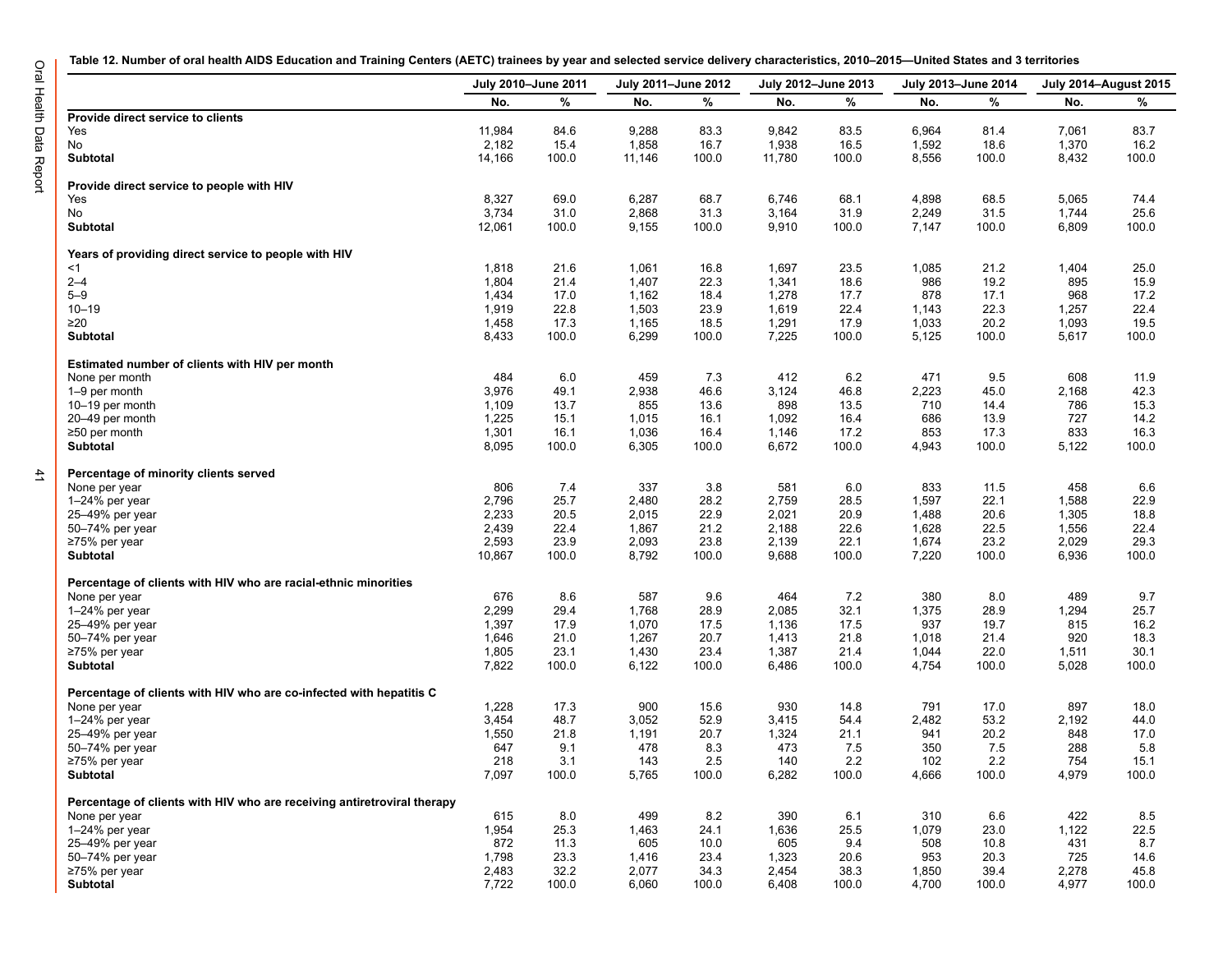**Table 12. Number of oral health AIDS Education and Training Centers (AETC) trainees by year and selected service delivery characteristics, 2010–2015—United States and 3 territories**

| | July 2010–June 2011 | | July 2011–June 2012 | | July 2012–June 2013 | | July 2013–June 2014 | | July 2014–August 2015 | |
|---|---|---|---|---|---|---|---|---|---|---|
| | No. | % | No. | % | No. | % | No. | % | No. | % |
| **Provide direct service to clients** | | | | | | | | | | |
| Yes | 11,984 | 84.6 | 9,288 | 83.3 | 9,842 | 83.5 | 6,964 | 81.4 | 7,061 | 83.7 |
| No | 2,182 | 15.4 | 1,858 | 16.7 | 1,938 | 16.5 | 1,592 | 18.6 | 1,370 | 16.2 |
| **Subtotal** | 14,166 | 100.0 | 11,146 | 100.0 | 11,780 | 100.0 | 8,556 | 100.0 | 8,432 | 100.0 |
| **Provide direct service to people with HIV** | | | | | | | | | | |
| Yes | 8,327 | 69.0 | 6,287 | 68.7 | 6,746 | 68.1 | 4,898 | 68.5 | 5,065 | 74.4 |
| No | 3,734 | 31.0 | 2,868 | 31.3 | 3,164 | 31.9 | 2,249 | 31.5 | 1,744 | 25.6 |
| **Subtotal** | 12,061 | 100.0 | 9,155 | 100.0 | 9,910 | 100.0 | 7,147 | 100.0 | 6,809 | 100.0 |
| **Years of providing direct service to people with HIV** | | | | | | | | | | |
| <1 | 1,818 | 21.6 | 1,061 | 16.8 | 1,697 | 23.5 | 1,085 | 21.2 | 1,404 | 25.0 |
| 2–4 | 1,804 | 21.4 | 1,407 | 22.3 | 1,341 | 18.6 | 986 | 19.2 | 895 | 15.9 |
| 5–9 | 1,434 | 17.0 | 1,162 | 18.4 | 1,278 | 17.7 | 878 | 17.1 | 968 | 17.2 |
| 10–19 | 1,919 | 22.8 | 1,503 | 23.9 | 1,619 | 22.4 | 1,143 | 22.3 | 1,257 | 22.4 |
| ≥20 | 1,458 | 17.3 | 1,165 | 18.5 | 1,291 | 17.9 | 1,033 | 20.2 | 1,093 | 19.5 |
| **Subtotal** | 8,433 | 100.0 | 6,299 | 100.0 | 7,225 | 100.0 | 5,125 | 100.0 | 5,617 | 100.0 |
| **Estimated number of clients with HIV per month** | | | | | | | | | | |
| None per month | 484 | 6.0 | 459 | 7.3 | 412 | 6.2 | 471 | 9.5 | 608 | 11.9 |
| 1–9 per month | 3,976 | 49.1 | 2,938 | 46.6 | 3,124 | 46.8 | 2,223 | 45.0 | 2,168 | 42.3 |
| 10–19 per month | 1,109 | 13.7 | 855 | 13.6 | 898 | 13.5 | 710 | 14.4 | 786 | 15.3 |
| 20–49 per month | 1,225 | 15.1 | 1,015 | 16.1 | 1,092 | 16.4 | 686 | 13.9 | 727 | 14.2 |
| ≥50 per month | 1,301 | 16.1 | 1,036 | 16.4 | 1,146 | 17.2 | 853 | 17.3 | 833 | 16.3 |
| **Subtotal** | 8,095 | 100.0 | 6,305 | 100.0 | 6,672 | 100.0 | 4,943 | 100.0 | 5,122 | 100.0 |
| **Percentage of minority clients served** | | | | | | | | | | |
| None per year | 806 | 7.4 | 337 | 3.8 | 581 | 6.0 | 833 | 11.5 | 458 | 6.6 |
| 1–24% per year | 2,796 | 25.7 | 2,480 | 28.2 | 2,759 | 28.5 | 1,597 | 22.1 | 1,588 | 22.9 |
| 25–49% per year | 2,233 | 20.5 | 2,015 | 22.9 | 2,021 | 20.9 | 1,488 | 20.6 | 1,305 | 18.8 |
| 50–74% per year | 2,439 | 22.4 | 1,867 | 21.2 | 2,188 | 22.6 | 1,628 | 22.5 | 1,556 | 22.4 |
| ≥75% per year | 2,593 | 23.9 | 2,093 | 23.8 | 2,139 | 22.1 | 1,674 | 23.2 | 2,029 | 29.3 |
| **Subtotal** | 10,867 | 100.0 | 8,792 | 100.0 | 9,688 | 100.0 | 7,220 | 100.0 | 6,936 | 100.0 |
| **Percentage of clients with HIV who are racial-ethnic minorities** | | | | | | | | | | |
| None per year | 676 | 8.6 | 587 | 9.6 | 464 | 7.2 | 380 | 8.0 | 489 | 9.7 |
| 1–24% per year | 2,299 | 29.4 | 1,768 | 28.9 | 2,085 | 32.1 | 1,375 | 28.9 | 1,294 | 25.7 |
| 25–49% per year | 1,397 | 17.9 | 1,070 | 17.5 | 1,136 | 17.5 | 937 | 19.7 | 815 | 16.2 |
| 50–74% per year | 1,646 | 21.0 | 1,267 | 20.7 | 1,413 | 21.8 | 1,018 | 21.4 | 920 | 18.3 |
| ≥75% per year | 1,805 | 23.1 | 1,430 | 23.4 | 1,387 | 21.4 | 1,044 | 22.0 | 1,511 | 30.1 |
| **Subtotal** | 7,822 | 100.0 | 6,122 | 100.0 | 6,486 | 100.0 | 4,754 | 100.0 | 5,028 | 100.0 |
| **Percentage of clients with HIV who are co-infected with hepatitis C** | | | | | | | | | | |
| None per year | 1,228 | 17.3 | 900 | 15.6 | 930 | 14.8 | 791 | 17.0 | 897 | 18.0 |
| 1–24% per year | 3,454 | 48.7 | 3,052 | 52.9 | 3,415 | 54.4 | 2,482 | 53.2 | 2,192 | 44.0 |
| 25–49% per year | 1,550 | 21.8 | 1,191 | 20.7 | 1,324 | 21.1 | 941 | 20.2 | 848 | 17.0 |
| 50–74% per year | 647 | 9.1 | 478 | 8.3 | 473 | 7.5 | 350 | 7.5 | 288 | 5.8 |
| ≥75% per year | 218 | 3.1 | 143 | 2.5 | 140 | 2.2 | 102 | 2.2 | 754 | 15.1 |
| **Subtotal** | 7,097 | 100.0 | 5,765 | 100.0 | 6,282 | 100.0 | 4,666 | 100.0 | 4,979 | 100.0 |
| **Percentage of clients with HIV who are receiving antiretroviral therapy** | | | | | | | | | | |
| None per year | 615 | 8.0 | 499 | 8.2 | 390 | 6.1 | 310 | 6.6 | 422 | 8.5 |
| 1–24% per year | 1,954 | 25.3 | 1,463 | 24.1 | 1,636 | 25.5 | 1,079 | 23.0 | 1,122 | 22.5 |
| 25–49% per year | 872 | 11.3 | 605 | 10.0 | 605 | 9.4 | 508 | 10.8 | 431 | 8.7 |
| 50–74% per year | 1,798 | 23.3 | 1,416 | 23.4 | 1,323 | 20.6 | 953 | 20.3 | 725 | 14.6 |
| ≥75% per year | 2,483 | 32.2 | 2,077 | 34.3 | 2,454 | 38.3 | 1,850 | 39.4 | 2,278 | 45.8 |
| **Subtotal** | 7,722 | 100.0 | 6,060 | 100.0 | 6,408 | 100.0 | 4,700 | 100.0 | 4,977 | 100.0 |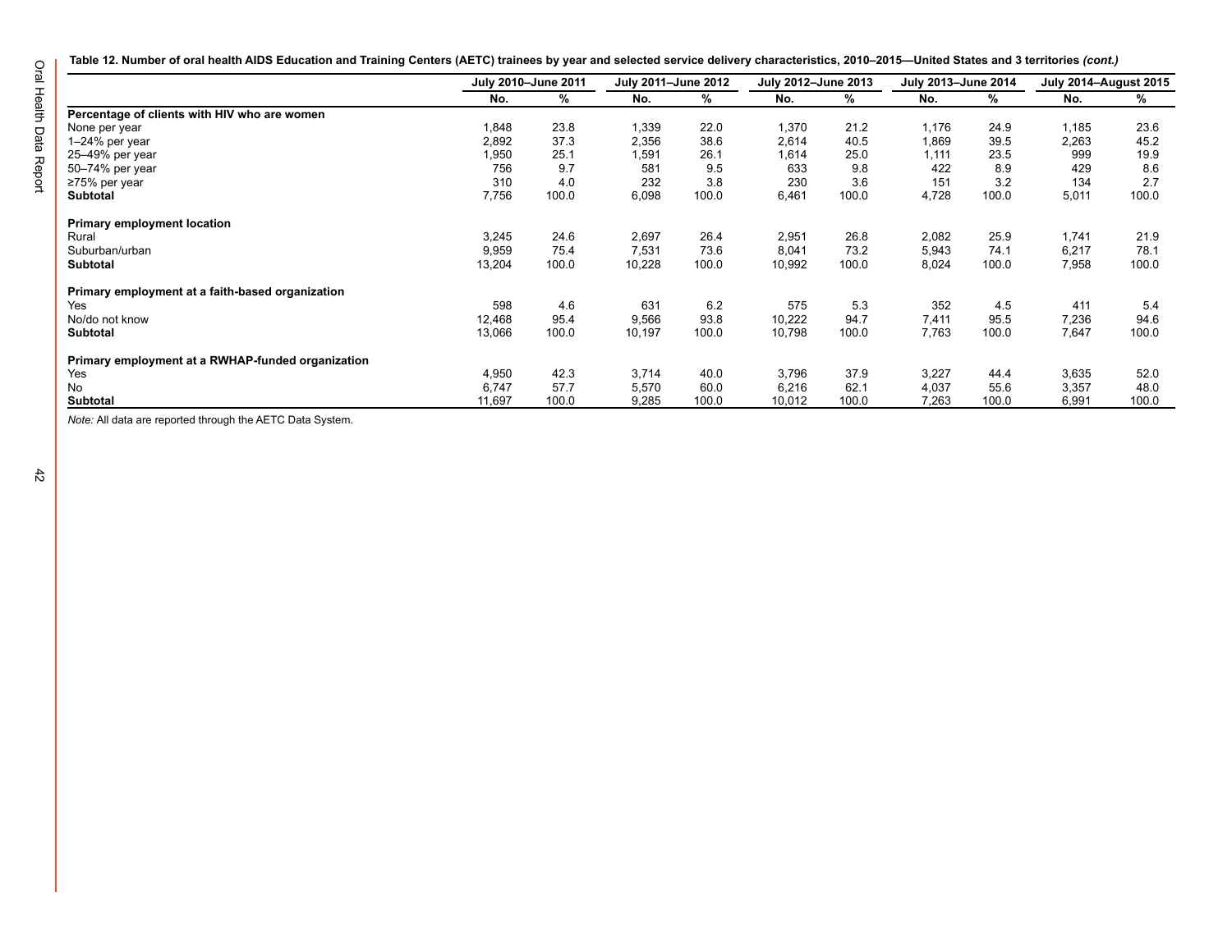**Table 12. Number of oral health AIDS Education and Training Centers (AETC) trainees by year and selected service delivery characteristics, 2010–2015—United States and 3 territories *(cont.)***

| | July 2010–June 2011 | | July 2011–June 2012 | | July 2012–June 2013 | | July 2013–June 2014 | | July 2014–August 2015 | |
|---|---|---|---|---|---|---|---|---|---|---|
| | No. | % | No. | % | No. | % | No. | % | No. | % |
| **Percentage of clients with HIV who are women** | | | | | | | | | | |
| None per year | 1,848 | 23.8 | 1,339 | 22.0 | 1,370 | 21.2 | 1,176 | 24.9 | 1,185 | 23.6 |
| 1–24% per year | 2,892 | 37.3 | 2,356 | 38.6 | 2,614 | 40.5 | 1,869 | 39.5 | 2,263 | 45.2 |
| 25–49% per year | 1,950 | 25.1 | 1,591 | 26.1 | 1,614 | 25.0 | 1,111 | 23.5 | 999 | 19.9 |
| 50–74% per year | 756 | 9.7 | 581 | 9.5 | 633 | 9.8 | 422 | 8.9 | 429 | 8.6 |
| ≥75% per year | 310 | 4.0 | 232 | 3.8 | 230 | 3.6 | 151 | 3.2 | 134 | 2.7 |
| **Subtotal** | 7,756 | 100.0 | 6,098 | 100.0 | 6,461 | 100.0 | 4,728 | 100.0 | 5,011 | 100.0 |
| **Primary employment location** | | | | | | | | | | |
| Rural | 3,245 | 24.6 | 2,697 | 26.4 | 2,951 | 26.8 | 2,082 | 25.9 | 1,741 | 21.9 |
| Suburban/urban | 9,959 | 75.4 | 7,531 | 73.6 | 8,041 | 73.2 | 5,943 | 74.1 | 6,217 | 78.1 |
| **Subtotal** | 13,204 | 100.0 | 10,228 | 100.0 | 10,992 | 100.0 | 8,024 | 100.0 | 7,958 | 100.0 |
| **Primary employment at a faith-based organization** | | | | | | | | | | |
| Yes | 598 | 4.6 | 631 | 6.2 | 575 | 5.3 | 352 | 4.5 | 411 | 5.4 |
| No/do not know | 12,468 | 95.4 | 9,566 | 93.8 | 10,222 | 94.7 | 7,411 | 95.5 | 7,236 | 94.6 |
| **Subtotal** | 13,066 | 100.0 | 10,197 | 100.0 | 10,798 | 100.0 | 7,763 | 100.0 | 7,647 | 100.0 |
| **Primary employment at a RWHAP-funded organization** | | | | | | | | | | |
| Yes | 4,950 | 42.3 | 3,714 | 40.0 | 3,796 | 37.9 | 3,227 | 44.4 | 3,635 | 52.0 |
| No | 6,747 | 57.7 | 5,570 | 60.0 | 6,216 | 62.1 | 4,037 | 55.6 | 3,357 | 48.0 |
| **Subtotal** | 11,697 | 100.0 | 9,285 | 100.0 | 10,012 | 100.0 | 7,263 | 100.0 | 6,991 | 100.0 |

*Note:* All data are reported through the AETC Data System.